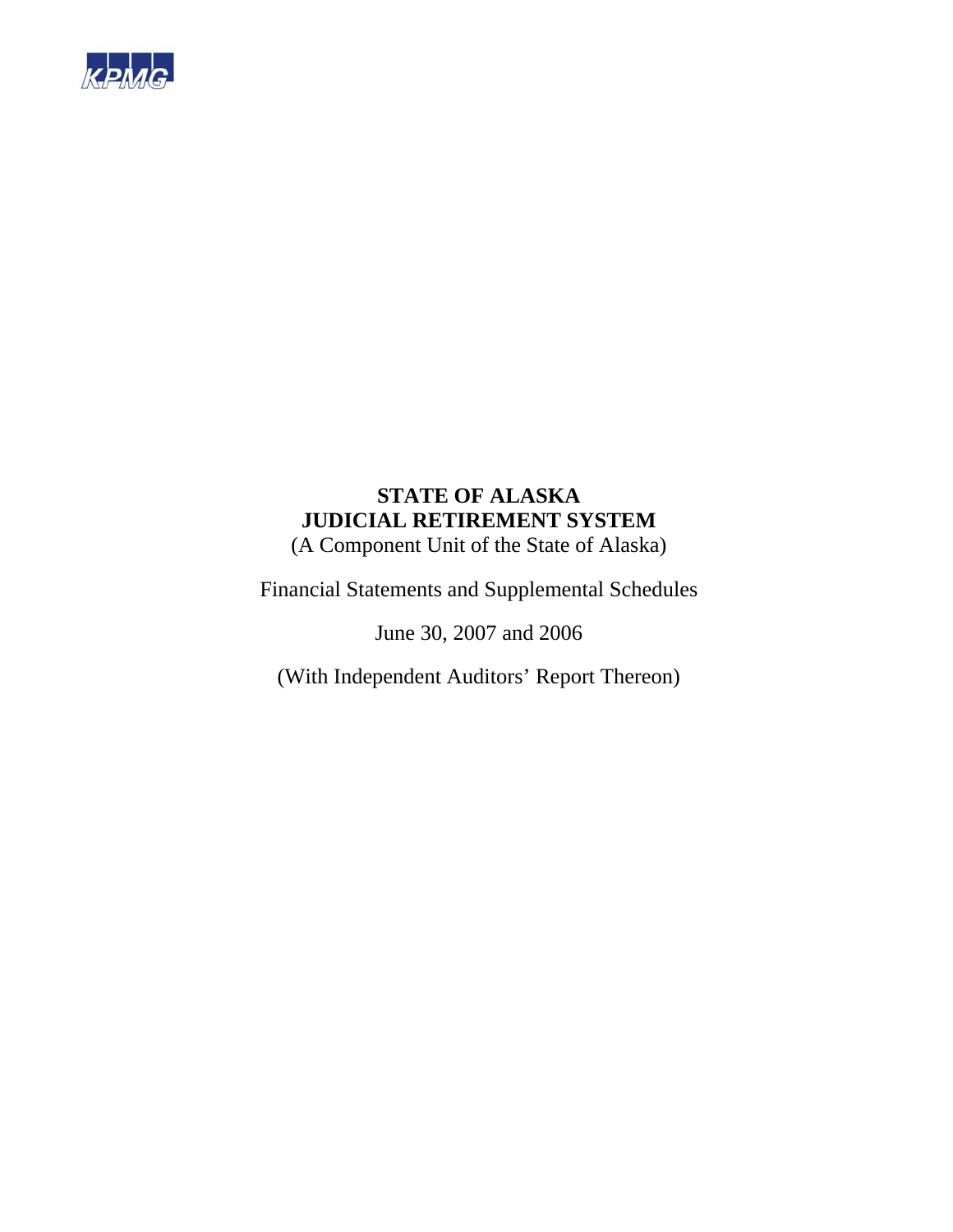KPMG

# STATE OF ALASKA
# JUDICIAL RETIREMENT SYSTEM

(A Component Unit of the State of Alaska)

Financial Statements and Supplemental Schedules

June 30, 2007 and 2006

(With Independent Auditors' Report Thereon)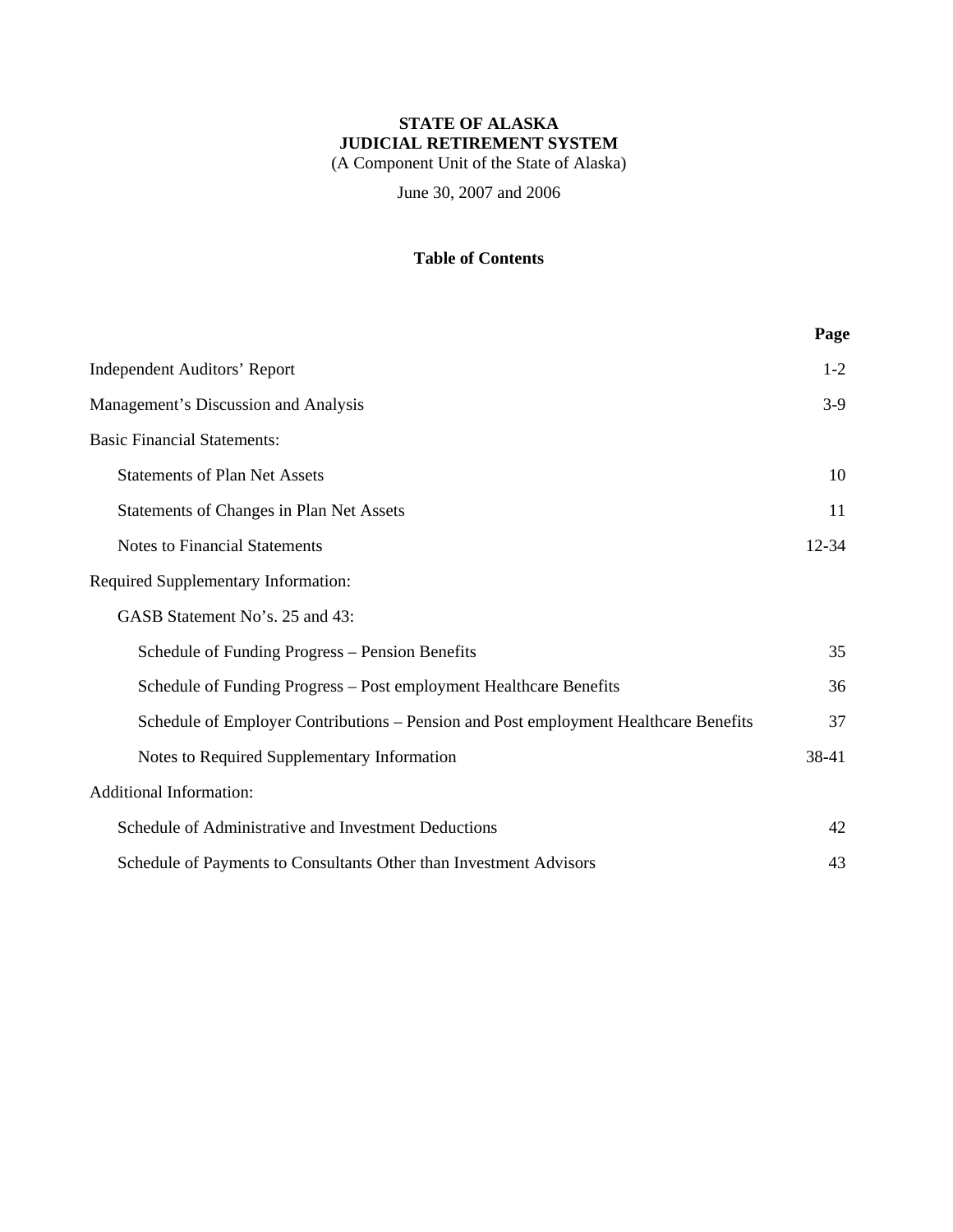**STATE OF ALASKA**
**JUDICIAL RETIREMENT SYSTEM**
(A Component Unit of the State of Alaska)

June 30, 2007 and 2006

**Table of Contents**

| | Page |
|---|---|
| Independent Auditors' Report | 1-2 |
| Management's Discussion and Analysis | 3-9 |
| Basic Financial Statements: | |
| Statements of Plan Net Assets | 10 |
| Statements of Changes in Plan Net Assets | 11 |
| Notes to Financial Statements | 12-34 |
| Required Supplementary Information: | |
| GASB Statement No's. 25 and 43: | |
| Schedule of Funding Progress – Pension Benefits | 35 |
| Schedule of Funding Progress – Post employment Healthcare Benefits | 36 |
| Schedule of Employer Contributions – Pension and Post employment Healthcare Benefits | 37 |
| Notes to Required Supplementary Information | 38-41 |
| Additional Information: | |
| Schedule of Administrative and Investment Deductions | 42 |
| Schedule of Payments to Consultants Other than Investment Advisors | 43 |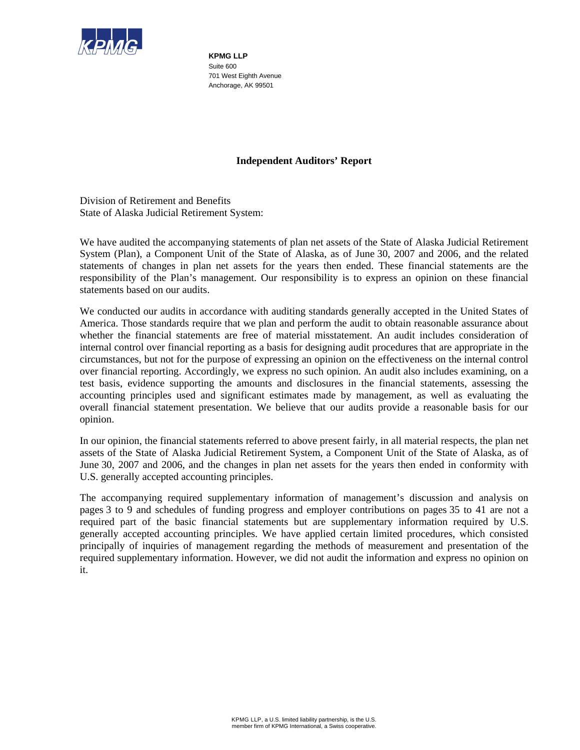**KPMG LLP**
Suite 600
701 West Eighth Avenue
Anchorage, AK 99501

## Independent Auditors' Report

Division of Retirement and Benefits
State of Alaska Judicial Retirement System:

We have audited the accompanying statements of plan net assets of the State of Alaska Judicial Retirement System (Plan), a Component Unit of the State of Alaska, as of June 30, 2007 and 2006, and the related statements of changes in plan net assets for the years then ended. These financial statements are the responsibility of the Plan's management. Our responsibility is to express an opinion on these financial statements based on our audits.

We conducted our audits in accordance with auditing standards generally accepted in the United States of America. Those standards require that we plan and perform the audit to obtain reasonable assurance about whether the financial statements are free of material misstatement. An audit includes consideration of internal control over financial reporting as a basis for designing audit procedures that are appropriate in the circumstances, but not for the purpose of expressing an opinion on the effectiveness on the internal control over financial reporting. Accordingly, we express no such opinion. An audit also includes examining, on a test basis, evidence supporting the amounts and disclosures in the financial statements, assessing the accounting principles used and significant estimates made by management, as well as evaluating the overall financial statement presentation. We believe that our audits provide a reasonable basis for our opinion.

In our opinion, the financial statements referred to above present fairly, in all material respects, the plan net assets of the State of Alaska Judicial Retirement System, a Component Unit of the State of Alaska, as of June 30, 2007 and 2006, and the changes in plan net assets for the years then ended in conformity with U.S. generally accepted accounting principles.

The accompanying required supplementary information of management's discussion and analysis on pages 3 to 9 and schedules of funding progress and employer contributions on pages 35 to 41 are not a required part of the basic financial statements but are supplementary information required by U.S. generally accepted accounting principles. We have applied certain limited procedures, which consisted principally of inquiries of management regarding the methods of measurement and presentation of the required supplementary information. However, we did not audit the information and express no opinion on it.

KPMG LLP, a U.S. limited liability partnership, is the U.S. member firm of KPMG International, a Swiss cooperative.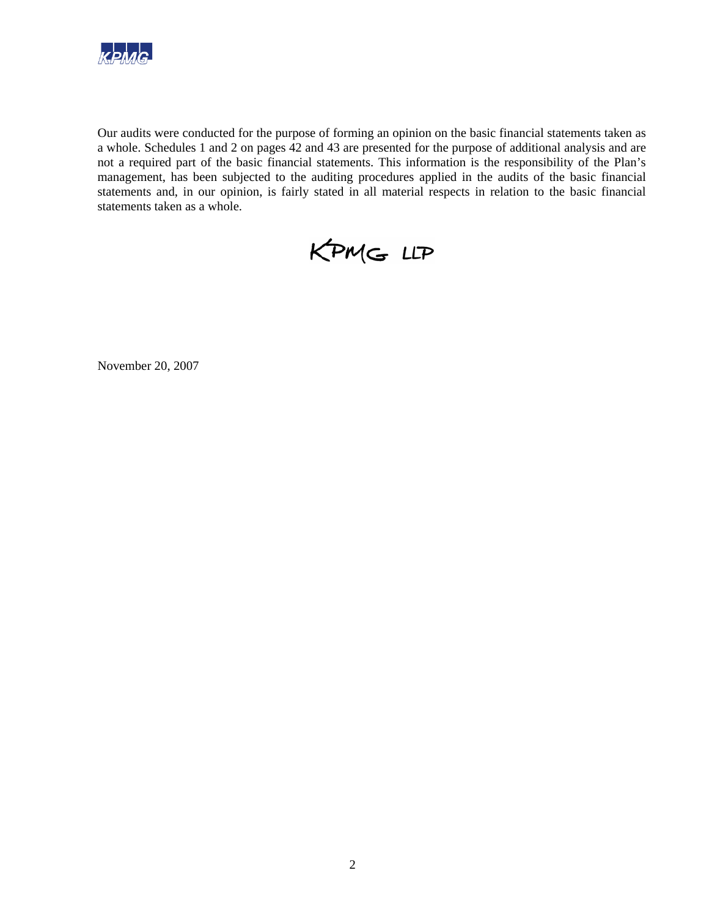Our audits were conducted for the purpose of forming an opinion on the basic financial statements taken as a whole. Schedules 1 and 2 on pages 42 and 43 are presented for the purpose of additional analysis and are not a required part of the basic financial statements. This information is the responsibility of the Plan's management, has been subjected to the auditing procedures applied in the audits of the basic financial statements and, in our opinion, is fairly stated in all material respects in relation to the basic financial statements taken as a whole.

KPMG LLP

November 20, 2007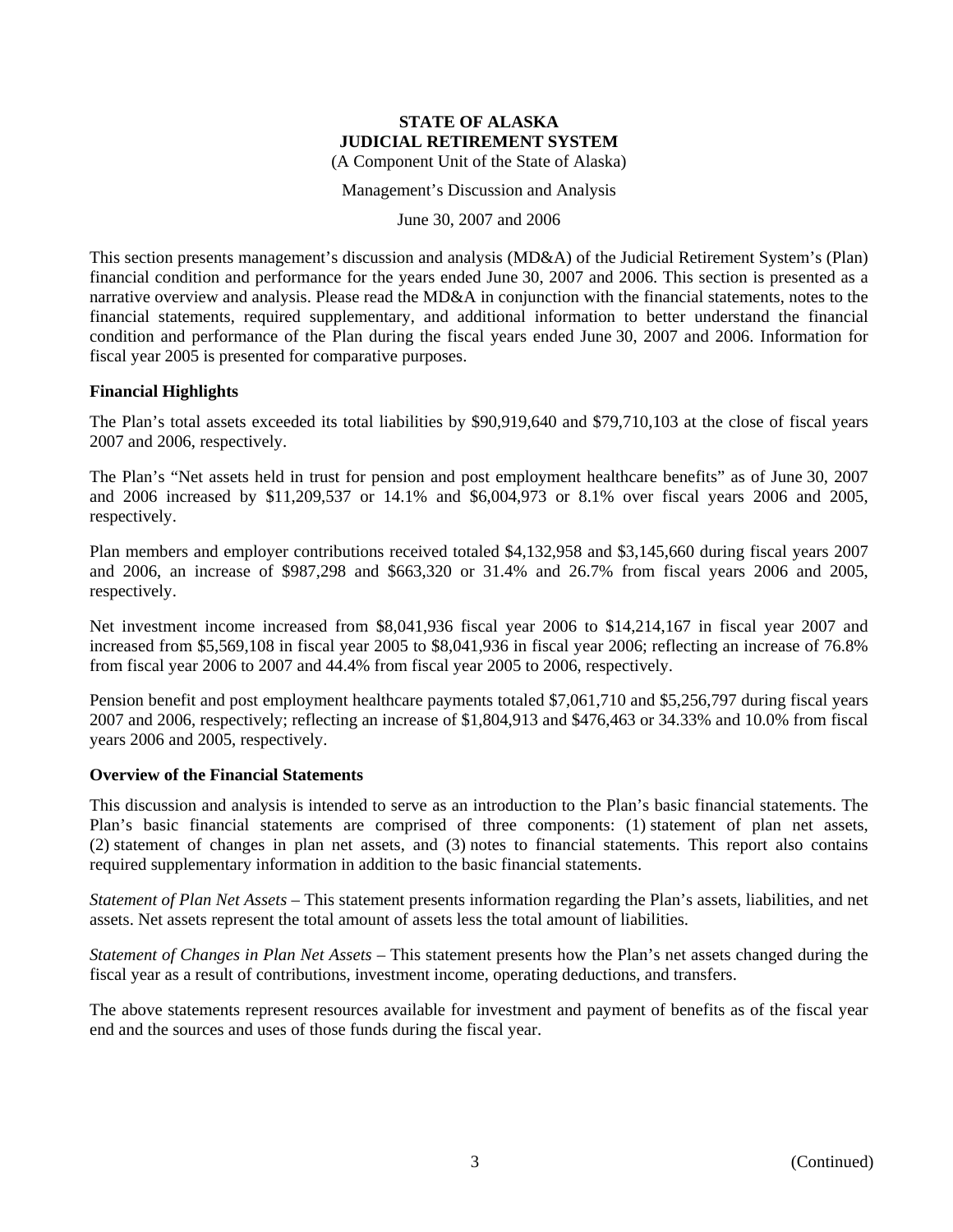# STATE OF ALASKA
# JUDICIAL RETIREMENT SYSTEM

(A Component Unit of the State of Alaska)

Management's Discussion and Analysis

June 30, 2007 and 2006

This section presents management's discussion and analysis (MD&A) of the Judicial Retirement System's (Plan) financial condition and performance for the years ended June 30, 2007 and 2006. This section is presented as a narrative overview and analysis. Please read the MD&A in conjunction with the financial statements, notes to the financial statements, required supplementary, and additional information to better understand the financial condition and performance of the Plan during the fiscal years ended June 30, 2007 and 2006. Information for fiscal year 2005 is presented for comparative purposes.

## Financial Highlights

The Plan's total assets exceeded its total liabilities by $90,919,640 and $79,710,103 at the close of fiscal years 2007 and 2006, respectively.

The Plan's "Net assets held in trust for pension and post employment healthcare benefits" as of June 30, 2007 and 2006 increased by $11,209,537 or 14.1% and $6,004,973 or 8.1% over fiscal years 2006 and 2005, respectively.

Plan members and employer contributions received totaled $4,132,958 and $3,145,660 during fiscal years 2007 and 2006, an increase of $987,298 and $663,320 or 31.4% and 26.7% from fiscal years 2006 and 2005, respectively.

Net investment income increased from $8,041,936 fiscal year 2006 to $14,214,167 in fiscal year 2007 and increased from $5,569,108 in fiscal year 2005 to $8,041,936 in fiscal year 2006; reflecting an increase of 76.8% from fiscal year 2006 to 2007 and 44.4% from fiscal year 2005 to 2006, respectively.

Pension benefit and post employment healthcare payments totaled $7,061,710 and $5,256,797 during fiscal years 2007 and 2006, respectively; reflecting an increase of $1,804,913 and $476,463 or 34.33% and 10.0% from fiscal years 2006 and 2005, respectively.

## Overview of the Financial Statements

This discussion and analysis is intended to serve as an introduction to the Plan's basic financial statements. The Plan's basic financial statements are comprised of three components: (1) statement of plan net assets, (2) statement of changes in plan net assets, and (3) notes to financial statements. This report also contains required supplementary information in addition to the basic financial statements.

*Statement of Plan Net Assets* – This statement presents information regarding the Plan's assets, liabilities, and net assets. Net assets represent the total amount of assets less the total amount of liabilities.

*Statement of Changes in Plan Net Assets* – This statement presents how the Plan's net assets changed during the fiscal year as a result of contributions, investment income, operating deductions, and transfers.

The above statements represent resources available for investment and payment of benefits as of the fiscal year end and the sources and uses of those funds during the fiscal year.

(Continued)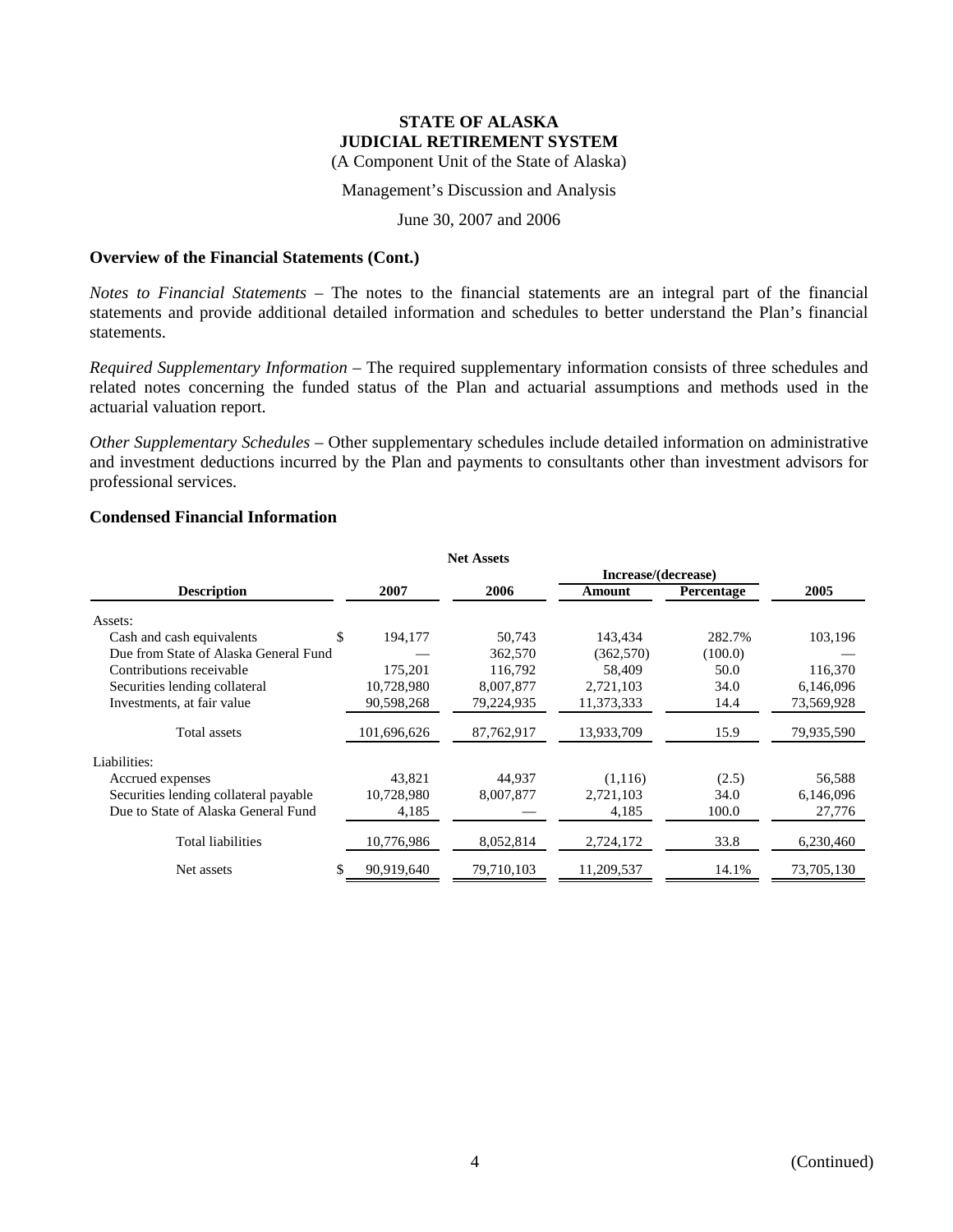**STATE OF ALASKA**
**JUDICIAL RETIREMENT SYSTEM**
(A Component Unit of the State of Alaska)

Management's Discussion and Analysis

June 30, 2007 and 2006

### Overview of the Financial Statements (Cont.)

*Notes to Financial Statements* – The notes to the financial statements are an integral part of the financial statements and provide additional detailed information and schedules to better understand the Plan's financial statements.

*Required Supplementary Information* – The required supplementary information consists of three schedules and related notes concerning the funded status of the Plan and actuarial assumptions and methods used in the actuarial valuation report.

*Other Supplementary Schedules* – Other supplementary schedules include detailed information on administrative and investment deductions incurred by the Plan and payments to consultants other than investment advisors for professional services.

### Condensed Financial Information

**Net Assets**

| Description | 2007 | 2006 | Increase/(decrease) Amount | Increase/(decrease) Percentage | 2005 |
|---|---|---|---|---|---|
| Assets: | | | | | |
| Cash and cash equivalents | $ 194,177 | 50,743 | 143,434 | 282.7% | 103,196 |
| Due from State of Alaska General Fund | — | 362,570 | (362,570) | (100.0) | — |
| Contributions receivable | 175,201 | 116,792 | 58,409 | 50.0 | 116,370 |
| Securities lending collateral | 10,728,980 | 8,007,877 | 2,721,103 | 34.0 | 6,146,096 |
| Investments, at fair value | 90,598,268 | 79,224,935 | 11,373,333 | 14.4 | 73,569,928 |
| Total assets | 101,696,626 | 87,762,917 | 13,933,709 | 15.9 | 79,935,590 |
| Liabilities: | | | | | |
| Accrued expenses | 43,821 | 44,937 | (1,116) | (2.5) | 56,588 |
| Securities lending collateral payable | 10,728,980 | 8,007,877 | 2,721,103 | 34.0 | 6,146,096 |
| Due to State of Alaska General Fund | 4,185 | — | 4,185 | 100.0 | 27,776 |
| Total liabilities | 10,776,986 | 8,052,814 | 2,724,172 | 33.8 | 6,230,460 |
| Net assets | $ 90,919,640 | 79,710,103 | 11,209,537 | 14.1% | 73,705,130 |

(Continued)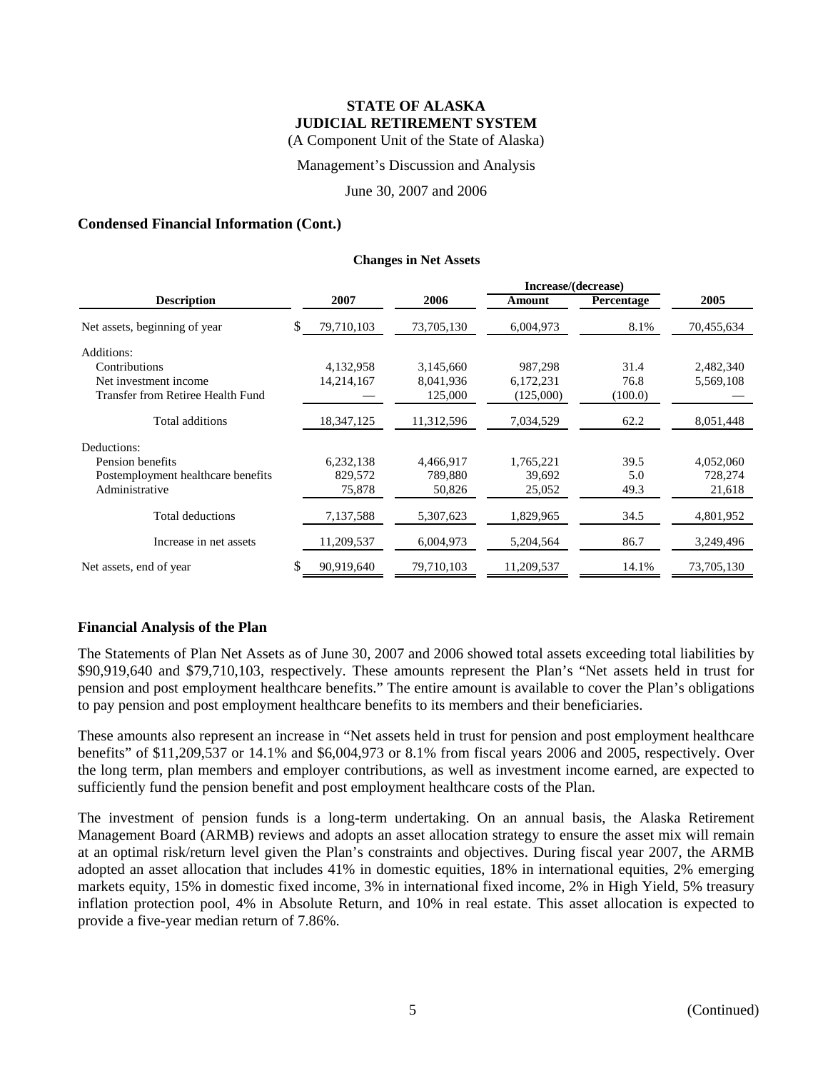# STATE OF ALASKA
# JUDICIAL RETIREMENT SYSTEM

(A Component Unit of the State of Alaska)

Management's Discussion and Analysis

June 30, 2007 and 2006

### Condensed Financial Information (Cont.)

**Changes in Net Assets**

| Description | 2007 | 2006 | Increase/(decrease) Amount | Increase/(decrease) Percentage | 2005 |
|---|---|---|---|---|---|
| Net assets, beginning of year | $ 79,710,103 | 73,705,130 | 6,004,973 | 8.1% | 70,455,634 |
| Additions: | | | | | |
| Contributions | 4,132,958 | 3,145,660 | 987,298 | 31.4 | 2,482,340 |
| Net investment income | 14,214,167 | 8,041,936 | 6,172,231 | 76.8 | 5,569,108 |
| Transfer from Retiree Health Fund | — | 125,000 | (125,000) | (100.0) | — |
| Total additions | 18,347,125 | 11,312,596 | 7,034,529 | 62.2 | 8,051,448 |
| Deductions: | | | | | |
| Pension benefits | 6,232,138 | 4,466,917 | 1,765,221 | 39.5 | 4,052,060 |
| Postemployment healthcare benefits | 829,572 | 789,880 | 39,692 | 5.0 | 728,274 |
| Administrative | 75,878 | 50,826 | 25,052 | 49.3 | 21,618 |
| Total deductions | 7,137,588 | 5,307,623 | 1,829,965 | 34.5 | 4,801,952 |
| Increase in net assets | 11,209,537 | 6,004,973 | 5,204,564 | 86.7 | 3,249,496 |
| Net assets, end of year | $ 90,919,640 | 79,710,103 | 11,209,537 | 14.1% | 73,705,130 |

### Financial Analysis of the Plan

The Statements of Plan Net Assets as of June 30, 2007 and 2006 showed total assets exceeding total liabilities by $90,919,640 and $79,710,103, respectively. These amounts represent the Plan's "Net assets held in trust for pension and post employment healthcare benefits." The entire amount is available to cover the Plan's obligations to pay pension and post employment healthcare benefits to its members and their beneficiaries.

These amounts also represent an increase in "Net assets held in trust for pension and post employment healthcare benefits" of $11,209,537 or 14.1% and $6,004,973 or 8.1% from fiscal years 2006 and 2005, respectively. Over the long term, plan members and employer contributions, as well as investment income earned, are expected to sufficiently fund the pension benefit and post employment healthcare costs of the Plan.

The investment of pension funds is a long-term undertaking. On an annual basis, the Alaska Retirement Management Board (ARMB) reviews and adopts an asset allocation strategy to ensure the asset mix will remain at an optimal risk/return level given the Plan's constraints and objectives. During fiscal year 2007, the ARMB adopted an asset allocation that includes 41% in domestic equities, 18% in international equities, 2% emerging markets equity, 15% in domestic fixed income, 3% in international fixed income, 2% in High Yield, 5% treasury inflation protection pool, 4% in Absolute Return, and 10% in real estate. This asset allocation is expected to provide a five-year median return of 7.86%.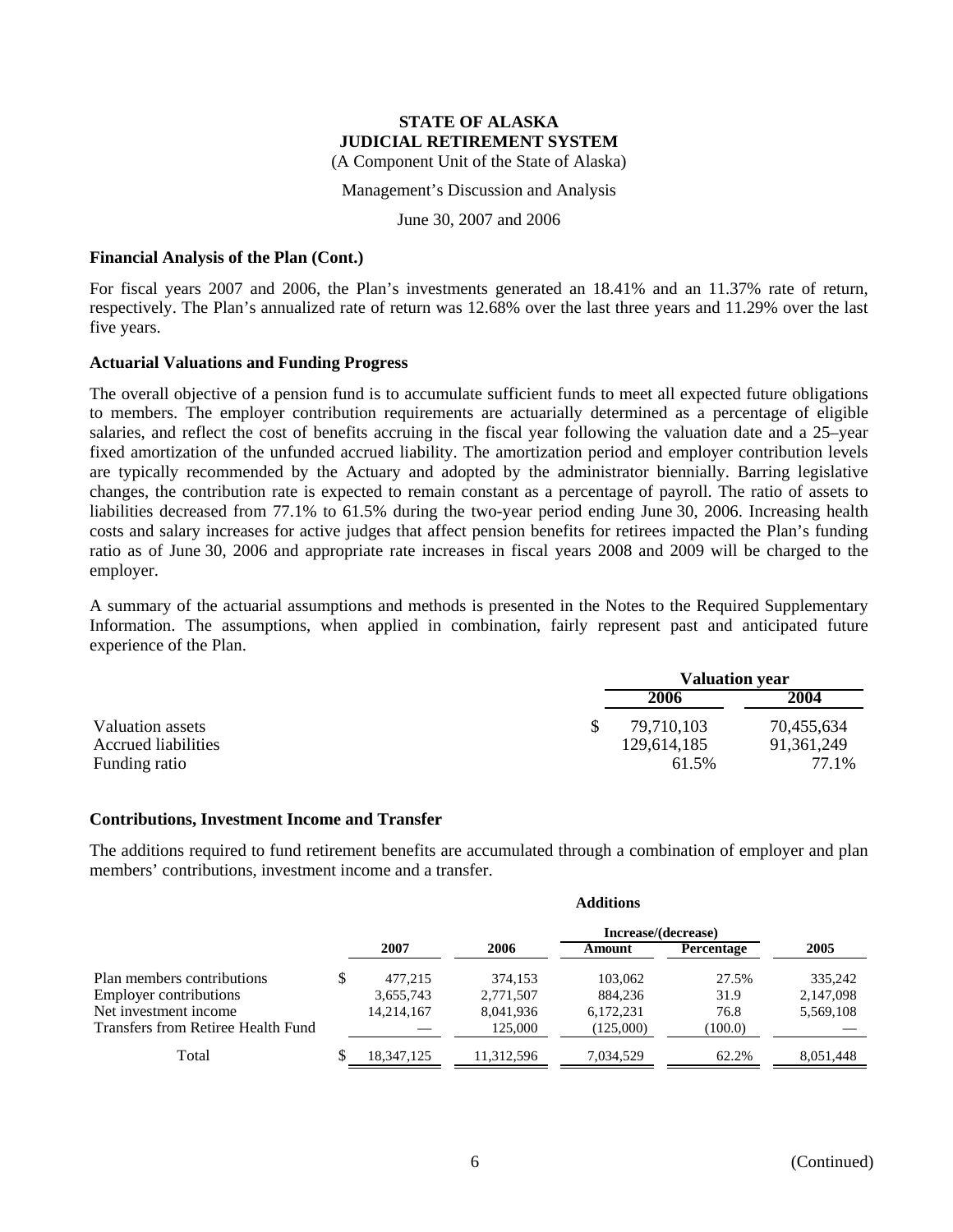# STATE OF ALASKA
# JUDICIAL RETIREMENT SYSTEM

(A Component Unit of the State of Alaska)

Management's Discussion and Analysis

June 30, 2007 and 2006

### Financial Analysis of the Plan (Cont.)

For fiscal years 2007 and 2006, the Plan's investments generated an 18.41% and an 11.37% rate of return, respectively. The Plan's annualized rate of return was 12.68% over the last three years and 11.29% over the last five years.

### Actuarial Valuations and Funding Progress

The overall objective of a pension fund is to accumulate sufficient funds to meet all expected future obligations to members. The employer contribution requirements are actuarially determined as a percentage of eligible salaries, and reflect the cost of benefits accruing in the fiscal year following the valuation date and a 25–year fixed amortization of the unfunded accrued liability. The amortization period and employer contribution levels are typically recommended by the Actuary and adopted by the administrator biennially. Barring legislative changes, the contribution rate is expected to remain constant as a percentage of payroll. The ratio of assets to liabilities decreased from 77.1% to 61.5% during the two-year period ending June 30, 2006. Increasing health costs and salary increases for active judges that affect pension benefits for retirees impacted the Plan's funding ratio as of June 30, 2006 and appropriate rate increases in fiscal years 2008 and 2009 will be charged to the employer.

A summary of the actuarial assumptions and methods is presented in the Notes to the Required Supplementary Information. The assumptions, when applied in combination, fairly represent past and anticipated future experience of the Plan.

| | Valuation year | |
|---|---|---|
| | 2006 | 2004 |
| Valuation assets | $ 79,710,103 | 70,455,634 |
| Accrued liabilities | 129,614,185 | 91,361,249 |
| Funding ratio | 61.5% | 77.1% |

### Contributions, Investment Income and Transfer

The additions required to fund retirement benefits are accumulated through a combination of employer and plan members' contributions, investment income and a transfer.

| | Additions | | | | |
|---|---|---|---|---|---|
| | | | Increase/(decrease) | | |
| | 2007 | 2006 | Amount | Percentage | 2005 |
| Plan members contributions | $ 477,215 | 374,153 | 103,062 | 27.5% | 335,242 |
| Employer contributions | 3,655,743 | 2,771,507 | 884,236 | 31.9 | 2,147,098 |
| Net investment income | 14,214,167 | 8,041,936 | 6,172,231 | 76.8 | 5,569,108 |
| Transfers from Retiree Health Fund | — | 125,000 | (125,000) | (100.0) | — |
| Total | $ 18,347,125 | 11,312,596 | 7,034,529 | 62.2% | 8,051,448 |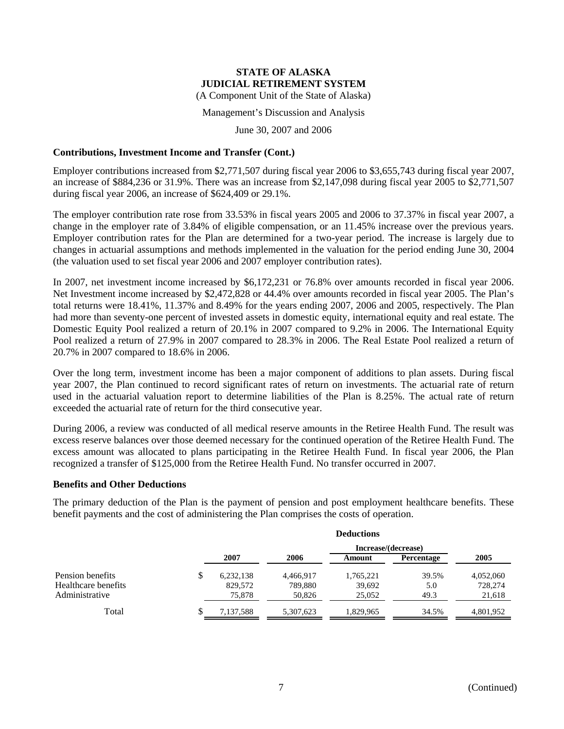# STATE OF ALASKA
## JUDICIAL RETIREMENT SYSTEM
(A Component Unit of the State of Alaska)

Management's Discussion and Analysis

June 30, 2007 and 2006

### Contributions, Investment Income and Transfer (Cont.)

Employer contributions increased from $2,771,507 during fiscal year 2006 to $3,655,743 during fiscal year 2007, an increase of $884,236 or 31.9%. There was an increase from $2,147,098 during fiscal year 2005 to $2,771,507 during fiscal year 2006, an increase of $624,409 or 29.1%.

The employer contribution rate rose from 33.53% in fiscal years 2005 and 2006 to 37.37% in fiscal year 2007, a change in the employer rate of 3.84% of eligible compensation, or an 11.45% increase over the previous years. Employer contribution rates for the Plan are determined for a two-year period. The increase is largely due to changes in actuarial assumptions and methods implemented in the valuation for the period ending June 30, 2004 (the valuation used to set fiscal year 2006 and 2007 employer contribution rates).

In 2007, net investment income increased by $6,172,231 or 76.8% over amounts recorded in fiscal year 2006. Net Investment income increased by $2,472,828 or 44.4% over amounts recorded in fiscal year 2005. The Plan's total returns were 18.41%, 11.37% and 8.49% for the years ending 2007, 2006 and 2005, respectively. The Plan had more than seventy-one percent of invested assets in domestic equity, international equity and real estate. The Domestic Equity Pool realized a return of 20.1% in 2007 compared to 9.2% in 2006. The International Equity Pool realized a return of 27.9% in 2007 compared to 28.3% in 2006. The Real Estate Pool realized a return of 20.7% in 2007 compared to 18.6% in 2006.

Over the long term, investment income has been a major component of additions to plan assets. During fiscal year 2007, the Plan continued to record significant rates of return on investments. The actuarial rate of return used in the actuarial valuation report to determine liabilities of the Plan is 8.25%. The actual rate of return exceeded the actuarial rate of return for the third consecutive year.

During 2006, a review was conducted of all medical reserve amounts in the Retiree Health Fund. The result was excess reserve balances over those deemed necessary for the continued operation of the Retiree Health Fund. The excess amount was allocated to plans participating in the Retiree Health Fund. In fiscal year 2006, the Plan recognized a transfer of $125,000 from the Retiree Health Fund. No transfer occurred in 2007.

### Benefits and Other Deductions

The primary deduction of the Plan is the payment of pension and post employment healthcare benefits. These benefit payments and the cost of administering the Plan comprises the costs of operation.

| | Deductions | | | | |
|---|---|---|---|---|---|
| | | | Increase/(decrease) | | |
| | 2007 | 2006 | Amount | Percentage | 2005 |
| Pension benefits | $ 6,232,138 | 4,466,917 | 1,765,221 | 39.5% | 4,052,060 |
| Healthcare benefits | 829,572 | 789,880 | 39,692 | 5.0 | 728,274 |
| Administrative | 75,878 | 50,826 | 25,052 | 49.3 | 21,618 |
| Total | $ 7,137,588 | 5,307,623 | 1,829,965 | 34.5% | 4,801,952 |

(Continued)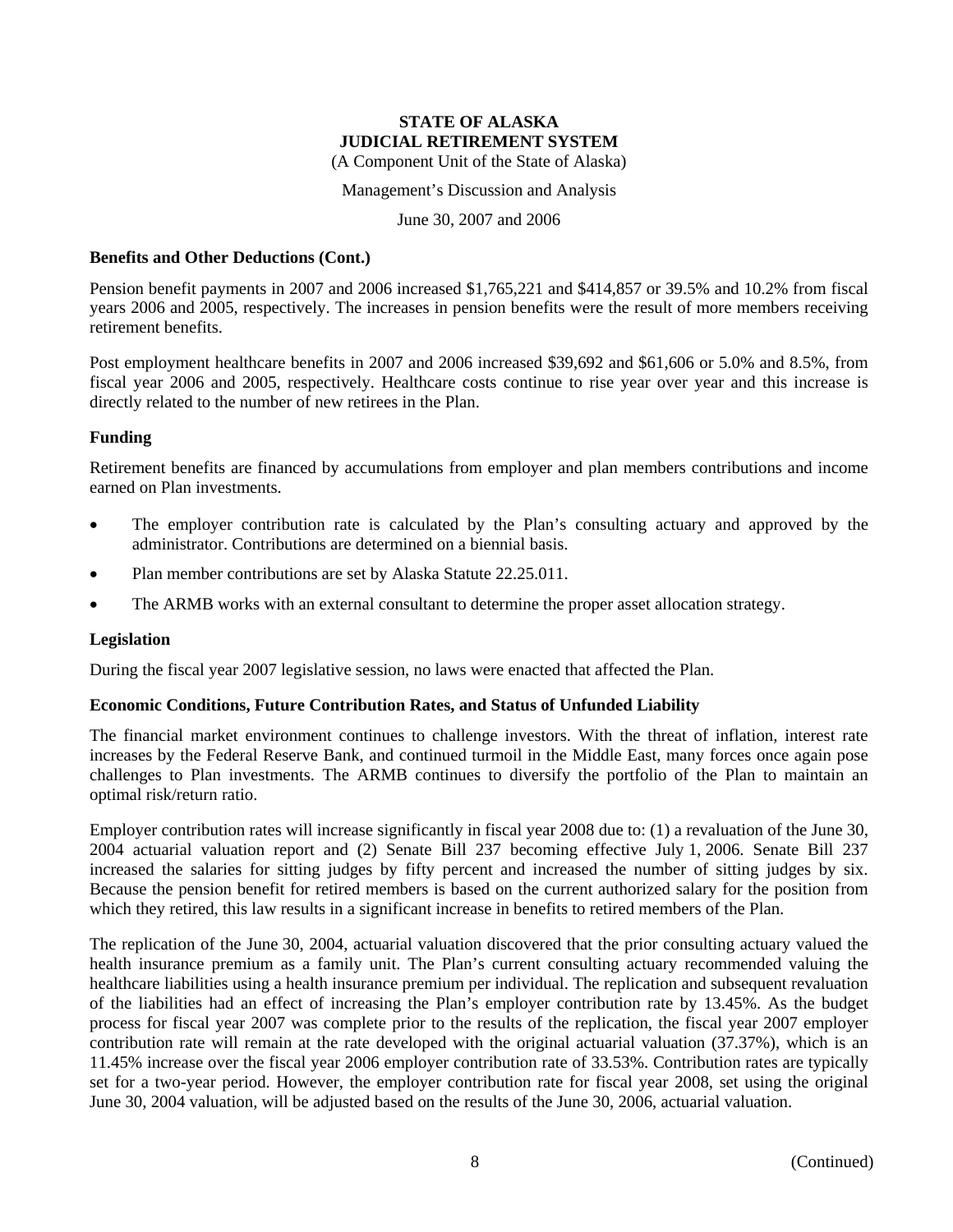**STATE OF ALASKA**
**JUDICIAL RETIREMENT SYSTEM**
(A Component Unit of the State of Alaska)

Management's Discussion and Analysis

June 30, 2007 and 2006

### Benefits and Other Deductions (Cont.)

Pension benefit payments in 2007 and 2006 increased $1,765,221 and $414,857 or 39.5% and 10.2% from fiscal years 2006 and 2005, respectively. The increases in pension benefits were the result of more members receiving retirement benefits.

Post employment healthcare benefits in 2007 and 2006 increased $39,692 and $61,606 or 5.0% and 8.5%, from fiscal year 2006 and 2005, respectively. Healthcare costs continue to rise year over year and this increase is directly related to the number of new retirees in the Plan.

### Funding

Retirement benefits are financed by accumulations from employer and plan members contributions and income earned on Plan investments.

- The employer contribution rate is calculated by the Plan's consulting actuary and approved by the administrator. Contributions are determined on a biennial basis.
- Plan member contributions are set by Alaska Statute 22.25.011.
- The ARMB works with an external consultant to determine the proper asset allocation strategy.

### Legislation

During the fiscal year 2007 legislative session, no laws were enacted that affected the Plan.

### Economic Conditions, Future Contribution Rates, and Status of Unfunded Liability

The financial market environment continues to challenge investors. With the threat of inflation, interest rate increases by the Federal Reserve Bank, and continued turmoil in the Middle East, many forces once again pose challenges to Plan investments. The ARMB continues to diversify the portfolio of the Plan to maintain an optimal risk/return ratio.

Employer contribution rates will increase significantly in fiscal year 2008 due to: (1) a revaluation of the June 30, 2004 actuarial valuation report and (2) Senate Bill 237 becoming effective July 1, 2006. Senate Bill 237 increased the salaries for sitting judges by fifty percent and increased the number of sitting judges by six. Because the pension benefit for retired members is based on the current authorized salary for the position from which they retired, this law results in a significant increase in benefits to retired members of the Plan.

The replication of the June 30, 2004, actuarial valuation discovered that the prior consulting actuary valued the health insurance premium as a family unit. The Plan's current consulting actuary recommended valuing the healthcare liabilities using a health insurance premium per individual. The replication and subsequent revaluation of the liabilities had an effect of increasing the Plan's employer contribution rate by 13.45%. As the budget process for fiscal year 2007 was complete prior to the results of the replication, the fiscal year 2007 employer contribution rate will remain at the rate developed with the original actuarial valuation (37.37%), which is an 11.45% increase over the fiscal year 2006 employer contribution rate of 33.53%. Contribution rates are typically set for a two-year period. However, the employer contribution rate for fiscal year 2008, set using the original June 30, 2004 valuation, will be adjusted based on the results of the June 30, 2006, actuarial valuation.

(Continued)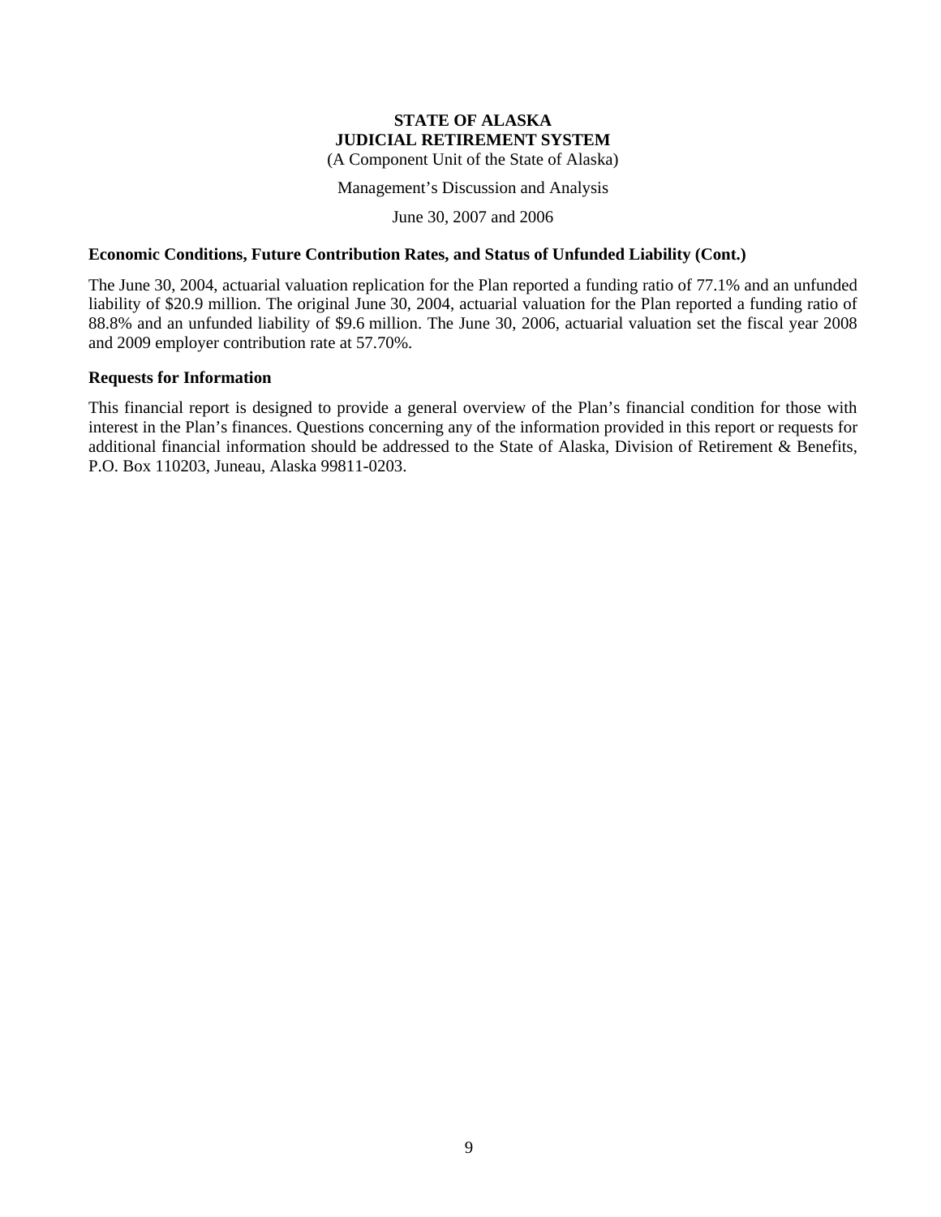**STATE OF ALASKA**
**JUDICIAL RETIREMENT SYSTEM**
(A Component Unit of the State of Alaska)

Management's Discussion and Analysis

June 30, 2007 and 2006

### Economic Conditions, Future Contribution Rates, and Status of Unfunded Liability (Cont.)

The June 30, 2004, actuarial valuation replication for the Plan reported a funding ratio of 77.1% and an unfunded liability of $20.9 million. The original June 30, 2004, actuarial valuation for the Plan reported a funding ratio of 88.8% and an unfunded liability of $9.6 million. The June 30, 2006, actuarial valuation set the fiscal year 2008 and 2009 employer contribution rate at 57.70%.

### Requests for Information

This financial report is designed to provide a general overview of the Plan's financial condition for those with interest in the Plan's finances. Questions concerning any of the information provided in this report or requests for additional financial information should be addressed to the State of Alaska, Division of Retirement & Benefits, P.O. Box 110203, Juneau, Alaska 99811-0203.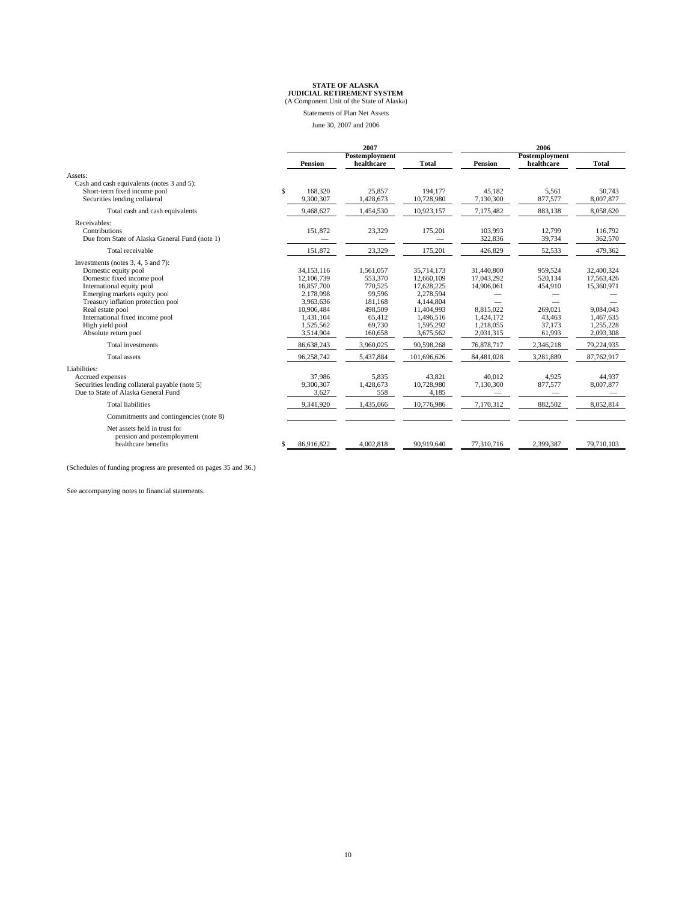**STATE OF ALASKA**
**JUDICIAL RETIREMENT SYSTEM**
(A Component Unit of the State of Alaska)

Statements of Plan Net Assets

June 30, 2007 and 2006

| | 2007 | | | 2006 | | |
|---|---|---|---|---|---|---|
| | **Pension** | **Postemployment healthcare** | **Total** | **Pension** | **Postemployment healthcare** | **Total** |
| Assets: | | | | | | |
| Cash and cash equivalents (notes 3 and 5): | | | | | | |
| Short-term fixed income pool | $ 168,320 | 25,857 | 194,177 | 45,182 | 5,561 | 50,743 |
| Securities lending collateral | 9,300,307 | 1,428,673 | 10,728,980 | 7,130,300 | 877,577 | 8,007,877 |
| Total cash and cash equivalents | 9,468,627 | 1,454,530 | 10,923,157 | 7,175,482 | 883,138 | 8,058,620 |
| Receivables: | | | | | | |
| Contributions | 151,872 | 23,329 | 175,201 | 103,993 | 12,799 | 116,792 |
| Due from State of Alaska General Fund (note 1) | — | — | — | 322,836 | 39,734 | 362,570 |
| Total receivable | 151,872 | 23,329 | 175,201 | 426,829 | 52,533 | 479,362 |
| Investments (notes 3, 4, 5 and 7): | | | | | | |
| Domestic equity pool | 34,153,116 | 1,561,057 | 35,714,173 | 31,440,800 | 959,524 | 32,400,324 |
| Domestic fixed income pool | 12,106,739 | 553,370 | 12,660,109 | 17,043,292 | 520,134 | 17,563,426 |
| International equity pool | 16,857,700 | 770,525 | 17,628,225 | 14,906,061 | 454,910 | 15,360,971 |
| Emerging markets equity pool | 2,178,998 | 99,596 | 2,278,594 | — | — | — |
| Treasury inflation protection pool | 3,963,636 | 181,168 | 4,144,804 | — | — | — |
| Real estate pool | 10,906,484 | 498,509 | 11,404,993 | 8,815,022 | 269,021 | 9,084,043 |
| International fixed income pool | 1,431,104 | 65,412 | 1,496,516 | 1,424,172 | 43,463 | 1,467,635 |
| High yield pool | 1,525,562 | 69,730 | 1,595,292 | 1,218,055 | 37,173 | 1,255,228 |
| Absolute return pool | 3,514,904 | 160,658 | 3,675,562 | 2,031,315 | 61,993 | 2,093,308 |
| Total investments | 86,638,243 | 3,960,025 | 90,598,268 | 76,878,717 | 2,346,218 | 79,224,935 |
| Total assets | 96,258,742 | 5,437,884 | 101,696,626 | 84,481,028 | 3,281,889 | 87,762,917 |
| Liabilities: | | | | | | |
| Accrued expenses | 37,986 | 5,835 | 43,821 | 40,012 | 4,925 | 44,937 |
| Securities lending collateral payable (note 5) | 9,300,307 | 1,428,673 | 10,728,980 | 7,130,300 | 877,577 | 8,007,877 |
| Due to State of Alaska General Fund | 3,627 | 558 | 4,185 | — | — | — |
| Total liabilities | 9,341,920 | 1,435,066 | 10,776,986 | 7,170,312 | 882,502 | 8,052,814 |
| Commitments and contingencies (note 8) | | | | | | |
| Net assets held in trust for pension and postemployment healthcare benefits | $ 86,916,822 | 4,002,818 | 90,919,640 | 77,310,716 | 2,399,387 | 79,710,103 |

(Schedules of funding progress are presented on pages 35 and 36.)

See accompanying notes to financial statements.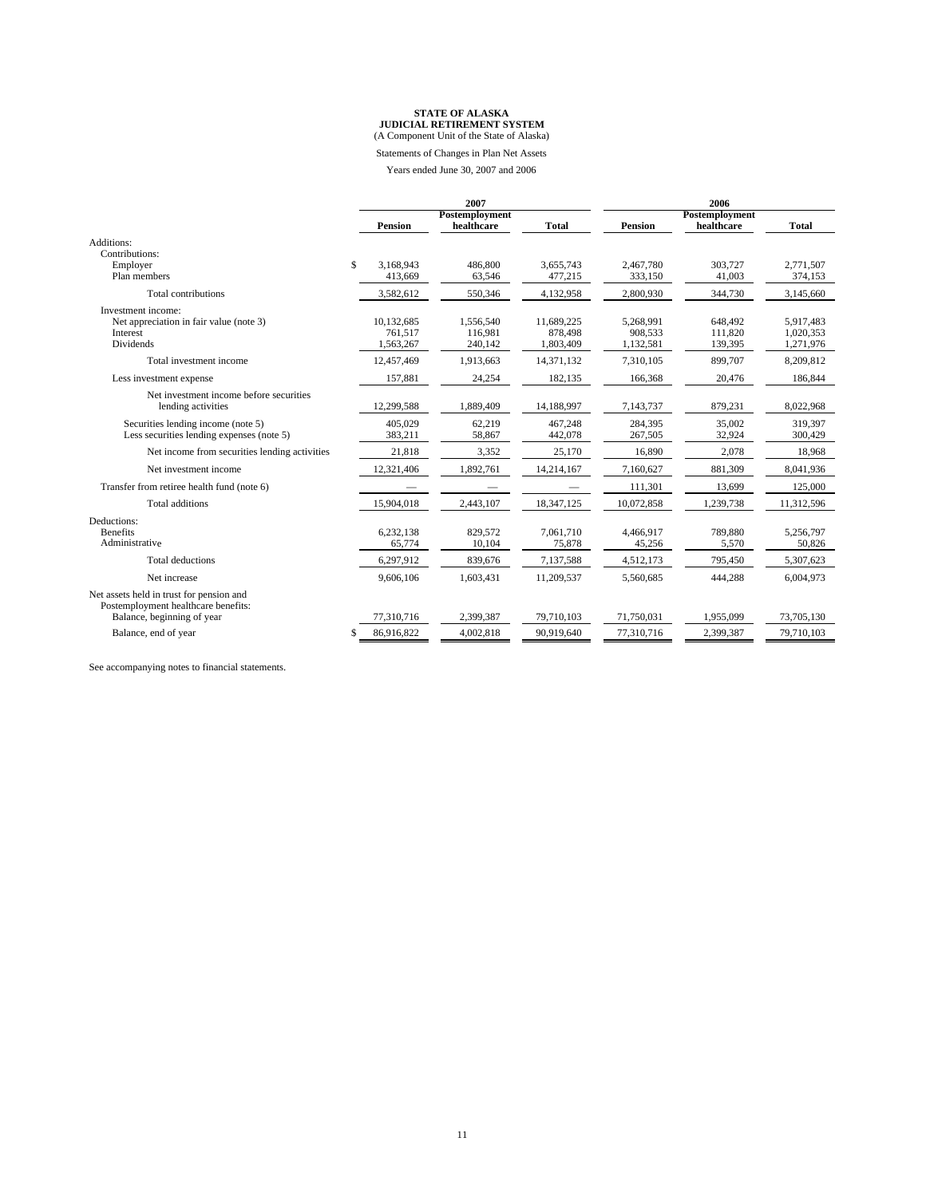**STATE OF ALASKA**
**JUDICIAL RETIREMENT SYSTEM**
(A Component Unit of the State of Alaska)

Statements of Changes in Plan Net Assets

Years ended June 30, 2007 and 2006

| | 2007 | | | 2006 | | |
|---|---|---|---|---|---|---|
| | Pension | Postemployment healthcare | Total | Pension | Postemployment healthcare | Total |
| Additions: | | | | | | |
| Contributions: | | | | | | |
| Employer | $ 3,168,943 | 486,800 | 3,655,743 | 2,467,780 | 303,727 | 2,771,507 |
| Plan members | 413,669 | 63,546 | 477,215 | 333,150 | 41,003 | 374,153 |
| Total contributions | 3,582,612 | 550,346 | 4,132,958 | 2,800,930 | 344,730 | 3,145,660 |
| Investment income: | | | | | | |
| Net appreciation in fair value (note 3) | 10,132,685 | 1,556,540 | 11,689,225 | 5,268,991 | 648,492 | 5,917,483 |
| Interest | 761,517 | 116,981 | 878,498 | 908,533 | 111,820 | 1,020,353 |
| Dividends | 1,563,267 | 240,142 | 1,803,409 | 1,132,581 | 139,395 | 1,271,976 |
| Total investment income | 12,457,469 | 1,913,663 | 14,371,132 | 7,310,105 | 899,707 | 8,209,812 |
| Less investment expense | 157,881 | 24,254 | 182,135 | 166,368 | 20,476 | 186,844 |
| Net investment income before securities lending activities | 12,299,588 | 1,889,409 | 14,188,997 | 7,143,737 | 879,231 | 8,022,968 |
| Securities lending income (note 5) | 405,029 | 62,219 | 467,248 | 284,395 | 35,002 | 319,397 |
| Less securities lending expenses (note 5) | 383,211 | 58,867 | 442,078 | 267,505 | 32,924 | 300,429 |
| Net income from securities lending activities | 21,818 | 3,352 | 25,170 | 16,890 | 2,078 | 18,968 |
| Net investment income | 12,321,406 | 1,892,761 | 14,214,167 | 7,160,627 | 881,309 | 8,041,936 |
| Transfer from retiree health fund (note 6) | — | — | — | 111,301 | 13,699 | 125,000 |
| Total additions | 15,904,018 | 2,443,107 | 18,347,125 | 10,072,858 | 1,239,738 | 11,312,596 |
| Deductions: | | | | | | |
| Benefits | 6,232,138 | 829,572 | 7,061,710 | 4,466,917 | 789,880 | 5,256,797 |
| Administrative | 65,774 | 10,104 | 75,878 | 45,256 | 5,570 | 50,826 |
| Total deductions | 6,297,912 | 839,676 | 7,137,588 | 4,512,173 | 795,450 | 5,307,623 |
| Net increase | 9,606,106 | 1,603,431 | 11,209,537 | 5,560,685 | 444,288 | 6,004,973 |
| Net assets held in trust for pension and Postemployment healthcare benefits: | | | | | | |
| Balance, beginning of year | 77,310,716 | 2,399,387 | 79,710,103 | 71,750,031 | 1,955,099 | 73,705,130 |
| Balance, end of year | $ 86,916,822 | 4,002,818 | 90,919,640 | 77,310,716 | 2,399,387 | 79,710,103 |

See accompanying notes to financial statements.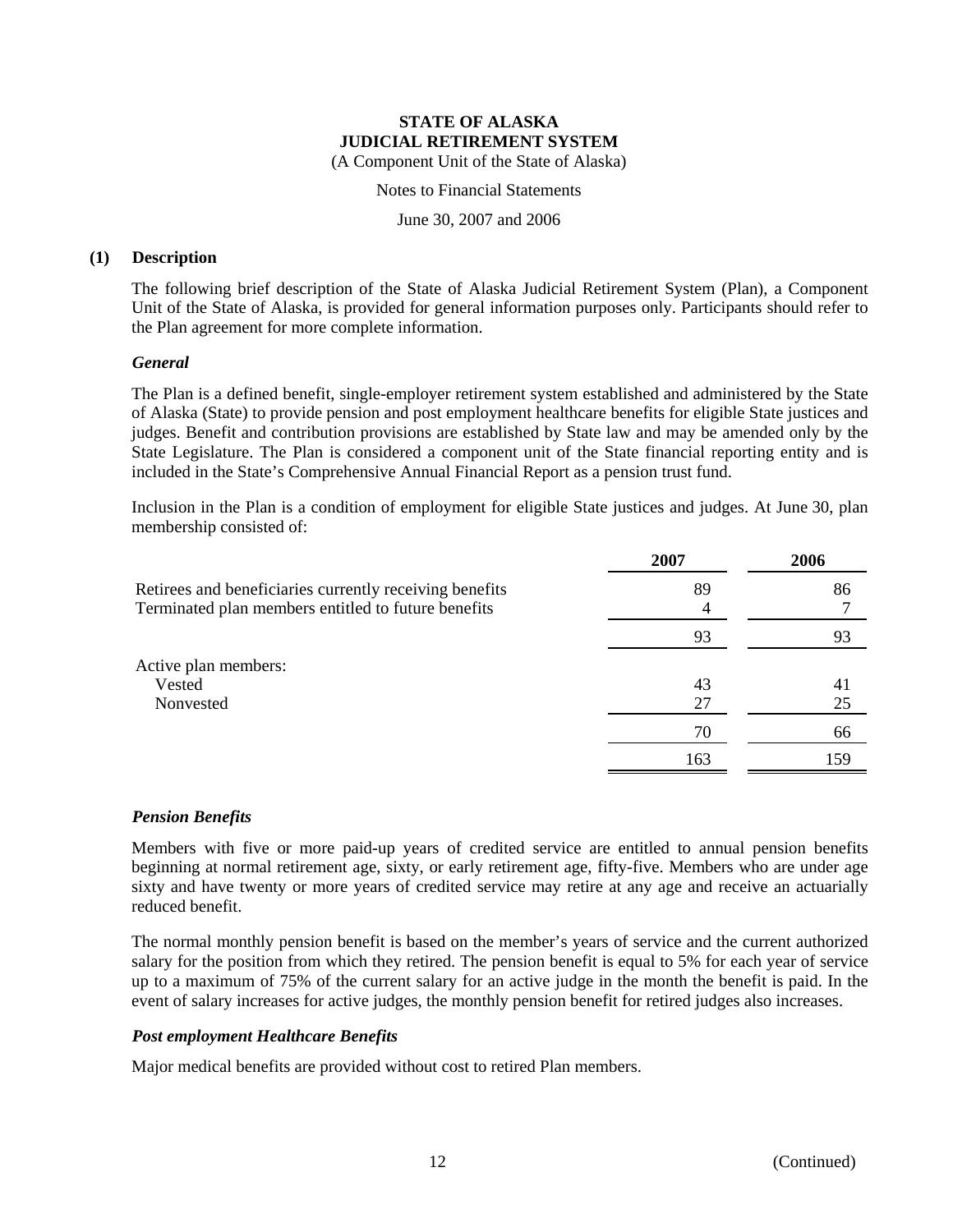# STATE OF ALASKA
# JUDICIAL RETIREMENT SYSTEM
(A Component Unit of the State of Alaska)

Notes to Financial Statements

June 30, 2007 and 2006

## (1) Description

The following brief description of the State of Alaska Judicial Retirement System (Plan), a Component Unit of the State of Alaska, is provided for general information purposes only. Participants should refer to the Plan agreement for more complete information.

### *General*

The Plan is a defined benefit, single-employer retirement system established and administered by the State of Alaska (State) to provide pension and post employment healthcare benefits for eligible State justices and judges. Benefit and contribution provisions are established by State law and may be amended only by the State Legislature. The Plan is considered a component unit of the State financial reporting entity and is included in the State's Comprehensive Annual Financial Report as a pension trust fund.

Inclusion in the Plan is a condition of employment for eligible State justices and judges. At June 30, plan membership consisted of:

| | 2007 | 2006 |
|---|---|---|
| Retirees and beneficiaries currently receiving benefits | 89 | 86 |
| Terminated plan members entitled to future benefits | 4 | 7 |
| | 93 | 93 |
| Active plan members: | | |
| Vested | 43 | 41 |
| Nonvested | 27 | 25 |
| | 70 | 66 |
| | 163 | 159 |

### *Pension Benefits*

Members with five or more paid-up years of credited service are entitled to annual pension benefits beginning at normal retirement age, sixty, or early retirement age, fifty-five. Members who are under age sixty and have twenty or more years of credited service may retire at any age and receive an actuarially reduced benefit.

The normal monthly pension benefit is based on the member's years of service and the current authorized salary for the position from which they retired. The pension benefit is equal to 5% for each year of service up to a maximum of 75% of the current salary for an active judge in the month the benefit is paid. In the event of salary increases for active judges, the monthly pension benefit for retired judges also increases.

### *Post employment Healthcare Benefits*

Major medical benefits are provided without cost to retired Plan members.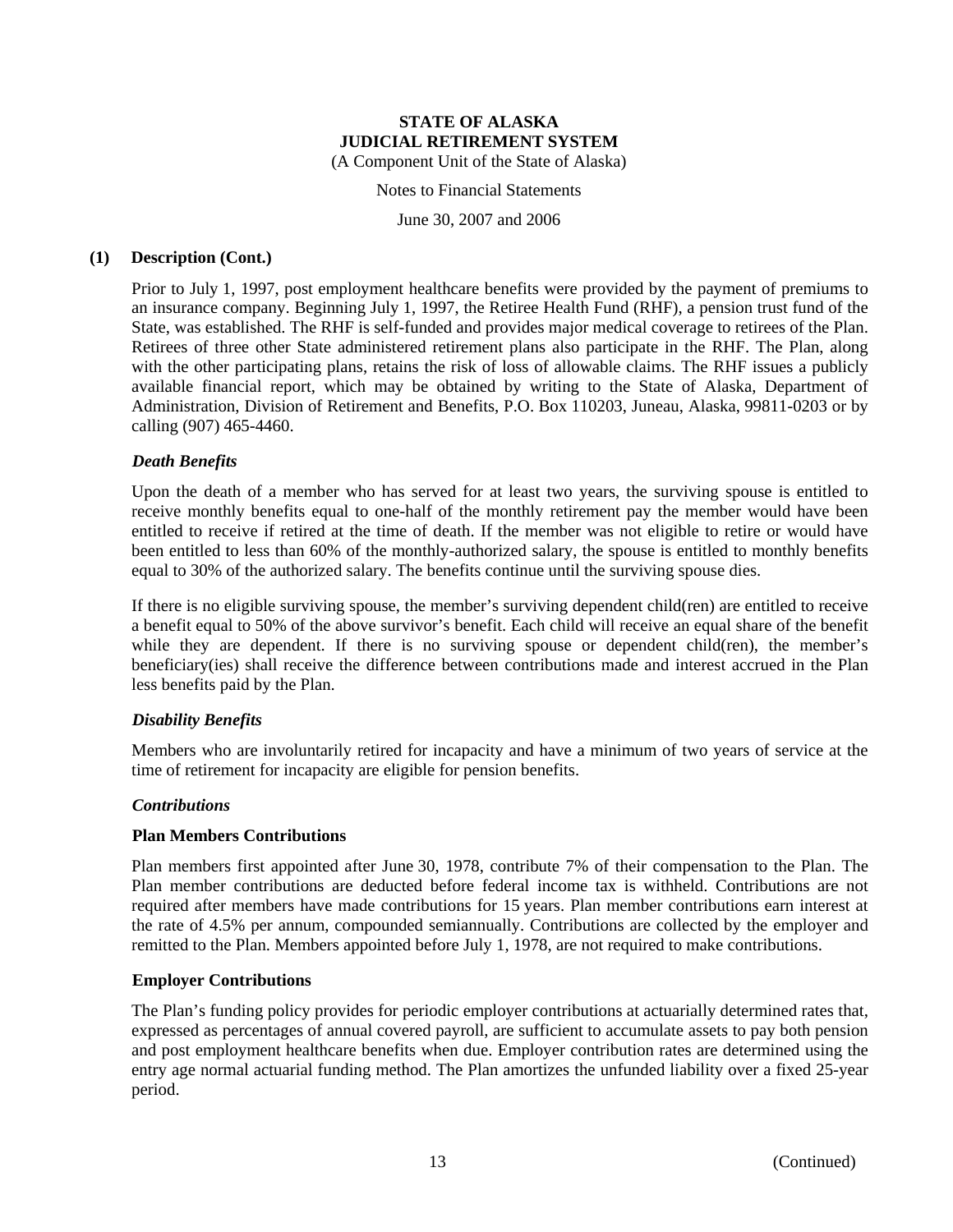# STATE OF ALASKA
# JUDICIAL RETIREMENT SYSTEM

(A Component Unit of the State of Alaska)

Notes to Financial Statements

June 30, 2007 and 2006

## (1) Description (Cont.)

Prior to July 1, 1997, post employment healthcare benefits were provided by the payment of premiums to an insurance company. Beginning July 1, 1997, the Retiree Health Fund (RHF), a pension trust fund of the State, was established. The RHF is self-funded and provides major medical coverage to retirees of the Plan. Retirees of three other State administered retirement plans also participate in the RHF. The Plan, along with the other participating plans, retains the risk of loss of allowable claims. The RHF issues a publicly available financial report, which may be obtained by writing to the State of Alaska, Department of Administration, Division of Retirement and Benefits, P.O. Box 110203, Juneau, Alaska, 99811-0203 or by calling (907) 465-4460.

### *Death Benefits*

Upon the death of a member who has served for at least two years, the surviving spouse is entitled to receive monthly benefits equal to one-half of the monthly retirement pay the member would have been entitled to receive if retired at the time of death. If the member was not eligible to retire or would have been entitled to less than 60% of the monthly-authorized salary, the spouse is entitled to monthly benefits equal to 30% of the authorized salary. The benefits continue until the surviving spouse dies.

If there is no eligible surviving spouse, the member's surviving dependent child(ren) are entitled to receive a benefit equal to 50% of the above survivor's benefit. Each child will receive an equal share of the benefit while they are dependent. If there is no surviving spouse or dependent child(ren), the member's beneficiary(ies) shall receive the difference between contributions made and interest accrued in the Plan less benefits paid by the Plan.

### *Disability Benefits*

Members who are involuntarily retired for incapacity and have a minimum of two years of service at the time of retirement for incapacity are eligible for pension benefits.

### *Contributions*

#### Plan Members Contributions

Plan members first appointed after June 30, 1978, contribute 7% of their compensation to the Plan. The Plan member contributions are deducted before federal income tax is withheld. Contributions are not required after members have made contributions for 15 years. Plan member contributions earn interest at the rate of 4.5% per annum, compounded semiannually. Contributions are collected by the employer and remitted to the Plan. Members appointed before July 1, 1978, are not required to make contributions.

#### Employer Contributions

The Plan's funding policy provides for periodic employer contributions at actuarially determined rates that, expressed as percentages of annual covered payroll, are sufficient to accumulate assets to pay both pension and post employment healthcare benefits when due. Employer contribution rates are determined using the entry age normal actuarial funding method. The Plan amortizes the unfunded liability over a fixed 25-year period.

(Continued)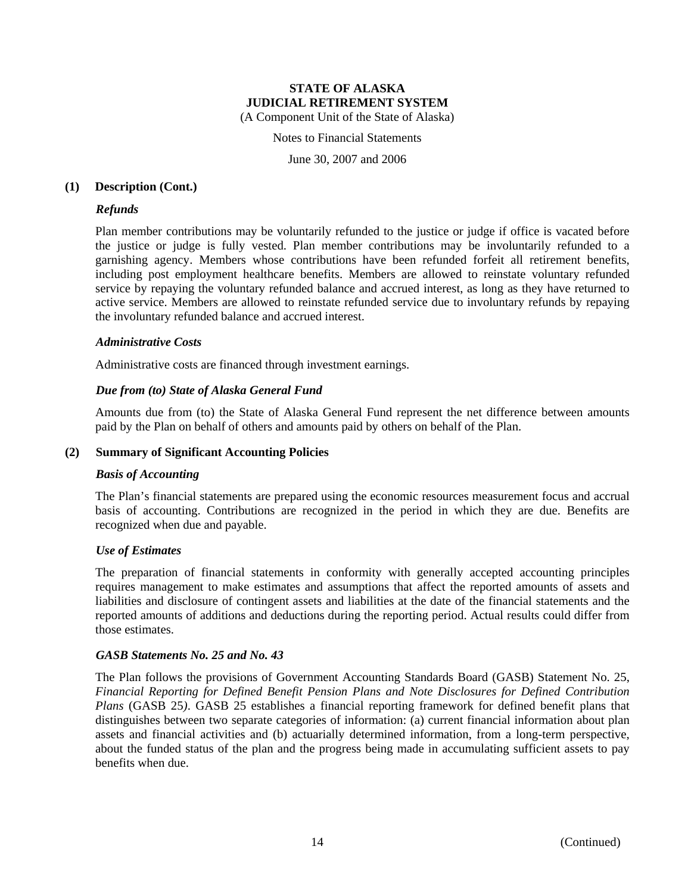**(1) Description (Cont.)**

***Refunds***

Plan member contributions may be voluntarily refunded to the justice or judge if office is vacated before the justice or judge is fully vested. Plan member contributions may be involuntarily refunded to a garnishing agency. Members whose contributions have been refunded forfeit all retirement benefits, including post employment healthcare benefits. Members are allowed to reinstate voluntary refunded service by repaying the voluntary refunded balance and accrued interest, as long as they have returned to active service. Members are allowed to reinstate refunded service due to involuntary refunds by repaying the involuntary refunded balance and accrued interest.

***Administrative Costs***

Administrative costs are financed through investment earnings.

***Due from (to) State of Alaska General Fund***

Amounts due from (to) the State of Alaska General Fund represent the net difference between amounts paid by the Plan on behalf of others and amounts paid by others on behalf of the Plan.

**(2) Summary of Significant Accounting Policies**

***Basis of Accounting***

The Plan's financial statements are prepared using the economic resources measurement focus and accrual basis of accounting. Contributions are recognized in the period in which they are due. Benefits are recognized when due and payable.

***Use of Estimates***

The preparation of financial statements in conformity with generally accepted accounting principles requires management to make estimates and assumptions that affect the reported amounts of assets and liabilities and disclosure of contingent assets and liabilities at the date of the financial statements and the reported amounts of additions and deductions during the reporting period. Actual results could differ from those estimates.

***GASB Statements No. 25 and No. 43***

The Plan follows the provisions of Government Accounting Standards Board (GASB) Statement No. 25, *Financial Reporting for Defined Benefit Pension Plans and Note Disclosures for Defined Contribution Plans* (GASB 25). GASB 25 establishes a financial reporting framework for defined benefit plans that distinguishes between two separate categories of information: (a) current financial information about plan assets and financial activities and (b) actuarially determined information, from a long-term perspective, about the funded status of the plan and the progress being made in accumulating sufficient assets to pay benefits when due.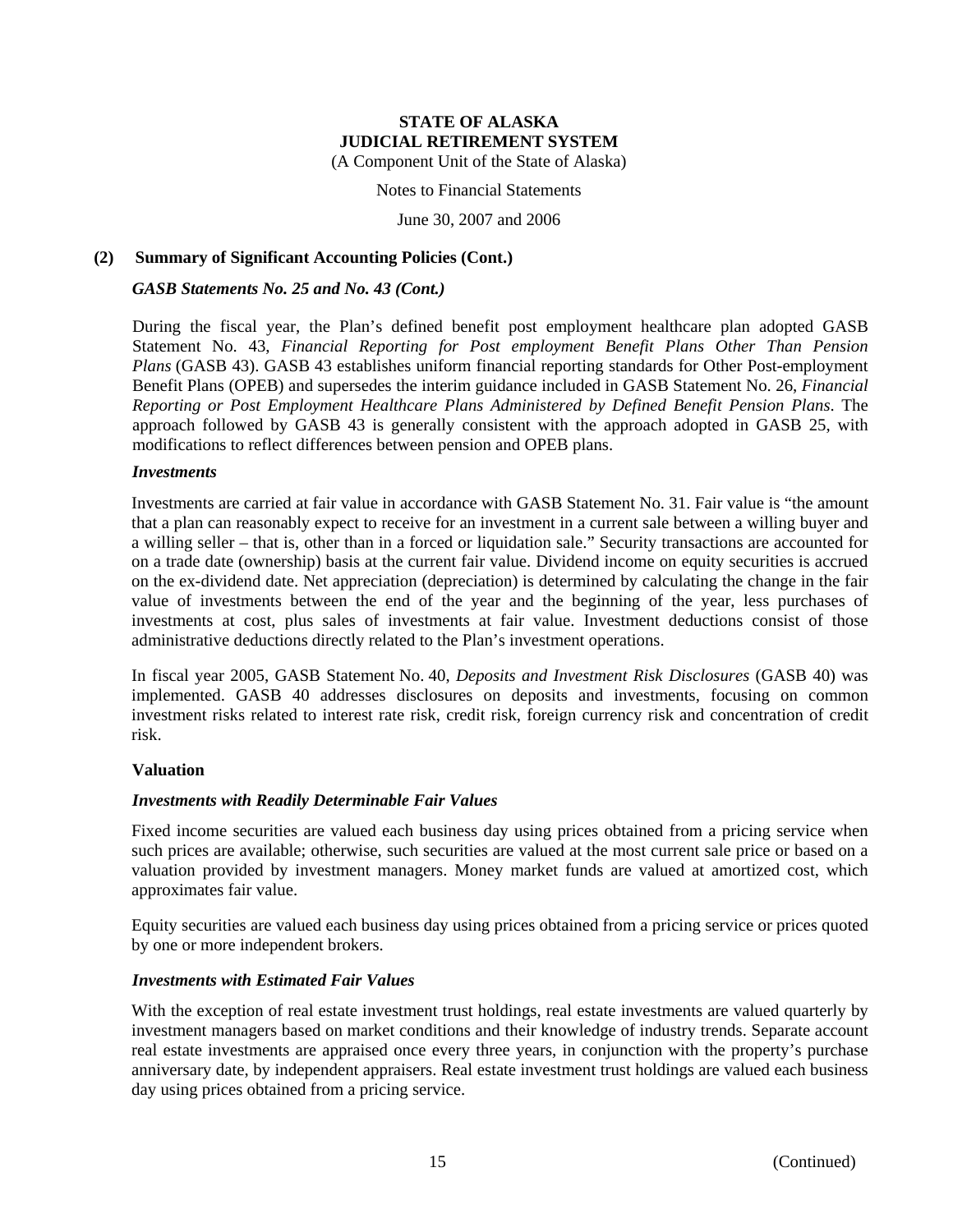**STATE OF ALASKA**
**JUDICIAL RETIREMENT SYSTEM**
(A Component Unit of the State of Alaska)

Notes to Financial Statements

June 30, 2007 and 2006

## (2) Summary of Significant Accounting Policies (Cont.)

### *GASB Statements No. 25 and No. 43 (Cont.)*

During the fiscal year, the Plan's defined benefit post employment healthcare plan adopted GASB Statement No. 43, *Financial Reporting for Post employment Benefit Plans Other Than Pension Plans* (GASB 43). GASB 43 establishes uniform financial reporting standards for Other Post-employment Benefit Plans (OPEB) and supersedes the interim guidance included in GASB Statement No. 26, *Financial Reporting or Post Employment Healthcare Plans Administered by Defined Benefit Pension Plans*. The approach followed by GASB 43 is generally consistent with the approach adopted in GASB 25, with modifications to reflect differences between pension and OPEB plans.

### *Investments*

Investments are carried at fair value in accordance with GASB Statement No. 31. Fair value is "the amount that a plan can reasonably expect to receive for an investment in a current sale between a willing buyer and a willing seller – that is, other than in a forced or liquidation sale." Security transactions are accounted for on a trade date (ownership) basis at the current fair value. Dividend income on equity securities is accrued on the ex-dividend date. Net appreciation (depreciation) is determined by calculating the change in the fair value of investments between the end of the year and the beginning of the year, less purchases of investments at cost, plus sales of investments at fair value. Investment deductions consist of those administrative deductions directly related to the Plan's investment operations.

In fiscal year 2005, GASB Statement No. 40, *Deposits and Investment Risk Disclosures* (GASB 40) was implemented. GASB 40 addresses disclosures on deposits and investments, focusing on common investment risks related to interest rate risk, credit risk, foreign currency risk and concentration of credit risk.

### Valuation

#### *Investments with Readily Determinable Fair Values*

Fixed income securities are valued each business day using prices obtained from a pricing service when such prices are available; otherwise, such securities are valued at the most current sale price or based on a valuation provided by investment managers. Money market funds are valued at amortized cost, which approximates fair value.

Equity securities are valued each business day using prices obtained from a pricing service or prices quoted by one or more independent brokers.

#### *Investments with Estimated Fair Values*

With the exception of real estate investment trust holdings, real estate investments are valued quarterly by investment managers based on market conditions and their knowledge of industry trends. Separate account real estate investments are appraised once every three years, in conjunction with the property's purchase anniversary date, by independent appraisers. Real estate investment trust holdings are valued each business day using prices obtained from a pricing service.

(Continued)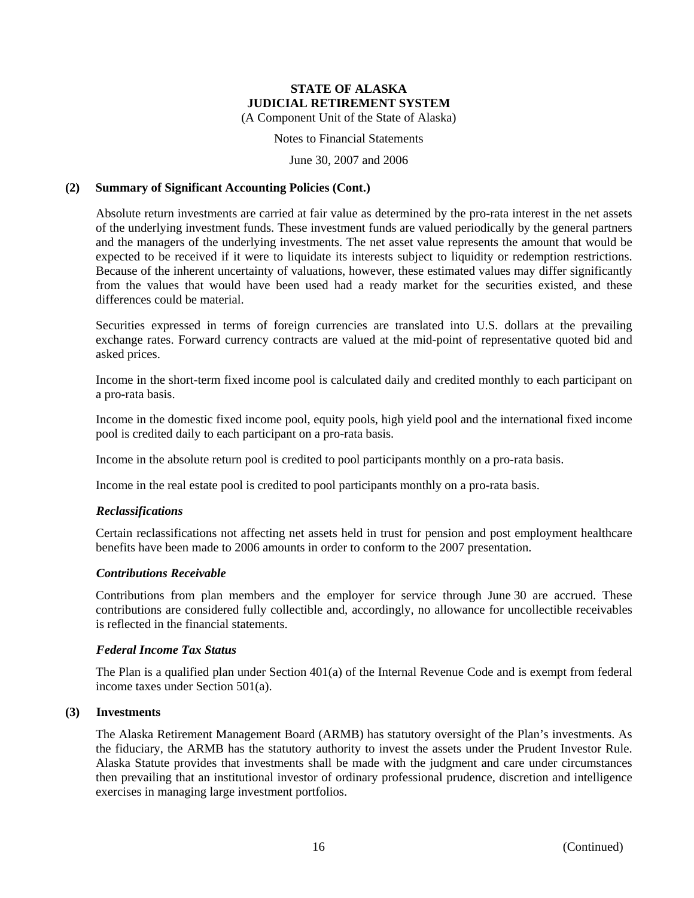## (2) Summary of Significant Accounting Policies (Cont.)

Absolute return investments are carried at fair value as determined by the pro-rata interest in the net assets of the underlying investment funds. These investment funds are valued periodically by the general partners and the managers of the underlying investments. The net asset value represents the amount that would be expected to be received if it were to liquidate its interests subject to liquidity or redemption restrictions. Because of the inherent uncertainty of valuations, however, these estimated values may differ significantly from the values that would have been used had a ready market for the securities existed, and these differences could be material.

Securities expressed in terms of foreign currencies are translated into U.S. dollars at the prevailing exchange rates. Forward currency contracts are valued at the mid-point of representative quoted bid and asked prices.

Income in the short-term fixed income pool is calculated daily and credited monthly to each participant on a pro-rata basis.

Income in the domestic fixed income pool, equity pools, high yield pool and the international fixed income pool is credited daily to each participant on a pro-rata basis.

Income in the absolute return pool is credited to pool participants monthly on a pro-rata basis.

Income in the real estate pool is credited to pool participants monthly on a pro-rata basis.

### *Reclassifications*

Certain reclassifications not affecting net assets held in trust for pension and post employment healthcare benefits have been made to 2006 amounts in order to conform to the 2007 presentation.

### *Contributions Receivable*

Contributions from plan members and the employer for service through June 30 are accrued. These contributions are considered fully collectible and, accordingly, no allowance for uncollectible receivables is reflected in the financial statements.

### *Federal Income Tax Status*

The Plan is a qualified plan under Section 401(a) of the Internal Revenue Code and is exempt from federal income taxes under Section 501(a).

## (3) Investments

The Alaska Retirement Management Board (ARMB) has statutory oversight of the Plan's investments. As the fiduciary, the ARMB has the statutory authority to invest the assets under the Prudent Investor Rule. Alaska Statute provides that investments shall be made with the judgment and care under circumstances then prevailing that an institutional investor of ordinary professional prudence, discretion and intelligence exercises in managing large investment portfolios.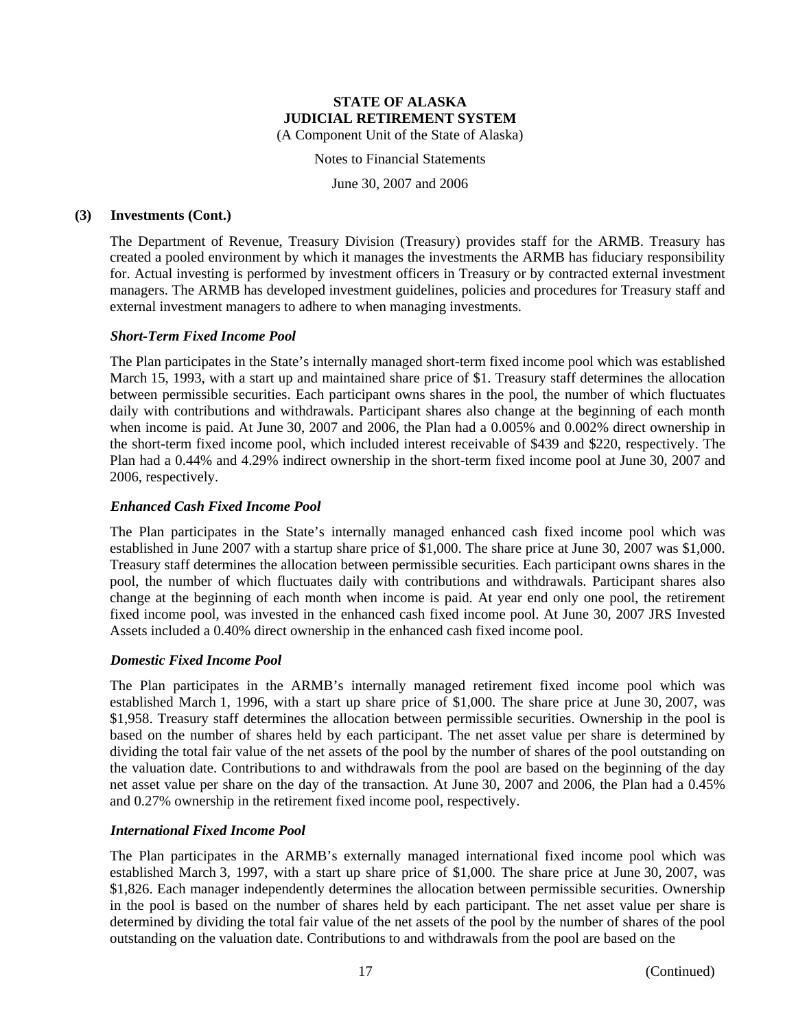**STATE OF ALASKA**
**JUDICIAL RETIREMENT SYSTEM**
(A Component Unit of the State of Alaska)

Notes to Financial Statements

June 30, 2007 and 2006

**(3) Investments (Cont.)**

The Department of Revenue, Treasury Division (Treasury) provides staff for the ARMB. Treasury has created a pooled environment by which it manages the investments the ARMB has fiduciary responsibility for. Actual investing is performed by investment officers in Treasury or by contracted external investment managers. The ARMB has developed investment guidelines, policies and procedures for Treasury staff and external investment managers to adhere to when managing investments.

***Short-Term Fixed Income Pool***

The Plan participates in the State's internally managed short-term fixed income pool which was established March 15, 1993, with a start up and maintained share price of $1. Treasury staff determines the allocation between permissible securities. Each participant owns shares in the pool, the number of which fluctuates daily with contributions and withdrawals. Participant shares also change at the beginning of each month when income is paid. At June 30, 2007 and 2006, the Plan had a 0.005% and 0.002% direct ownership in the short-term fixed income pool, which included interest receivable of $439 and $220, respectively. The Plan had a 0.44% and 4.29% indirect ownership in the short-term fixed income pool at June 30, 2007 and 2006, respectively.

***Enhanced Cash Fixed Income Pool***

The Plan participates in the State's internally managed enhanced cash fixed income pool which was established in June 2007 with a startup share price of $1,000. The share price at June 30, 2007 was $1,000. Treasury staff determines the allocation between permissible securities. Each participant owns shares in the pool, the number of which fluctuates daily with contributions and withdrawals. Participant shares also change at the beginning of each month when income is paid. At year end only one pool, the retirement fixed income pool, was invested in the enhanced cash fixed income pool. At June 30, 2007 JRS Invested Assets included a 0.40% direct ownership in the enhanced cash fixed income pool.

***Domestic Fixed Income Pool***

The Plan participates in the ARMB's internally managed retirement fixed income pool which was established March 1, 1996, with a start up share price of $1,000. The share price at June 30, 2007, was $1,958. Treasury staff determines the allocation between permissible securities. Ownership in the pool is based on the number of shares held by each participant. The net asset value per share is determined by dividing the total fair value of the net assets of the pool by the number of shares of the pool outstanding on the valuation date. Contributions to and withdrawals from the pool are based on the beginning of the day net asset value per share on the day of the transaction. At June 30, 2007 and 2006, the Plan had a 0.45% and 0.27% ownership in the retirement fixed income pool, respectively.

***International Fixed Income Pool***

The Plan participates in the ARMB's externally managed international fixed income pool which was established March 3, 1997, with a start up share price of $1,000. The share price at June 30, 2007, was $1,826. Each manager independently determines the allocation between permissible securities. Ownership in the pool is based on the number of shares held by each participant. The net asset value per share is determined by dividing the total fair value of the net assets of the pool by the number of shares of the pool outstanding on the valuation date. Contributions to and withdrawals from the pool are based on the

(Continued)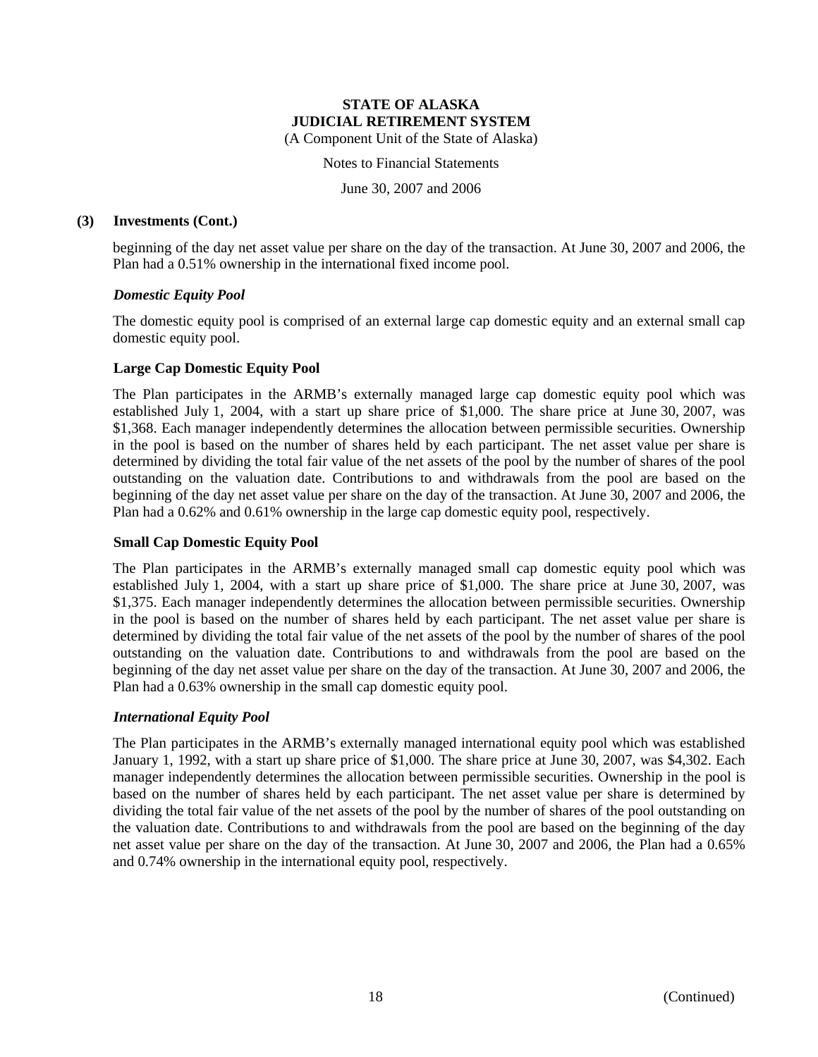### (3) Investments (Cont.)

beginning of the day net asset value per share on the day of the transaction. At June 30, 2007 and 2006, the Plan had a 0.51% ownership in the international fixed income pool.

#### *Domestic Equity Pool*

The domestic equity pool is comprised of an external large cap domestic equity and an external small cap domestic equity pool.

#### **Large Cap Domestic Equity Pool**

The Plan participates in the ARMB's externally managed large cap domestic equity pool which was established July 1, 2004, with a start up share price of $1,000. The share price at June 30, 2007, was $1,368. Each manager independently determines the allocation between permissible securities. Ownership in the pool is based on the number of shares held by each participant. The net asset value per share is determined by dividing the total fair value of the net assets of the pool by the number of shares of the pool outstanding on the valuation date. Contributions to and withdrawals from the pool are based on the beginning of the day net asset value per share on the day of the transaction. At June 30, 2007 and 2006, the Plan had a 0.62% and 0.61% ownership in the large cap domestic equity pool, respectively.

#### **Small Cap Domestic Equity Pool**

The Plan participates in the ARMB's externally managed small cap domestic equity pool which was established July 1, 2004, with a start up share price of $1,000. The share price at June 30, 2007, was $1,375. Each manager independently determines the allocation between permissible securities. Ownership in the pool is based on the number of shares held by each participant. The net asset value per share is determined by dividing the total fair value of the net assets of the pool by the number of shares of the pool outstanding on the valuation date. Contributions to and withdrawals from the pool are based on the beginning of the day net asset value per share on the day of the transaction. At June 30, 2007 and 2006, the Plan had a 0.63% ownership in the small cap domestic equity pool.

#### *International Equity Pool*

The Plan participates in the ARMB's externally managed international equity pool which was established January 1, 1992, with a start up share price of $1,000. The share price at June 30, 2007, was $4,302. Each manager independently determines the allocation between permissible securities. Ownership in the pool is based on the number of shares held by each participant. The net asset value per share is determined by dividing the total fair value of the net assets of the pool by the number of shares of the pool outstanding on the valuation date. Contributions to and withdrawals from the pool are based on the beginning of the day net asset value per share on the day of the transaction. At June 30, 2007 and 2006, the Plan had a 0.65% and 0.74% ownership in the international equity pool, respectively.

(Continued)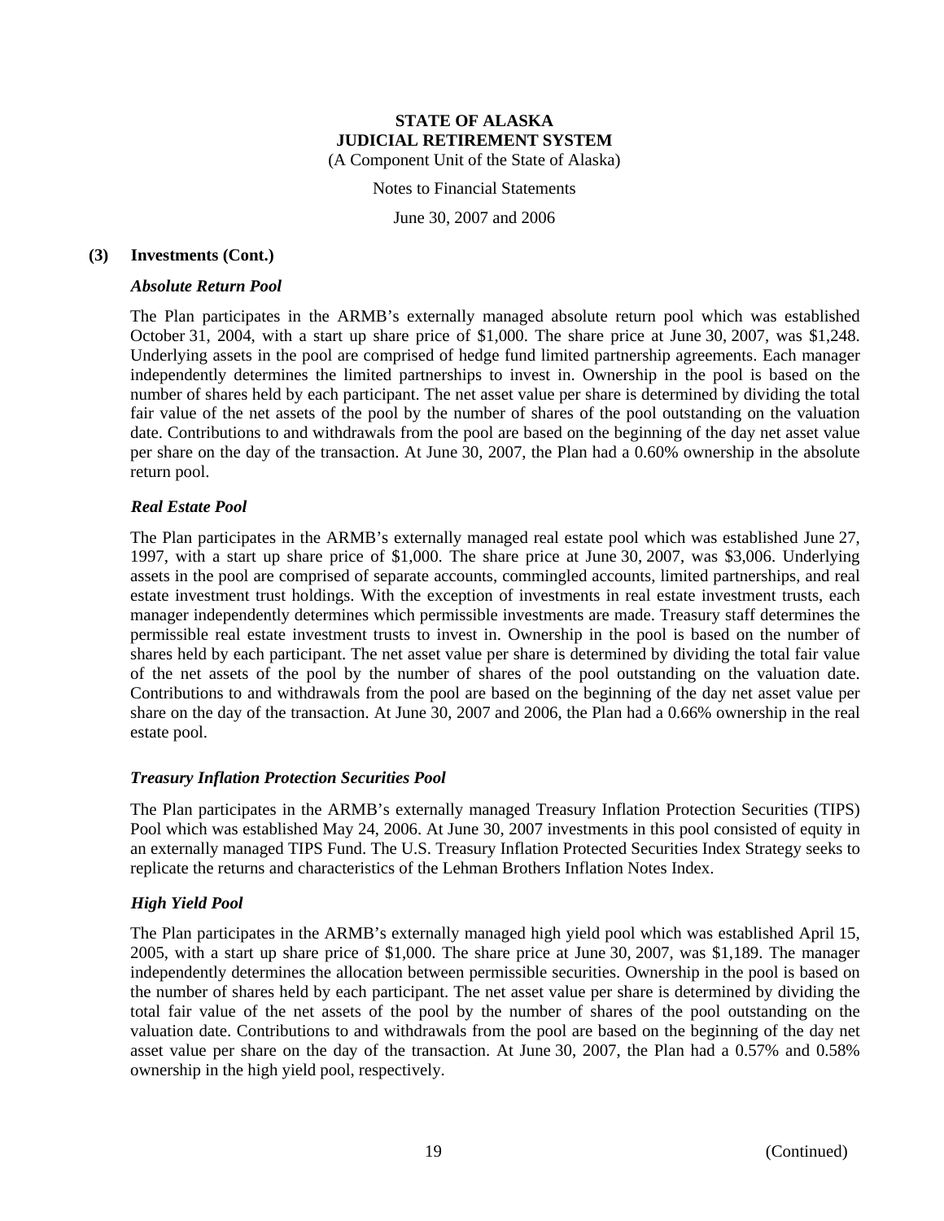**STATE OF ALASKA**
**JUDICIAL RETIREMENT SYSTEM**
(A Component Unit of the State of Alaska)

Notes to Financial Statements

June 30, 2007 and 2006

**(3) Investments (Cont.)**

***Absolute Return Pool***

The Plan participates in the ARMB's externally managed absolute return pool which was established October 31, 2004, with a start up share price of $1,000. The share price at June 30, 2007, was $1,248. Underlying assets in the pool are comprised of hedge fund limited partnership agreements. Each manager independently determines the limited partnerships to invest in. Ownership in the pool is based on the number of shares held by each participant. The net asset value per share is determined by dividing the total fair value of the net assets of the pool by the number of shares of the pool outstanding on the valuation date. Contributions to and withdrawals from the pool are based on the beginning of the day net asset value per share on the day of the transaction. At June 30, 2007, the Plan had a 0.60% ownership in the absolute return pool.

***Real Estate Pool***

The Plan participates in the ARMB's externally managed real estate pool which was established June 27, 1997, with a start up share price of $1,000. The share price at June 30, 2007, was $3,006. Underlying assets in the pool are comprised of separate accounts, commingled accounts, limited partnerships, and real estate investment trust holdings. With the exception of investments in real estate investment trusts, each manager independently determines which permissible investments are made. Treasury staff determines the permissible real estate investment trusts to invest in. Ownership in the pool is based on the number of shares held by each participant. The net asset value per share is determined by dividing the total fair value of the net assets of the pool by the number of shares of the pool outstanding on the valuation date. Contributions to and withdrawals from the pool are based on the beginning of the day net asset value per share on the day of the transaction. At June 30, 2007 and 2006, the Plan had a 0.66% ownership in the real estate pool.

***Treasury Inflation Protection Securities Pool***

The Plan participates in the ARMB's externally managed Treasury Inflation Protection Securities (TIPS) Pool which was established May 24, 2006. At June 30, 2007 investments in this pool consisted of equity in an externally managed TIPS Fund. The U.S. Treasury Inflation Protected Securities Index Strategy seeks to replicate the returns and characteristics of the Lehman Brothers Inflation Notes Index.

***High Yield Pool***

The Plan participates in the ARMB's externally managed high yield pool which was established April 15, 2005, with a start up share price of $1,000. The share price at June 30, 2007, was $1,189. The manager independently determines the allocation between permissible securities. Ownership in the pool is based on the number of shares held by each participant. The net asset value per share is determined by dividing the total fair value of the net assets of the pool by the number of shares of the pool outstanding on the valuation date. Contributions to and withdrawals from the pool are based on the beginning of the day net asset value per share on the day of the transaction. At June 30, 2007, the Plan had a 0.57% and 0.58% ownership in the high yield pool, respectively.

(Continued)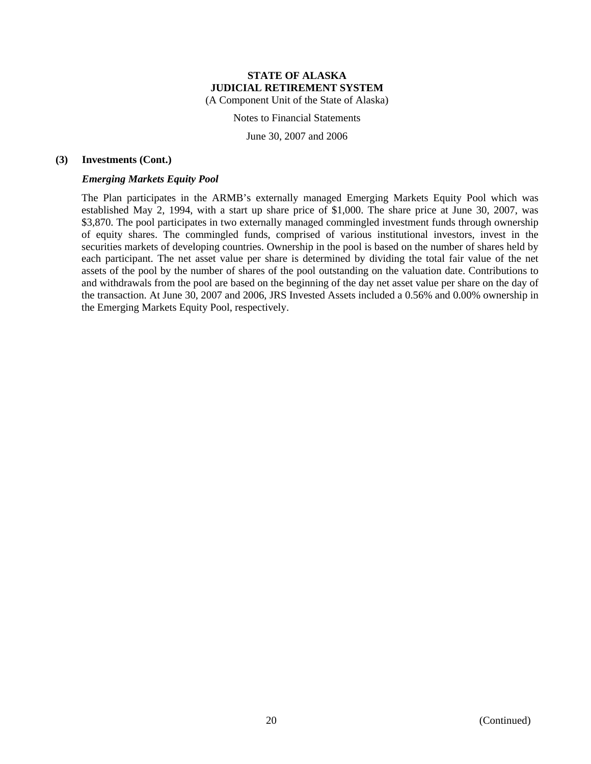## (3) Investments (Cont.)

### *Emerging Markets Equity Pool*

The Plan participates in the ARMB's externally managed Emerging Markets Equity Pool which was established May 2, 1994, with a start up share price of $1,000. The share price at June 30, 2007, was $3,870. The pool participates in two externally managed commingled investment funds through ownership of equity shares. The commingled funds, comprised of various institutional investors, invest in the securities markets of developing countries. Ownership in the pool is based on the number of shares held by each participant. The net asset value per share is determined by dividing the total fair value of the net assets of the pool by the number of shares of the pool outstanding on the valuation date. Contributions to and withdrawals from the pool are based on the beginning of the day net asset value per share on the day of the transaction. At June 30, 2007 and 2006, JRS Invested Assets included a 0.56% and 0.00% ownership in the Emerging Markets Equity Pool, respectively.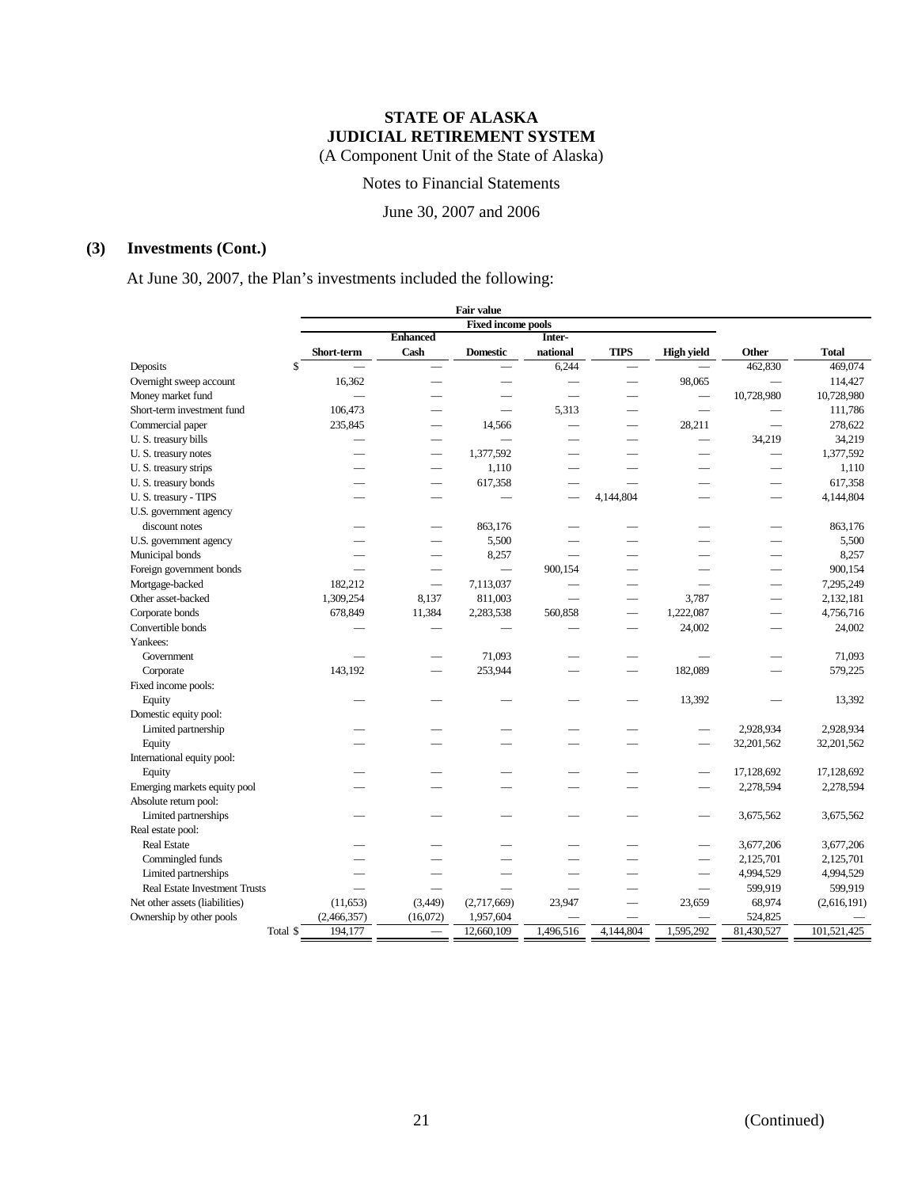**STATE OF ALASKA**
**JUDICIAL RETIREMENT SYSTEM**
(A Component Unit of the State of Alaska)

Notes to Financial Statements

June 30, 2007 and 2006

## (3) Investments (Cont.)

At June 30, 2007, the Plan's investments included the following:

| | Fair value | | | | | | | |
|---|---|---|---|---|---|---|---|---|
| | Fixed income pools | | | | | | | |
| | Short-term | Enhanced Cash | Domestic | International | TIPS | High yield | Other | Total |
| Deposits | $ — | — | — | 6,244 | — | — | 462,830 | 469,074 |
| Overnight sweep account | 16,362 | — | — | — | — | 98,065 | — | 114,427 |
| Money market fund | — | — | — | — | — | — | 10,728,980 | 10,728,980 |
| Short-term investment fund | 106,473 | — | — | 5,313 | — | — | — | 111,786 |
| Commercial paper | 235,845 | — | 14,566 | — | — | 28,211 | — | 278,622 |
| U. S. treasury bills | — | — | — | — | — | — | 34,219 | 34,219 |
| U. S. treasury notes | — | — | 1,377,592 | — | — | — | — | 1,377,592 |
| U. S. treasury strips | — | — | 1,110 | — | — | — | — | 1,110 |
| U. S. treasury bonds | — | — | 617,358 | — | — | — | — | 617,358 |
| U. S. treasury - TIPS | — | — | — | — | 4,144,804 | — | — | 4,144,804 |
| U.S. government agency discount notes | — | — | 863,176 | — | — | — | — | 863,176 |
| U.S. government agency | — | — | 5,500 | — | — | — | — | 5,500 |
| Municipal bonds | — | — | 8,257 | — | — | — | — | 8,257 |
| Foreign government bonds | — | — | — | 900,154 | — | — | — | 900,154 |
| Mortgage-backed | 182,212 | — | 7,113,037 | — | — | — | — | 7,295,249 |
| Other asset-backed | 1,309,254 | 8,137 | 811,003 | — | — | 3,787 | — | 2,132,181 |
| Corporate bonds | 678,849 | 11,384 | 2,283,538 | 560,858 | — | 1,222,087 | — | 4,756,716 |
| Convertible bonds | — | — | — | — | — | 24,002 | — | 24,002 |
| Yankees: | | | | | | | | |
| Government | — | — | 71,093 | — | — | — | — | 71,093 |
| Corporate | 143,192 | — | 253,944 | — | — | 182,089 | — | 579,225 |
| Fixed income pools: | | | | | | | | |
| Equity | — | — | — | — | — | 13,392 | — | 13,392 |
| Domestic equity pool: | | | | | | | | |
| Limited partnership | — | — | — | — | — | — | 2,928,934 | 2,928,934 |
| Equity | — | — | — | — | — | — | 32,201,562 | 32,201,562 |
| International equity pool: | | | | | | | | |
| Equity | — | — | — | — | — | — | 17,128,692 | 17,128,692 |
| Emerging markets equity pool | — | — | — | — | — | — | 2,278,594 | 2,278,594 |
| Absolute return pool: | | | | | | | | |
| Limited partnerships | — | — | — | — | — | — | 3,675,562 | 3,675,562 |
| Real estate pool: | | | | | | | | |
| Real Estate | — | — | — | — | — | — | 3,677,206 | 3,677,206 |
| Commingled funds | — | — | — | — | — | — | 2,125,701 | 2,125,701 |
| Limited partnerships | — | — | — | — | — | — | 4,994,529 | 4,994,529 |
| Real Estate Investment Trusts | — | — | — | — | — | — | 599,919 | 599,919 |
| Net other assets (liabilities) | (11,653) | (3,449) | (2,717,669) | 23,947 | — | 23,659 | 68,974 | (2,616,191) |
| Ownership by other pools | (2,466,357) | (16,072) | 1,957,604 | — | — | — | 524,825 | — |
| Total | $ 194,177 | — | 12,660,109 | 1,496,516 | 4,144,804 | 1,595,292 | 81,430,527 | 101,521,425 |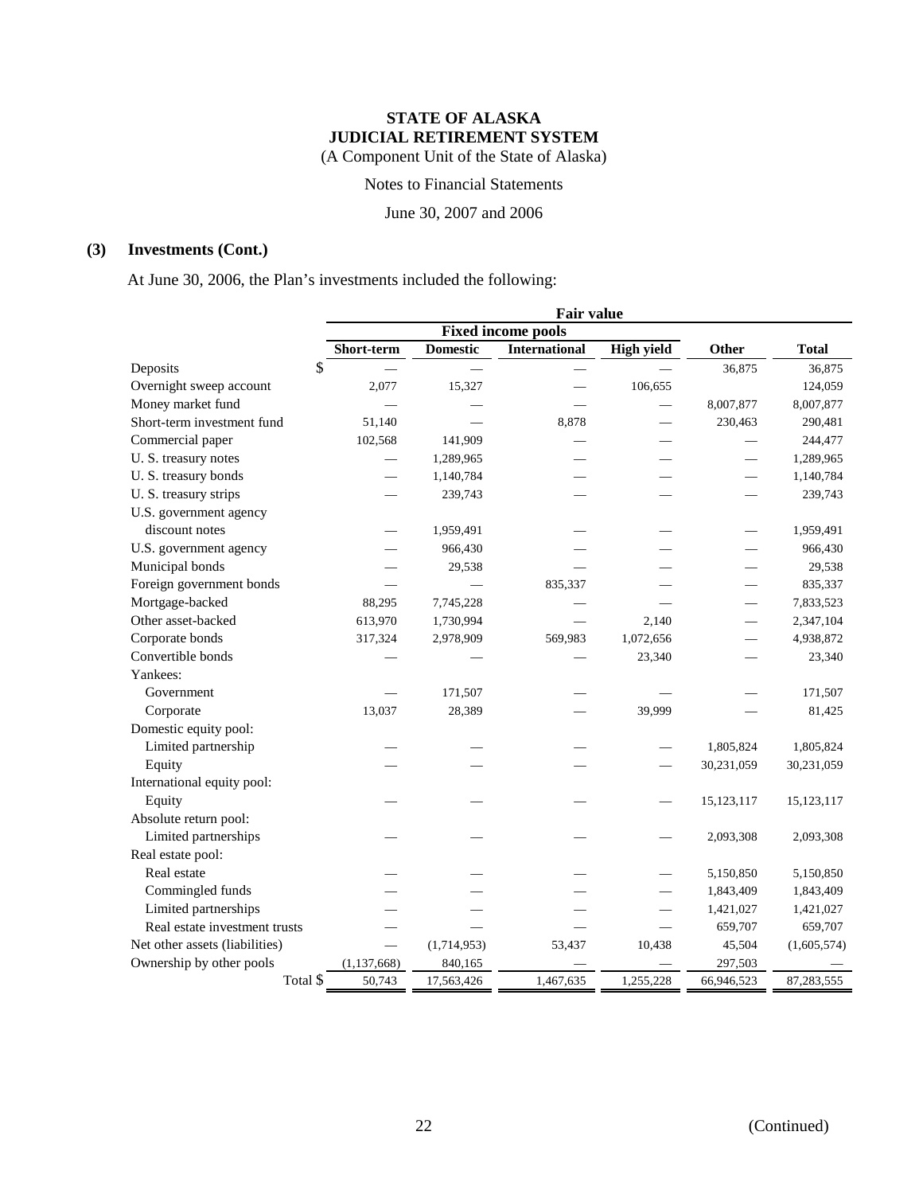# STATE OF ALASKA
# JUDICIAL RETIREMENT SYSTEM
(A Component Unit of the State of Alaska)

Notes to Financial Statements

June 30, 2007 and 2006

## (3) Investments (Cont.)

At June 30, 2006, the Plan's investments included the following:

| | Fair value | | | | | |
|---|---|---|---|---|---|---|
| | Fixed income pools | | | | | |
| | Short-term | Domestic | International | High yield | Other | Total |
| Deposits | $ — | — | — | — | 36,875 | 36,875 |
| Overnight sweep account | 2,077 | 15,327 | — | 106,655 | | 124,059 |
| Money market fund | — | — | — | — | 8,007,877 | 8,007,877 |
| Short-term investment fund | 51,140 | — | 8,878 | — | 230,463 | 290,481 |
| Commercial paper | 102,568 | 141,909 | — | — | — | 244,477 |
| U. S. treasury notes | — | 1,289,965 | — | — | — | 1,289,965 |
| U. S. treasury bonds | — | 1,140,784 | — | — | — | 1,140,784 |
| U. S. treasury strips | — | 239,743 | — | — | — | 239,743 |
| U.S. government agency discount notes | — | 1,959,491 | — | — | — | 1,959,491 |
| U.S. government agency | — | 966,430 | — | — | — | 966,430 |
| Municipal bonds | — | 29,538 | — | — | — | 29,538 |
| Foreign government bonds | — | — | 835,337 | — | — | 835,337 |
| Mortgage-backed | 88,295 | 7,745,228 | — | — | — | 7,833,523 |
| Other asset-backed | 613,970 | 1,730,994 | — | 2,140 | — | 2,347,104 |
| Corporate bonds | 317,324 | 2,978,909 | 569,983 | 1,072,656 | — | 4,938,872 |
| Convertible bonds | — | — | — | 23,340 | — | 23,340 |
| Yankees: | | | | | | |
| Government | — | 171,507 | — | — | — | 171,507 |
| Corporate | 13,037 | 28,389 | — | 39,999 | — | 81,425 |
| Domestic equity pool: | | | | | | |
| Limited partnership | — | — | — | — | 1,805,824 | 1,805,824 |
| Equity | — | — | — | — | 30,231,059 | 30,231,059 |
| International equity pool: | | | | | | |
| Equity | — | — | — | — | 15,123,117 | 15,123,117 |
| Absolute return pool: | | | | | | |
| Limited partnerships | — | — | — | — | 2,093,308 | 2,093,308 |
| Real estate pool: | | | | | | |
| Real estate | — | — | — | — | 5,150,850 | 5,150,850 |
| Commingled funds | — | — | — | — | 1,843,409 | 1,843,409 |
| Limited partnerships | — | — | — | — | 1,421,027 | 1,421,027 |
| Real estate investment trusts | — | — | — | — | 659,707 | 659,707 |
| Net other assets (liabilities) | — | (1,714,953) | 53,437 | 10,438 | 45,504 | (1,605,574) |
| Ownership by other pools | (1,137,668) | 840,165 | — | — | 297,503 | — |
| Total | $ 50,743 | 17,563,426 | 1,467,635 | 1,255,228 | 66,946,523 | 87,283,555 |

(Continued)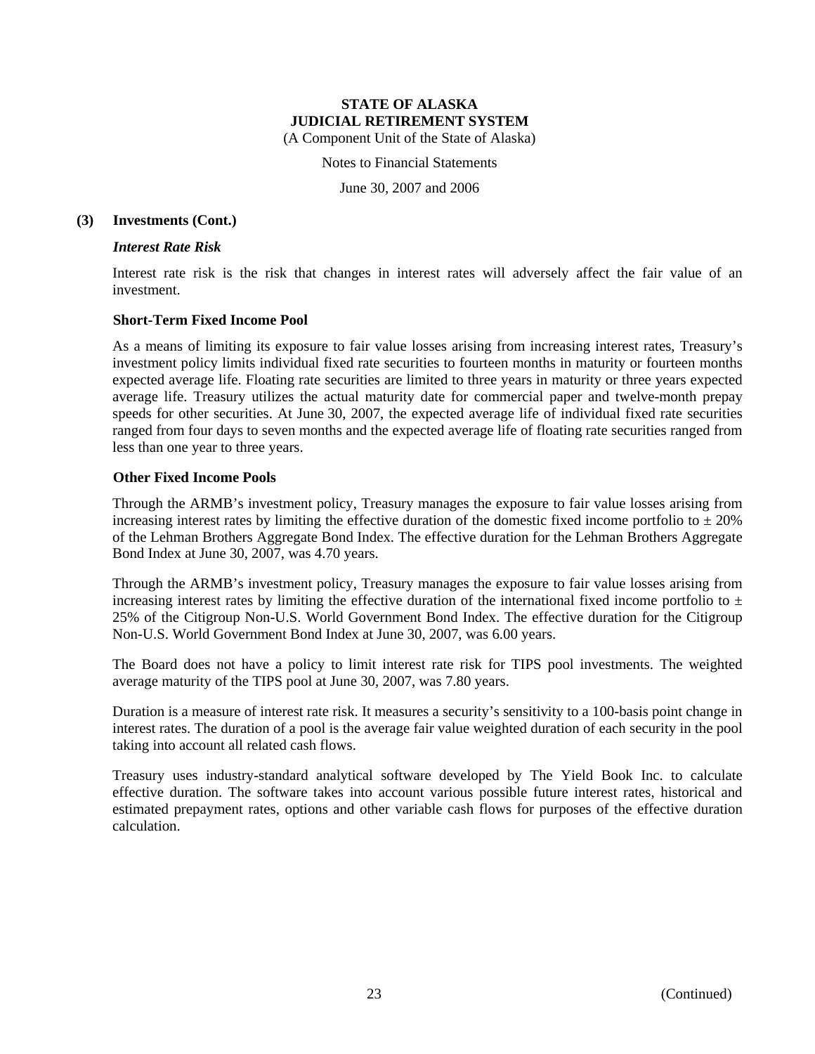### (3) Investments (Cont.)

***Interest Rate Risk***

Interest rate risk is the risk that changes in interest rates will adversely affect the fair value of an investment.

**Short-Term Fixed Income Pool**

As a means of limiting its exposure to fair value losses arising from increasing interest rates, Treasury's investment policy limits individual fixed rate securities to fourteen months in maturity or fourteen months expected average life. Floating rate securities are limited to three years in maturity or three years expected average life. Treasury utilizes the actual maturity date for commercial paper and twelve-month prepay speeds for other securities. At June 30, 2007, the expected average life of individual fixed rate securities ranged from four days to seven months and the expected average life of floating rate securities ranged from less than one year to three years.

**Other Fixed Income Pools**

Through the ARMB's investment policy, Treasury manages the exposure to fair value losses arising from increasing interest rates by limiting the effective duration of the domestic fixed income portfolio to ± 20% of the Lehman Brothers Aggregate Bond Index. The effective duration for the Lehman Brothers Aggregate Bond Index at June 30, 2007, was 4.70 years.

Through the ARMB's investment policy, Treasury manages the exposure to fair value losses arising from increasing interest rates by limiting the effective duration of the international fixed income portfolio to ± 25% of the Citigroup Non-U.S. World Government Bond Index. The effective duration for the Citigroup Non-U.S. World Government Bond Index at June 30, 2007, was 6.00 years.

The Board does not have a policy to limit interest rate risk for TIPS pool investments. The weighted average maturity of the TIPS pool at June 30, 2007, was 7.80 years.

Duration is a measure of interest rate risk. It measures a security's sensitivity to a 100-basis point change in interest rates. The duration of a pool is the average fair value weighted duration of each security in the pool taking into account all related cash flows.

Treasury uses industry-standard analytical software developed by The Yield Book Inc. to calculate effective duration. The software takes into account various possible future interest rates, historical and estimated prepayment rates, options and other variable cash flows for purposes of the effective duration calculation.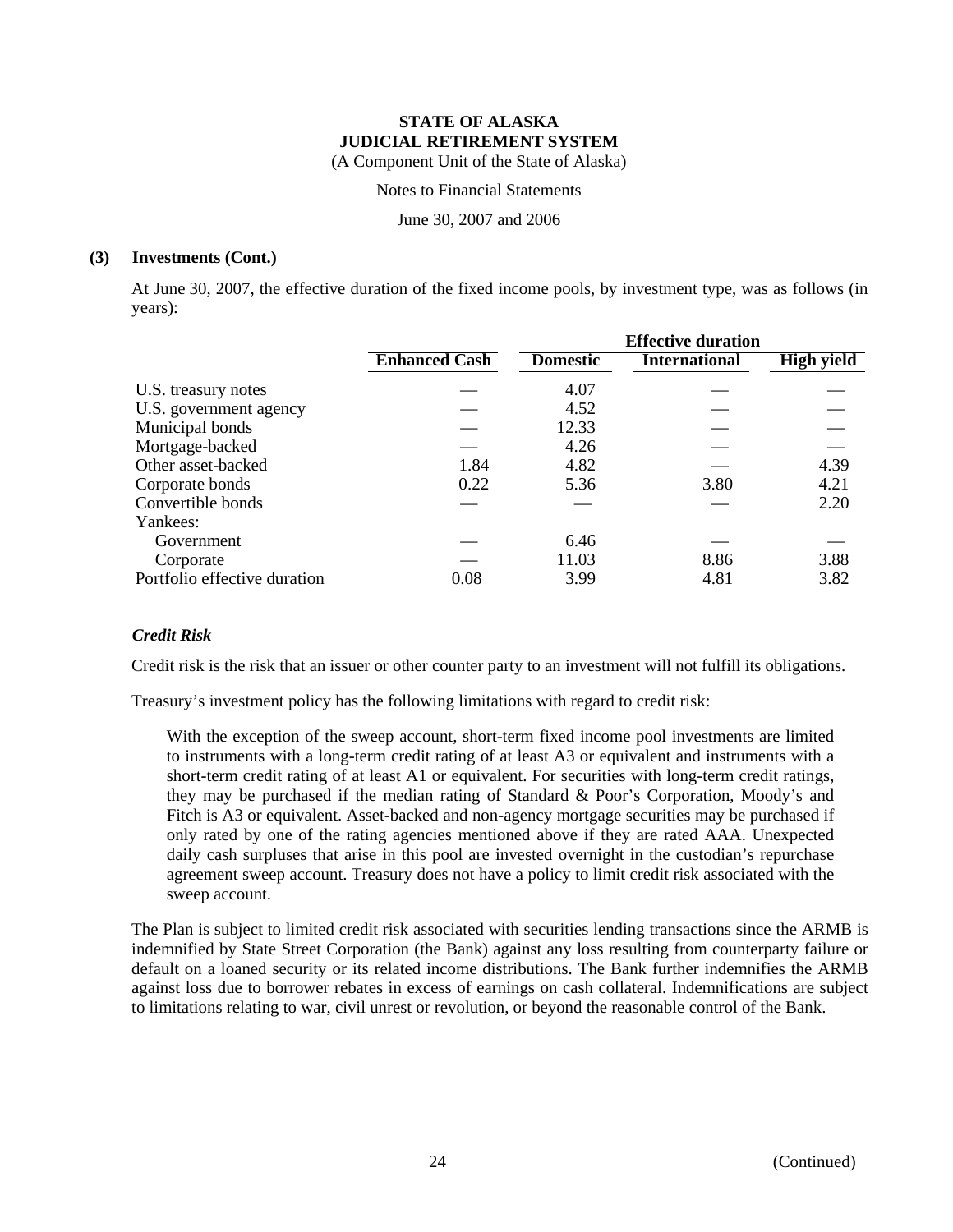**STATE OF ALASKA**
**JUDICIAL RETIREMENT SYSTEM**
(A Component Unit of the State of Alaska)

Notes to Financial Statements

June 30, 2007 and 2006

**(3) Investments (Cont.)**

At June 30, 2007, the effective duration of the fixed income pools, by investment type, was as follows (in years):

| | | Effective duration | | |
|---|---|---|---|---|
| | **Enhanced Cash** | **Domestic** | **International** | **High yield** |
| U.S. treasury notes | — | 4.07 | — | — |
| U.S. government agency | — | 4.52 | — | — |
| Municipal bonds | — | 12.33 | — | — |
| Mortgage-backed | — | 4.26 | — | — |
| Other asset-backed | 1.84 | 4.82 | — | 4.39 |
| Corporate bonds | 0.22 | 5.36 | 3.80 | 4.21 |
| Convertible bonds | — | — | — | 2.20 |
| Yankees: | | | | |
| Government | — | 6.46 | — | — |
| Corporate | — | 11.03 | 8.86 | 3.88 |
| Portfolio effective duration | 0.08 | 3.99 | 4.81 | 3.82 |

***Credit Risk***

Credit risk is the risk that an issuer or other counter party to an investment will not fulfill its obligations.

Treasury's investment policy has the following limitations with regard to credit risk:

> With the exception of the sweep account, short-term fixed income pool investments are limited to instruments with a long-term credit rating of at least A3 or equivalent and instruments with a short-term credit rating of at least A1 or equivalent. For securities with long-term credit ratings, they may be purchased if the median rating of Standard & Poor's Corporation, Moody's and Fitch is A3 or equivalent. Asset-backed and non-agency mortgage securities may be purchased if only rated by one of the rating agencies mentioned above if they are rated AAA. Unexpected daily cash surpluses that arise in this pool are invested overnight in the custodian's repurchase agreement sweep account. Treasury does not have a policy to limit credit risk associated with the sweep account.

The Plan is subject to limited credit risk associated with securities lending transactions since the ARMB is indemnified by State Street Corporation (the Bank) against any loss resulting from counterparty failure or default on a loaned security or its related income distributions. The Bank further indemnifies the ARMB against loss due to borrower rebates in excess of earnings on cash collateral. Indemnifications are subject to limitations relating to war, civil unrest or revolution, or beyond the reasonable control of the Bank.

(Continued)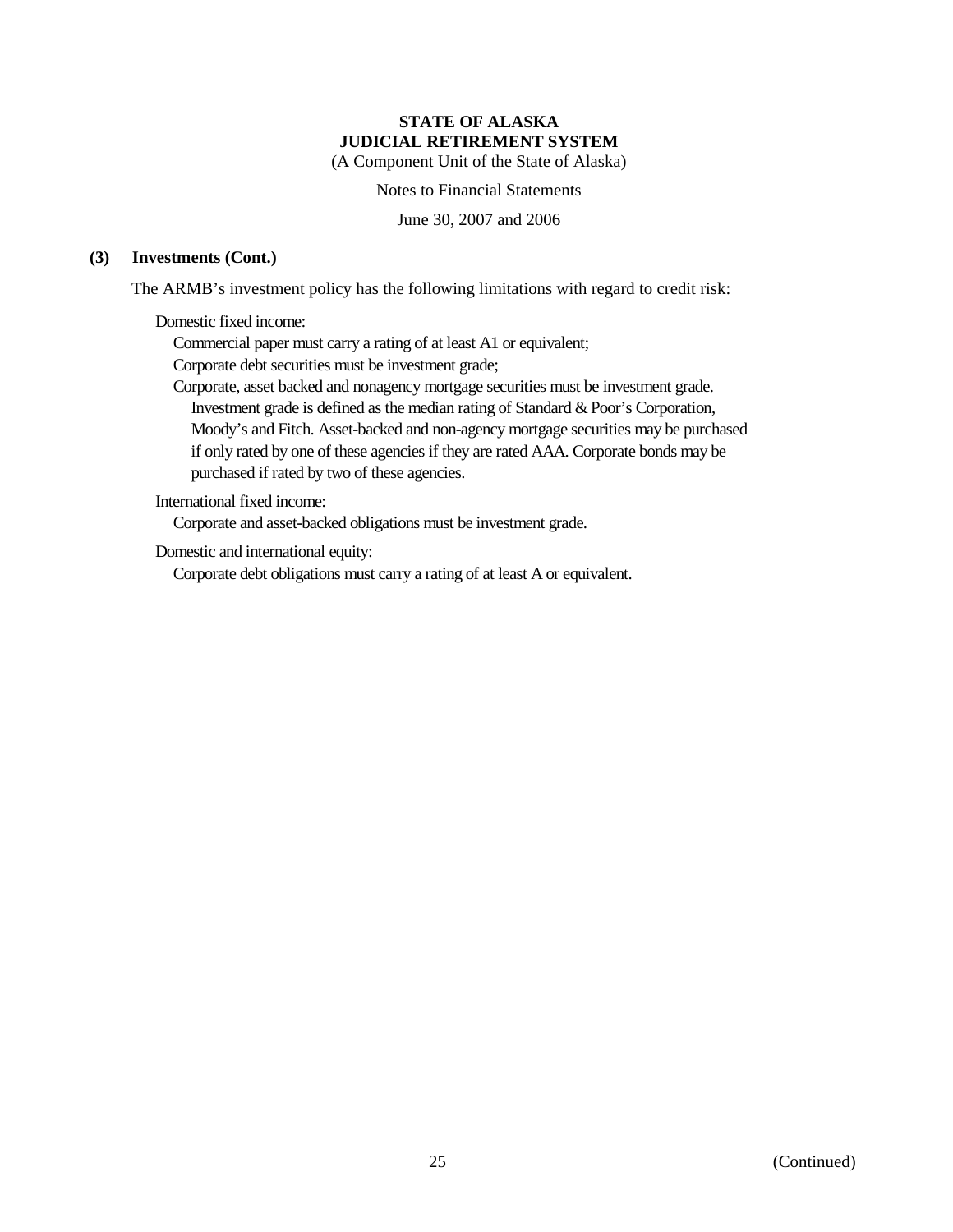## (3) Investments (Cont.)

The ARMB's investment policy has the following limitations with regard to credit risk:

Domestic fixed income:

- Commercial paper must carry a rating of at least A1 or equivalent;
- Corporate debt securities must be investment grade;
- Corporate, asset backed and nonagency mortgage securities must be investment grade. Investment grade is defined as the median rating of Standard & Poor's Corporation, Moody's and Fitch. Asset-backed and non-agency mortgage securities may be purchased if only rated by one of these agencies if they are rated AAA. Corporate bonds may be purchased if rated by two of these agencies.

International fixed income:

- Corporate and asset-backed obligations must be investment grade.

Domestic and international equity:

- Corporate debt obligations must carry a rating of at least A or equivalent.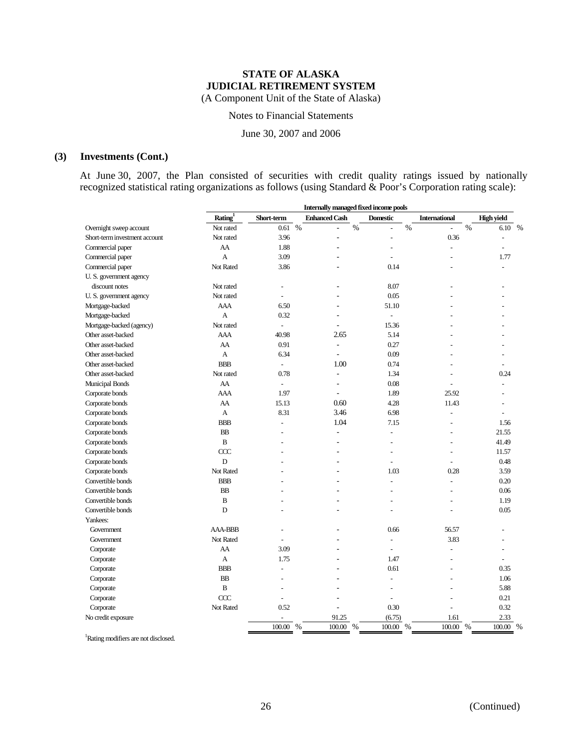**STATE OF ALASKA**
**JUDICIAL RETIREMENT SYSTEM**
(A Component Unit of the State of Alaska)

Notes to Financial Statements

June 30, 2007 and 2006

## (3) Investments (Cont.)

At June 30, 2007, the Plan consisted of securities with credit quality ratings issued by nationally recognized statistical rating organizations as follows (using Standard & Poor's Corporation rating scale):

| | | Internally managed fixed income pools | | | | |
|---|---|---|---|---|---|---|
| | Rating[1] | Short-term | Enhanced Cash | Domestic | International | High yield |
| Overnight sweep account | Not rated | 0.61 % | - % | - % | - % | 6.10 % |
| Short-term investment account | Not rated | 3.96 | - | - | 0.36 | - |
| Commercial paper | AA | 1.88 | - | - | - | - |
| Commercial paper | A | 3.09 | - | - | - | 1.77 |
| Commercial paper | Not Rated | 3.86 | - | 0.14 | - | - |
| U. S. government agency discount notes | Not rated | - | - | 8.07 | - | - |
| U. S. government agency | Not rated | - | - | 0.05 | - | - |
| Mortgage-backed | AAA | 6.50 | - | 51.10 | - | - |
| Mortgage-backed | A | 0.32 | - | - | - | - |
| Mortgage-backed (agency) | Not rated | - | - | 15.36 | - | - |
| Other asset-backed | AAA | 40.98 | 2.65 | 5.14 | - | - |
| Other asset-backed | AA | 0.91 | - | 0.27 | - | - |
| Other asset-backed | A | 6.34 | - | 0.09 | - | - |
| Other asset-backed | BBB | - | 1.00 | 0.74 | - | - |
| Other asset-backed | Not rated | 0.78 | - | 1.34 | - | 0.24 |
| Municipal Bonds | AA | - | - | 0.08 | - | - |
| Corporate bonds | AAA | 1.97 | - | 1.89 | 25.92 | - |
| Corporate bonds | AA | 15.13 | 0.60 | 4.28 | 11.43 | - |
| Corporate bonds | A | 8.31 | 3.46 | 6.98 | - | - |
| Corporate bonds | BBB | - | 1.04 | 7.15 | - | 1.56 |
| Corporate bonds | BB | - | - | - | - | 21.55 |
| Corporate bonds | B | - | - | - | - | 41.49 |
| Corporate bonds | CCC | - | - | - | - | 11.57 |
| Corporate bonds | D | - | - | - | - | 0.48 |
| Corporate bonds | Not Rated | - | - | 1.03 | 0.28 | 3.59 |
| Convertible bonds | BBB | - | - | - | - | 0.20 |
| Convertible bonds | BB | - | - | - | - | 0.06 |
| Convertible bonds | B | - | - | - | - | 1.19 |
| Convertible bonds | D | - | - | - | - | 0.05 |
| Yankees: | | | | | | |
| Government | AAA-BBB | - | - | 0.66 | 56.57 | - |
| Government | Not Rated | - | - | - | 3.83 | - |
| Corporate | AA | 3.09 | - | - | - | - |
| Corporate | A | 1.75 | - | 1.47 | - | - |
| Corporate | BBB | - | - | 0.61 | - | 0.35 |
| Corporate | BB | - | - | - | - | 1.06 |
| Corporate | B | - | - | - | - | 5.88 |
| Corporate | CCC | - | - | - | - | 0.21 |
| Corporate | Not Rated | 0.52 | - | 0.30 | - | 0.32 |
| No credit exposure | | - | 91.25 | (6.75) | 1.61 | 2.33 |
| | | 100.00 % | 100.00 % | 100.00 % | 100.00 % | 100.00 % |

[1]Rating modifiers are not disclosed.

(Continued)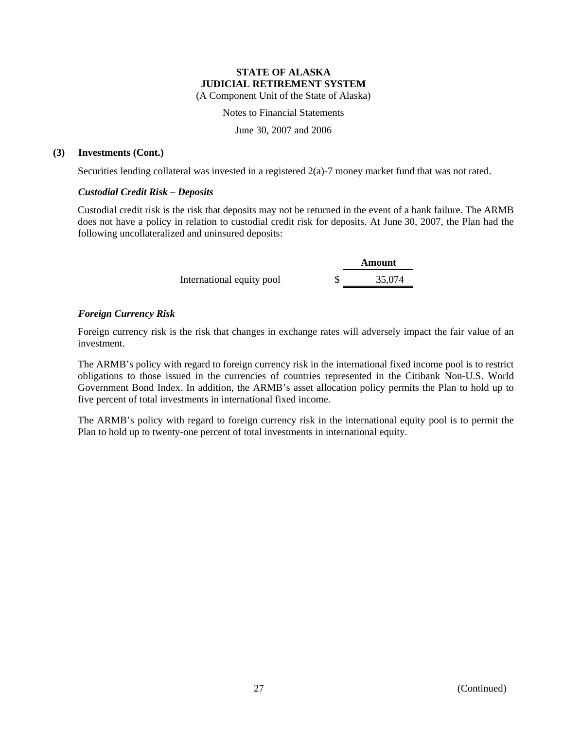### (3) Investments (Cont.)

Securities lending collateral was invested in a registered 2(a)-7 money market fund that was not rated.

***Custodial Credit Risk – Deposits***

Custodial credit risk is the risk that deposits may not be returned in the event of a bank failure. The ARMB does not have a policy in relation to custodial credit risk for deposits. At June 30, 2007, the Plan had the following uncollateralized and uninsured deposits:

| | Amount |
|---|---|
| International equity pool | $ 35,074 |

***Foreign Currency Risk***

Foreign currency risk is the risk that changes in exchange rates will adversely impact the fair value of an investment.

The ARMB's policy with regard to foreign currency risk in the international fixed income pool is to restrict obligations to those issued in the currencies of countries represented in the Citibank Non-U.S. World Government Bond Index. In addition, the ARMB's asset allocation policy permits the Plan to hold up to five percent of total investments in international fixed income.

The ARMB's policy with regard to foreign currency risk in the international equity pool is to permit the Plan to hold up to twenty-one percent of total investments in international equity.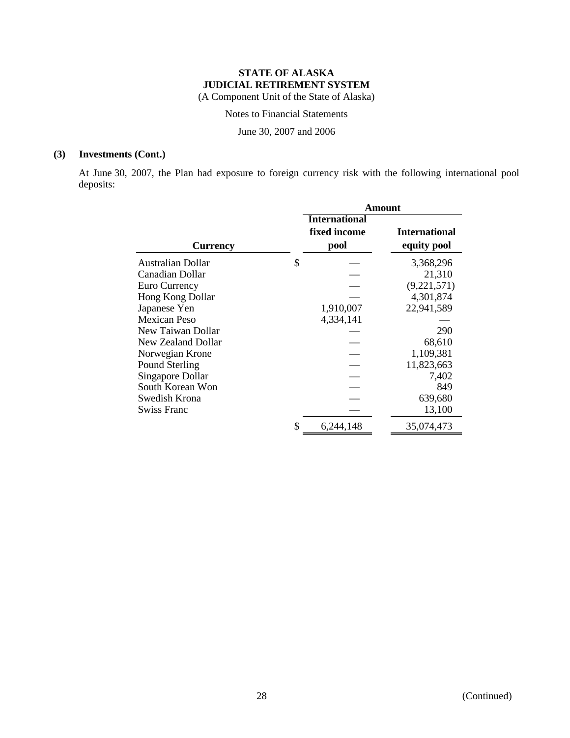**STATE OF ALASKA**
**JUDICIAL RETIREMENT SYSTEM**
(A Component Unit of the State of Alaska)

Notes to Financial Statements

June 30, 2007 and 2006

### (3) Investments (Cont.)

At June 30, 2007, the Plan had exposure to foreign currency risk with the following international pool deposits:

| | Amount | |
|---|---|---|
| **Currency** | **International fixed income pool** | **International equity pool** |
| Australian Dollar | $ — | 3,368,296 |
| Canadian Dollar | — | 21,310 |
| Euro Currency | — | (9,221,571) |
| Hong Kong Dollar | — | 4,301,874 |
| Japanese Yen | 1,910,007 | 22,941,589 |
| Mexican Peso | 4,334,141 | — |
| New Taiwan Dollar | — | 290 |
| New Zealand Dollar | — | 68,610 |
| Norwegian Krone | — | 1,109,381 |
| Pound Sterling | — | 11,823,663 |
| Singapore Dollar | — | 7,402 |
| South Korean Won | — | 849 |
| Swedish Krona | — | 639,680 |
| Swiss Franc | — | 13,100 |
| | $ 6,244,148 | 35,074,473 |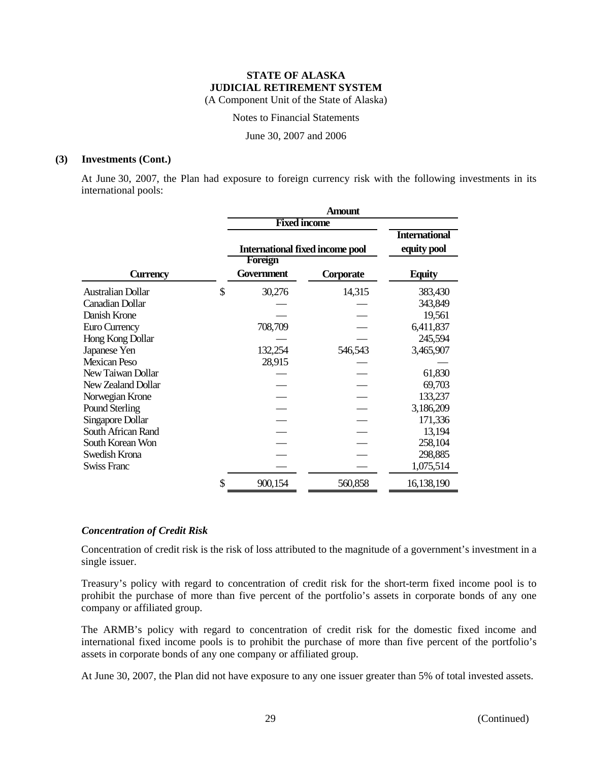**STATE OF ALASKA**
**JUDICIAL RETIREMENT SYSTEM**
(A Component Unit of the State of Alaska)

Notes to Financial Statements

June 30, 2007 and 2006

**(3) Investments (Cont.)**

At June 30, 2007, the Plan had exposure to foreign currency risk with the following investments in its international pools:

| | Amount | | |
|---|---|---|---|
| | Fixed income | | International equity pool |
| | International fixed income pool | | |
| **Currency** | **Foreign Government** | **Corporate** | **Equity** |
| Australian Dollar | $ 30,276 | 14,315 | 383,430 |
| Canadian Dollar | — | — | 343,849 |
| Danish Krone | — | — | 19,561 |
| Euro Currency | 708,709 | — | 6,411,837 |
| Hong Kong Dollar | — | — | 245,594 |
| Japanese Yen | 132,254 | 546,543 | 3,465,907 |
| Mexican Peso | 28,915 | — | — |
| New Taiwan Dollar | — | — | 61,830 |
| New Zealand Dollar | — | — | 69,703 |
| Norwegian Krone | — | — | 133,237 |
| Pound Sterling | — | — | 3,186,209 |
| Singapore Dollar | — | — | 171,336 |
| South African Rand | — | — | 13,194 |
| South Korean Won | — | — | 258,104 |
| Swedish Krona | — | — | 298,885 |
| Swiss Franc | — | — | 1,075,514 |
| | $ 900,154 | 560,858 | 16,138,190 |

*Concentration of Credit Risk*

Concentration of credit risk is the risk of loss attributed to the magnitude of a government's investment in a single issuer.

Treasury's policy with regard to concentration of credit risk for the short-term fixed income pool is to prohibit the purchase of more than five percent of the portfolio's assets in corporate bonds of any one company or affiliated group.

The ARMB's policy with regard to concentration of credit risk for the domestic fixed income and international fixed income pools is to prohibit the purchase of more than five percent of the portfolio's assets in corporate bonds of any one company or affiliated group.

At June 30, 2007, the Plan did not have exposure to any one issuer greater than 5% of total invested assets.

(Continued)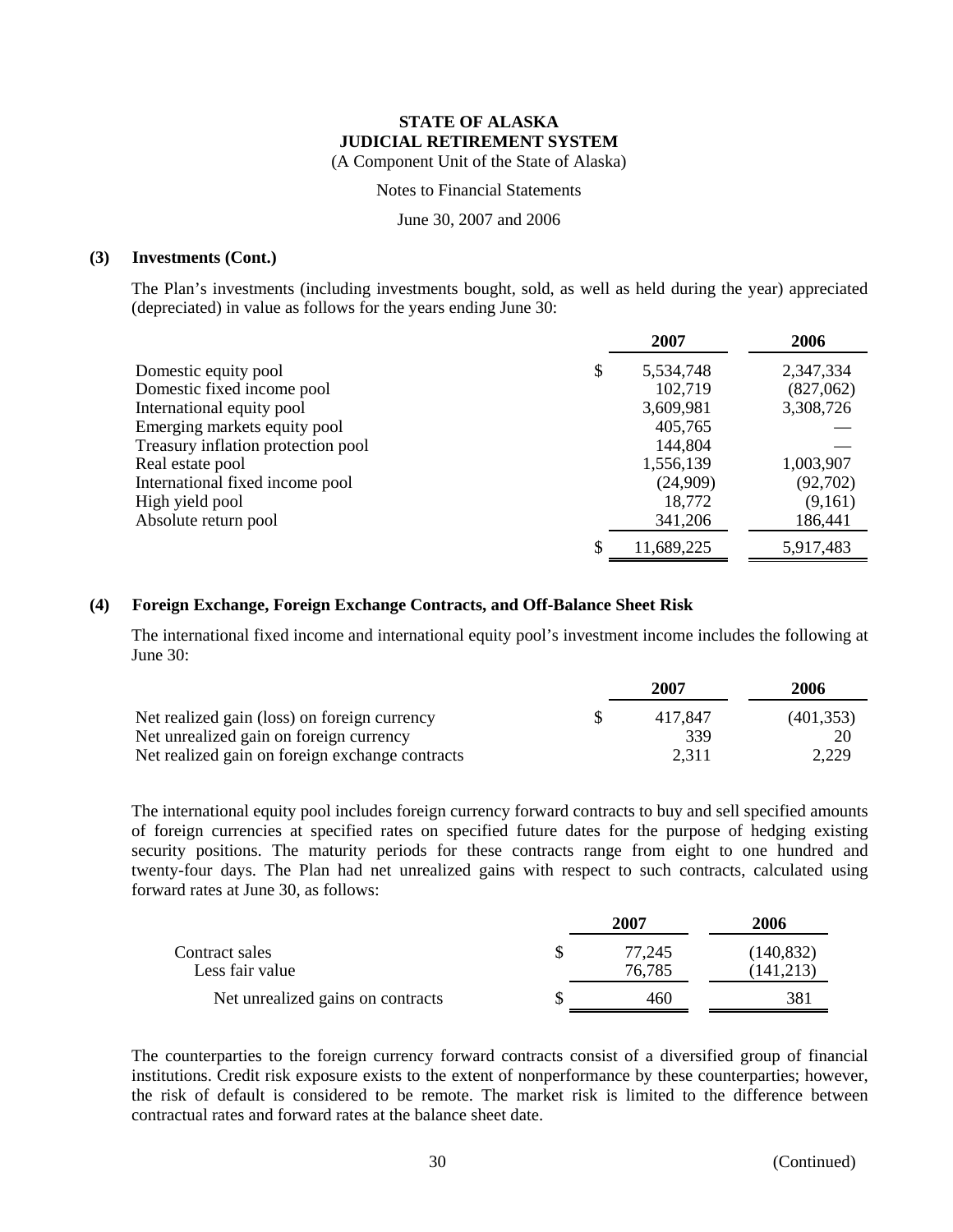**STATE OF ALASKA**
**JUDICIAL RETIREMENT SYSTEM**
(A Component Unit of the State of Alaska)

Notes to Financial Statements

June 30, 2007 and 2006

**(3) Investments (Cont.)**

The Plan's investments (including investments bought, sold, as well as held during the year) appreciated (depreciated) in value as follows for the years ending June 30:

| | 2007 | 2006 |
|---|---|---|
| Domestic equity pool | $ 5,534,748 | 2,347,334 |
| Domestic fixed income pool | 102,719 | (827,062) |
| International equity pool | 3,609,981 | 3,308,726 |
| Emerging markets equity pool | 405,765 | — |
| Treasury inflation protection pool | 144,804 | — |
| Real estate pool | 1,556,139 | 1,003,907 |
| International fixed income pool | (24,909) | (92,702) |
| High yield pool | 18,772 | (9,161) |
| Absolute return pool | 341,206 | 186,441 |
| | $ 11,689,225 | 5,917,483 |

**(4) Foreign Exchange, Foreign Exchange Contracts, and Off-Balance Sheet Risk**

The international fixed income and international equity pool's investment income includes the following at June 30:

| | 2007 | 2006 |
|---|---|---|
| Net realized gain (loss) on foreign currency | $ 417,847 | (401,353) |
| Net unrealized gain on foreign currency | 339 | 20 |
| Net realized gain on foreign exchange contracts | 2,311 | 2,229 |

The international equity pool includes foreign currency forward contracts to buy and sell specified amounts of foreign currencies at specified rates on specified future dates for the purpose of hedging existing security positions. The maturity periods for these contracts range from eight to one hundred and twenty-four days. The Plan had net unrealized gains with respect to such contracts, calculated using forward rates at June 30, as follows:

| | 2007 | 2006 |
|---|---|---|
| Contract sales | $ 77,245 | (140,832) |
| Less fair value | 76,785 | (141,213) |
| Net unrealized gains on contracts | $ 460 | 381 |

The counterparties to the foreign currency forward contracts consist of a diversified group of financial institutions. Credit risk exposure exists to the extent of nonperformance by these counterparties; however, the risk of default is considered to be remote. The market risk is limited to the difference between contractual rates and forward rates at the balance sheet date.

(Continued)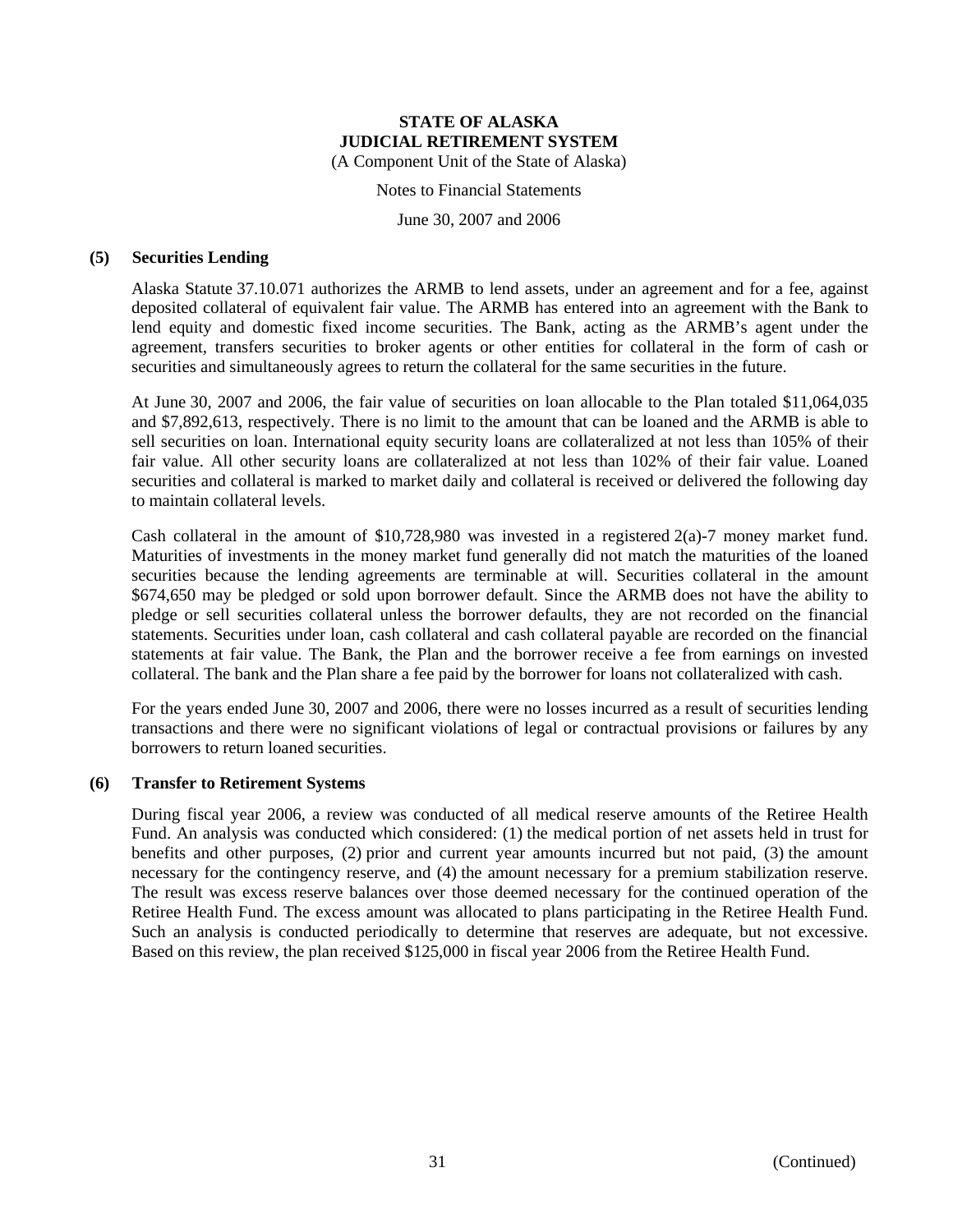## (5) Securities Lending

Alaska Statute 37.10.071 authorizes the ARMB to lend assets, under an agreement and for a fee, against deposited collateral of equivalent fair value. The ARMB has entered into an agreement with the Bank to lend equity and domestic fixed income securities. The Bank, acting as the ARMB's agent under the agreement, transfers securities to broker agents or other entities for collateral in the form of cash or securities and simultaneously agrees to return the collateral for the same securities in the future.

At June 30, 2007 and 2006, the fair value of securities on loan allocable to the Plan totaled \$11,064,035 and \$7,892,613, respectively. There is no limit to the amount that can be loaned and the ARMB is able to sell securities on loan. International equity security loans are collateralized at not less than 105% of their fair value. All other security loans are collateralized at not less than 102% of their fair value. Loaned securities and collateral is marked to market daily and collateral is received or delivered the following day to maintain collateral levels.

Cash collateral in the amount of \$10,728,980 was invested in a registered 2(a)-7 money market fund. Maturities of investments in the money market fund generally did not match the maturities of the loaned securities because the lending agreements are terminable at will. Securities collateral in the amount \$674,650 may be pledged or sold upon borrower default. Since the ARMB does not have the ability to pledge or sell securities collateral unless the borrower defaults, they are not recorded on the financial statements. Securities under loan, cash collateral and cash collateral payable are recorded on the financial statements at fair value. The Bank, the Plan and the borrower receive a fee from earnings on invested collateral. The bank and the Plan share a fee paid by the borrower for loans not collateralized with cash.

For the years ended June 30, 2007 and 2006, there were no losses incurred as a result of securities lending transactions and there were no significant violations of legal or contractual provisions or failures by any borrowers to return loaned securities.

## (6) Transfer to Retirement Systems

During fiscal year 2006, a review was conducted of all medical reserve amounts of the Retiree Health Fund. An analysis was conducted which considered: (1) the medical portion of net assets held in trust for benefits and other purposes, (2) prior and current year amounts incurred but not paid, (3) the amount necessary for the contingency reserve, and (4) the amount necessary for a premium stabilization reserve. The result was excess reserve balances over those deemed necessary for the continued operation of the Retiree Health Fund. The excess amount was allocated to plans participating in the Retiree Health Fund. Such an analysis is conducted periodically to determine that reserves are adequate, but not excessive. Based on this review, the plan received \$125,000 in fiscal year 2006 from the Retiree Health Fund.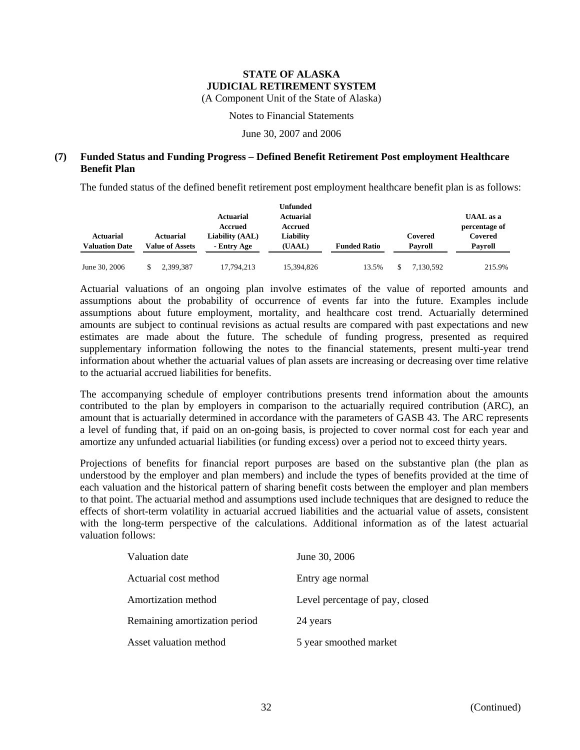**STATE OF ALASKA**
**JUDICIAL RETIREMENT SYSTEM**
(A Component Unit of the State of Alaska)

Notes to Financial Statements

June 30, 2007 and 2006

## (7) Funded Status and Funding Progress – Defined Benefit Retirement Post employment Healthcare Benefit Plan

The funded status of the defined benefit retirement post employment healthcare benefit plan is as follows:

| Actuarial Valuation Date | Actuarial Value of Assets | Actuarial Accrued Liability (AAL) - Entry Age | Unfunded Actuarial Accrued Liability (UAAL) | Funded Ratio | Covered Payroll | UAAL as a percentage of Covered Payroll |
|---|---|---|---|---|---|---|
| June 30, 2006 | $ 2,399,387 | 17,794,213 | 15,394,826 | 13.5% | $ 7,130,592 | 215.9% |

Actuarial valuations of an ongoing plan involve estimates of the value of reported amounts and assumptions about the probability of occurrence of events far into the future. Examples include assumptions about future employment, mortality, and healthcare cost trend. Actuarially determined amounts are subject to continual revisions as actual results are compared with past expectations and new estimates are made about the future. The schedule of funding progress, presented as required supplementary information following the notes to the financial statements, present multi-year trend information about whether the actuarial values of plan assets are increasing or decreasing over time relative to the actuarial accrued liabilities for benefits.

The accompanying schedule of employer contributions presents trend information about the amounts contributed to the plan by employers in comparison to the actuarially required contribution (ARC), an amount that is actuarially determined in accordance with the parameters of GASB 43. The ARC represents a level of funding that, if paid on an on-going basis, is projected to cover normal cost for each year and amortize any unfunded actuarial liabilities (or funding excess) over a period not to exceed thirty years.

Projections of benefits for financial report purposes are based on the substantive plan (the plan as understood by the employer and plan members) and include the types of benefits provided at the time of each valuation and the historical pattern of sharing benefit costs between the employer and plan members to that point. The actuarial method and assumptions used include techniques that are designed to reduce the effects of short-term volatility in actuarial accrued liabilities and the actuarial value of assets, consistent with the long-term perspective of the calculations. Additional information as of the latest actuarial valuation follows:

| | |
|---|---|
| Valuation date | June 30, 2006 |
| Actuarial cost method | Entry age normal |
| Amortization method | Level percentage of pay, closed |
| Remaining amortization period | 24 years |
| Asset valuation method | 5 year smoothed market |

(Continued)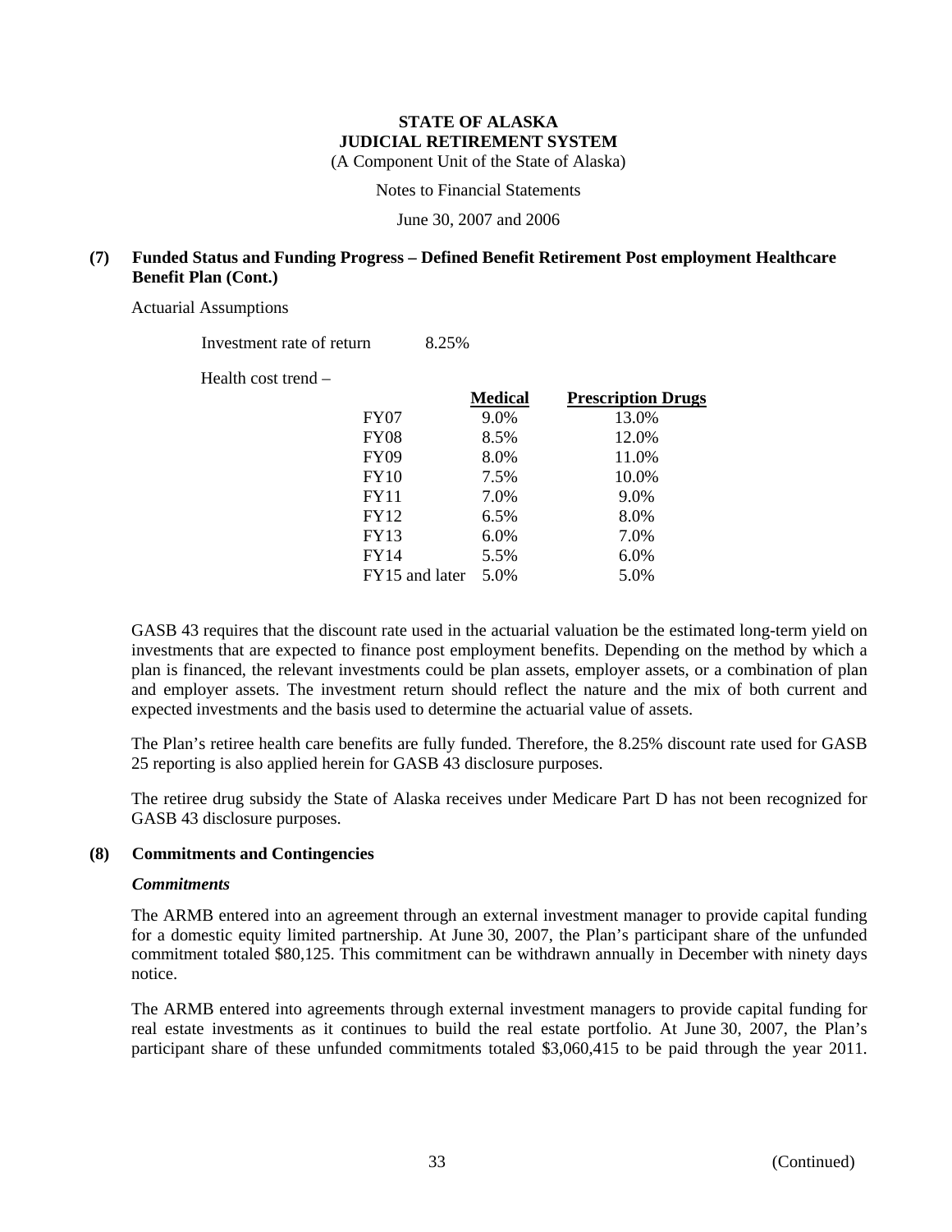**(7) Funded Status and Funding Progress – Defined Benefit Retirement Post employment Healthcare Benefit Plan (Cont.)**

Actuarial Assumptions

Investment rate of return 8.25%

Health cost trend –

| | Medical | Prescription Drugs |
|---|---|---|
| FY07 | 9.0% | 13.0% |
| FY08 | 8.5% | 12.0% |
| FY09 | 8.0% | 11.0% |
| FY10 | 7.5% | 10.0% |
| FY11 | 7.0% | 9.0% |
| FY12 | 6.5% | 8.0% |
| FY13 | 6.0% | 7.0% |
| FY14 | 5.5% | 6.0% |
| FY15 and later | 5.0% | 5.0% |

GASB 43 requires that the discount rate used in the actuarial valuation be the estimated long-term yield on investments that are expected to finance post employment benefits. Depending on the method by which a plan is financed, the relevant investments could be plan assets, employer assets, or a combination of plan and employer assets. The investment return should reflect the nature and the mix of both current and expected investments and the basis used to determine the actuarial value of assets.

The Plan's retiree health care benefits are fully funded. Therefore, the 8.25% discount rate used for GASB 25 reporting is also applied herein for GASB 43 disclosure purposes.

The retiree drug subsidy the State of Alaska receives under Medicare Part D has not been recognized for GASB 43 disclosure purposes.

**(8) Commitments and Contingencies**

***Commitments***

The ARMB entered into an agreement through an external investment manager to provide capital funding for a domestic equity limited partnership. At June 30, 2007, the Plan's participant share of the unfunded commitment totaled $80,125. This commitment can be withdrawn annually in December with ninety days notice.

The ARMB entered into agreements through external investment managers to provide capital funding for real estate investments as it continues to build the real estate portfolio. At June 30, 2007, the Plan's participant share of these unfunded commitments totaled $3,060,415 to be paid through the year 2011.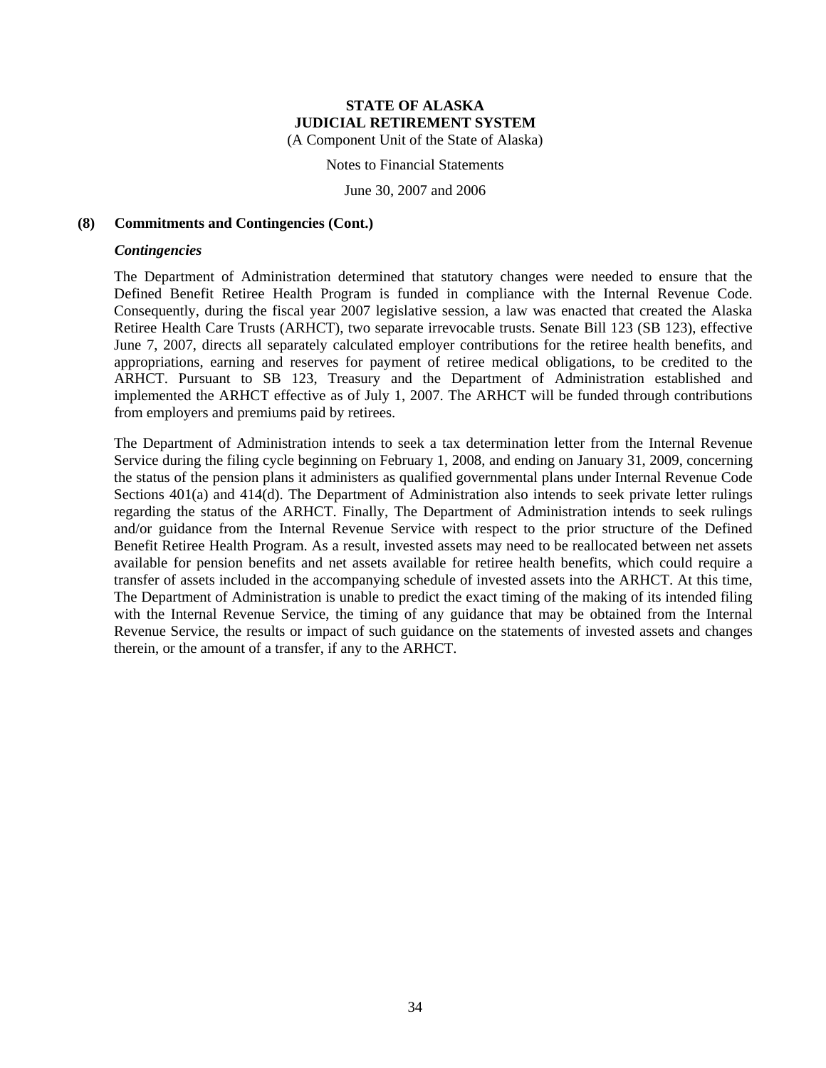**STATE OF ALASKA**
**JUDICIAL RETIREMENT SYSTEM**
(A Component Unit of the State of Alaska)

Notes to Financial Statements

June 30, 2007 and 2006

**(8) Commitments and Contingencies (Cont.)**

***Contingencies***

The Department of Administration determined that statutory changes were needed to ensure that the Defined Benefit Retiree Health Program is funded in compliance with the Internal Revenue Code. Consequently, during the fiscal year 2007 legislative session, a law was enacted that created the Alaska Retiree Health Care Trusts (ARHCT), two separate irrevocable trusts. Senate Bill 123 (SB 123), effective June 7, 2007, directs all separately calculated employer contributions for the retiree health benefits, and appropriations, earning and reserves for payment of retiree medical obligations, to be credited to the ARHCT. Pursuant to SB 123, Treasury and the Department of Administration established and implemented the ARHCT effective as of July 1, 2007. The ARHCT will be funded through contributions from employers and premiums paid by retirees.

The Department of Administration intends to seek a tax determination letter from the Internal Revenue Service during the filing cycle beginning on February 1, 2008, and ending on January 31, 2009, concerning the status of the pension plans it administers as qualified governmental plans under Internal Revenue Code Sections 401(a) and 414(d). The Department of Administration also intends to seek private letter rulings regarding the status of the ARHCT. Finally, The Department of Administration intends to seek rulings and/or guidance from the Internal Revenue Service with respect to the prior structure of the Defined Benefit Retiree Health Program. As a result, invested assets may need to be reallocated between net assets available for pension benefits and net assets available for retiree health benefits, which could require a transfer of assets included in the accompanying schedule of invested assets into the ARHCT. At this time, The Department of Administration is unable to predict the exact timing of the making of its intended filing with the Internal Revenue Service, the timing of any guidance that may be obtained from the Internal Revenue Service, the results or impact of such guidance on the statements of invested assets and changes therein, or the amount of a transfer, if any to the ARHCT.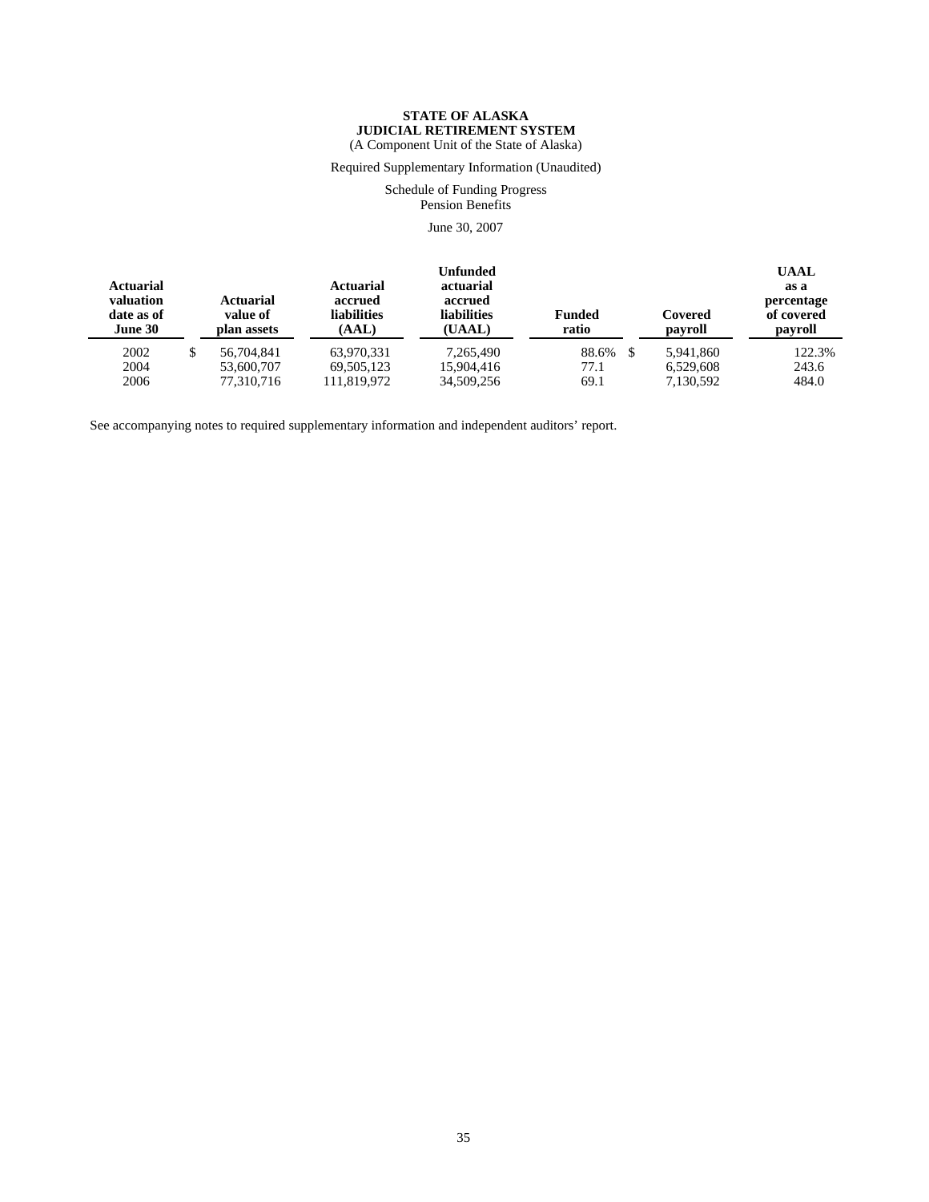**STATE OF ALASKA**
**JUDICIAL RETIREMENT SYSTEM**
(A Component Unit of the State of Alaska)

Required Supplementary Information (Unaudited)

Schedule of Funding Progress
Pension Benefits

June 30, 2007

| Actuarial valuation date as of June 30 | Actuarial value of plan assets | Actuarial accrued liabilities (AAL) | Unfunded actuarial accrued liabilities (UAAL) | Funded ratio | Covered payroll | UAAL as a percentage of covered payroll |
|---|---|---|---|---|---|---|
| 2002 | $ 56,704,841 | 63,970,331 | 7,265,490 | 88.6% | $ 5,941,860 | 122.3% |
| 2004 | 53,600,707 | 69,505,123 | 15,904,416 | 77.1 | 6,529,608 | 243.6 |
| 2006 | 77,310,716 | 111,819,972 | 34,509,256 | 69.1 | 7,130,592 | 484.0 |

See accompanying notes to required supplementary information and independent auditors' report.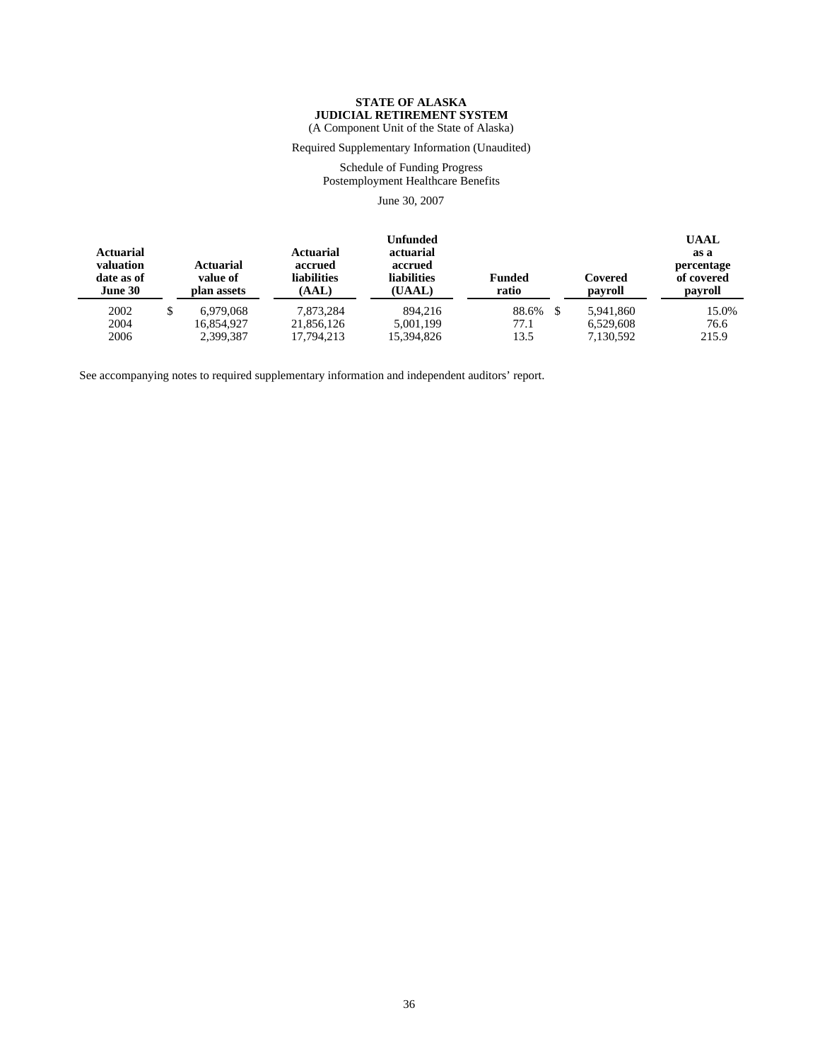**STATE OF ALASKA**
**JUDICIAL RETIREMENT SYSTEM**
(A Component Unit of the State of Alaska)

Required Supplementary Information (Unaudited)

Schedule of Funding Progress
Postemployment Healthcare Benefits

June 30, 2007

| Actuarial valuation date as of June 30 | Actuarial value of plan assets | Actuarial accrued liabilities (AAL) | Unfunded actuarial accrued liabilities (UAAL) | Funded ratio | Covered payroll | UAAL as a percentage of covered payroll |
|---|---|---|---|---|---|---|
| 2002 | $ 6,979,068 | 7,873,284 | 894,216 | 88.6% | $ 5,941,860 | 15.0% |
| 2004 | 16,854,927 | 21,856,126 | 5,001,199 | 77.1 | 6,529,608 | 76.6 |
| 2006 | 2,399,387 | 17,794,213 | 15,394,826 | 13.5 | 7,130,592 | 215.9 |

See accompanying notes to required supplementary information and independent auditors' report.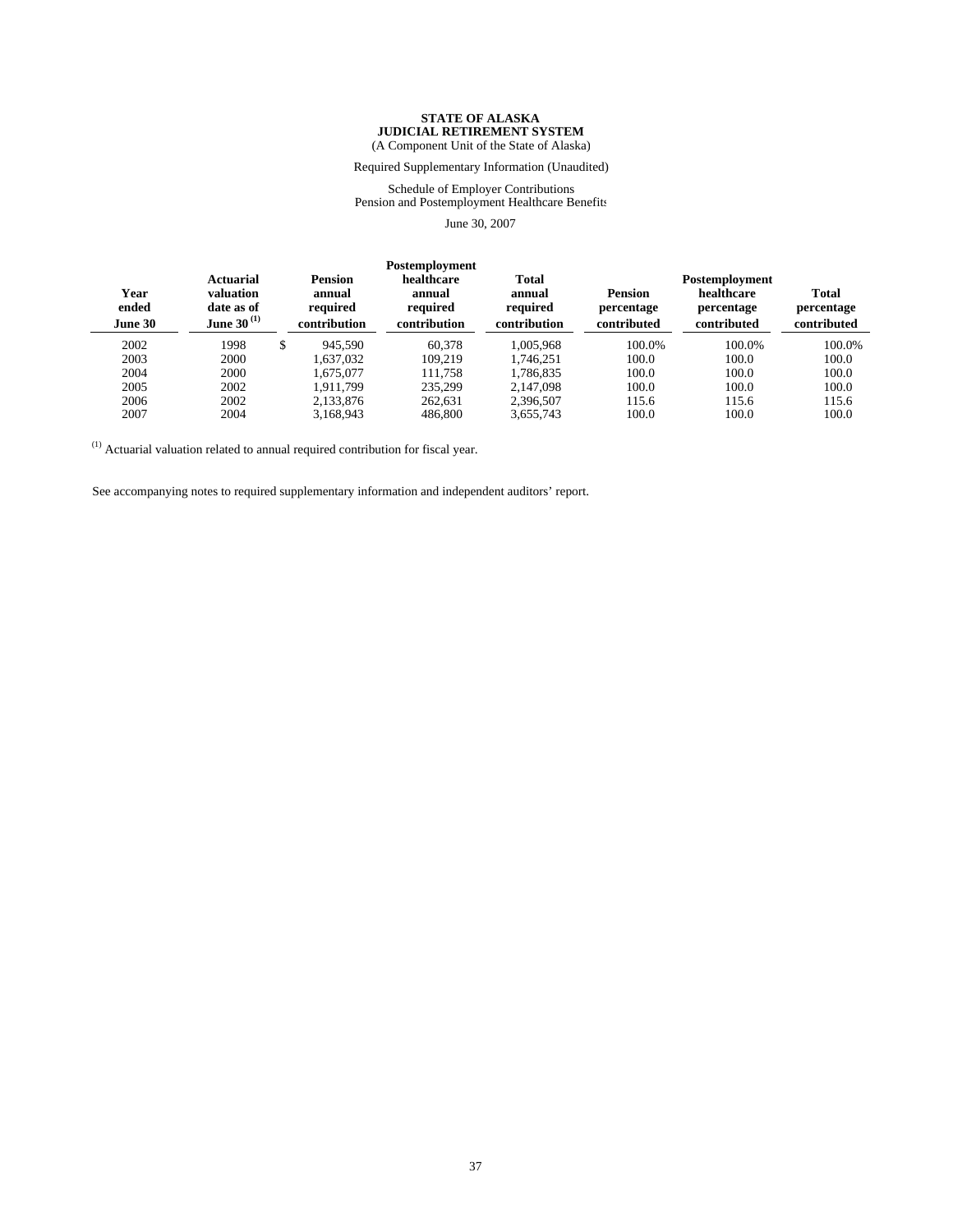**STATE OF ALASKA**
**JUDICIAL RETIREMENT SYSTEM**
(A Component Unit of the State of Alaska)

Required Supplementary Information (Unaudited)

Schedule of Employer Contributions
Pension and Postemployment Healthcare Benefits

June 30, 2007

| Year ended June 30 | Actuarial valuation date as of June 30 [(1)] | Pension annual required contribution | Postemployment healthcare annual required contribution | Total annual required contribution | Pension percentage contributed | Postemployment healthcare percentage contributed | Total percentage contributed |
|---|---|---|---|---|---|---|---|
| 2002 | 1998 | $ 945,590 | 60,378 | 1,005,968 | 100.0% | 100.0% | 100.0% |
| 2003 | 2000 | 1,637,032 | 109,219 | 1,746,251 | 100.0 | 100.0 | 100.0 |
| 2004 | 2000 | 1,675,077 | 111,758 | 1,786,835 | 100.0 | 100.0 | 100.0 |
| 2005 | 2002 | 1,911,799 | 235,299 | 2,147,098 | 100.0 | 100.0 | 100.0 |
| 2006 | 2002 | 2,133,876 | 262,631 | 2,396,507 | 115.6 | 115.6 | 115.6 |
| 2007 | 2004 | 3,168,943 | 486,800 | 3,655,743 | 100.0 | 100.0 | 100.0 |

[(1)] Actuarial valuation related to annual required contribution for fiscal year.

See accompanying notes to required supplementary information and independent auditors' report.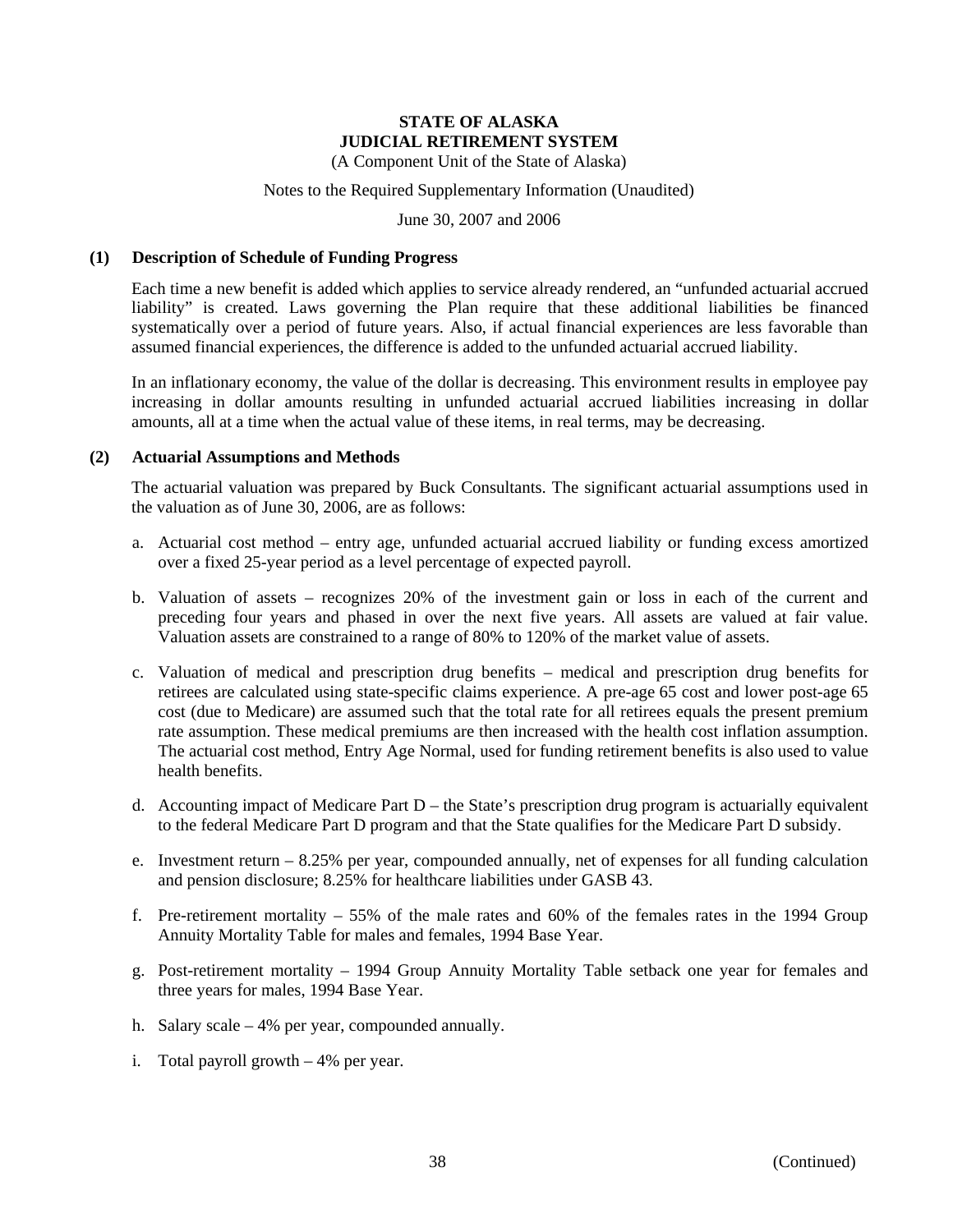**STATE OF ALASKA**
**JUDICIAL RETIREMENT SYSTEM**
(A Component Unit of the State of Alaska)

Notes to the Required Supplementary Information (Unaudited)

June 30, 2007 and 2006

**(1) Description of Schedule of Funding Progress**

Each time a new benefit is added which applies to service already rendered, an “unfunded actuarial accrued liability” is created. Laws governing the Plan require that these additional liabilities be financed systematically over a period of future years. Also, if actual financial experiences are less favorable than assumed financial experiences, the difference is added to the unfunded actuarial accrued liability.

In an inflationary economy, the value of the dollar is decreasing. This environment results in employee pay increasing in dollar amounts resulting in unfunded actuarial accrued liabilities increasing in dollar amounts, all at a time when the actual value of these items, in real terms, may be decreasing.

**(2) Actuarial Assumptions and Methods**

The actuarial valuation was prepared by Buck Consultants. The significant actuarial assumptions used in the valuation as of June 30, 2006, are as follows:

a. Actuarial cost method – entry age, unfunded actuarial accrued liability or funding excess amortized over a fixed 25-year period as a level percentage of expected payroll.

b. Valuation of assets – recognizes 20% of the investment gain or loss in each of the current and preceding four years and phased in over the next five years. All assets are valued at fair value. Valuation assets are constrained to a range of 80% to 120% of the market value of assets.

c. Valuation of medical and prescription drug benefits – medical and prescription drug benefits for retirees are calculated using state-specific claims experience. A pre-age 65 cost and lower post-age 65 cost (due to Medicare) are assumed such that the total rate for all retirees equals the present premium rate assumption. These medical premiums are then increased with the health cost inflation assumption. The actuarial cost method, Entry Age Normal, used for funding retirement benefits is also used to value health benefits.

d. Accounting impact of Medicare Part D – the State’s prescription drug program is actuarially equivalent to the federal Medicare Part D program and that the State qualifies for the Medicare Part D subsidy.

e. Investment return – 8.25% per year, compounded annually, net of expenses for all funding calculation and pension disclosure; 8.25% for healthcare liabilities under GASB 43.

f. Pre-retirement mortality – 55% of the male rates and 60% of the females rates in the 1994 Group Annuity Mortality Table for males and females, 1994 Base Year.

g. Post-retirement mortality – 1994 Group Annuity Mortality Table setback one year for females and three years for males, 1994 Base Year.

h. Salary scale – 4% per year, compounded annually.

i. Total payroll growth – 4% per year.

(Continued)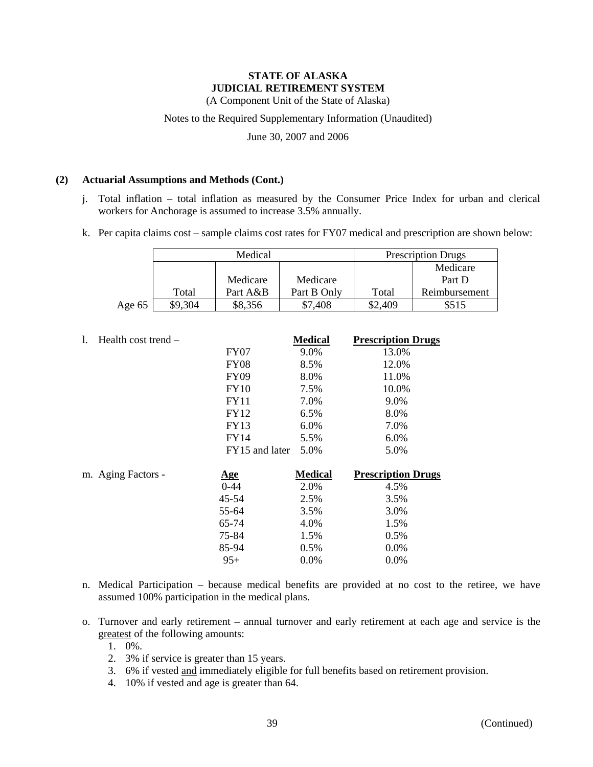**STATE OF ALASKA**
**JUDICIAL RETIREMENT SYSTEM**
(A Component Unit of the State of Alaska)

Notes to the Required Supplementary Information (Unaudited)

June 30, 2007 and 2006

**(2) Actuarial Assumptions and Methods (Cont.)**

j. Total inflation – total inflation as measured by the Consumer Price Index for urban and clerical workers for Anchorage is assumed to increase 3.5% annually.

k. Per capita claims cost – sample claims cost rates for FY07 medical and prescription are shown below:

| | Medical | | | Prescription Drugs | |
|---|---|---|---|---|---|
| | Total | Medicare Part A&B | Medicare Part B Only | Total | Medicare Part D Reimbursement |
| Age 65 | $9,304 | $8,356 | $7,408 | $2,409 | $515 |

l. Health cost trend –

| | Medical | Prescription Drugs |
|---|---|---|
| FY07 | 9.0% | 13.0% |
| FY08 | 8.5% | 12.0% |
| FY09 | 8.0% | 11.0% |
| FY10 | 7.5% | 10.0% |
| FY11 | 7.0% | 9.0% |
| FY12 | 6.5% | 8.0% |
| FY13 | 6.0% | 7.0% |
| FY14 | 5.5% | 6.0% |
| FY15 and later | 5.0% | 5.0% |

m. Aging Factors -

| Age | Medical | Prescription Drugs |
|---|---|---|
| 0-44 | 2.0% | 4.5% |
| 45-54 | 2.5% | 3.5% |
| 55-64 | 3.5% | 3.0% |
| 65-74 | 4.0% | 1.5% |
| 75-84 | 1.5% | 0.5% |
| 85-94 | 0.5% | 0.0% |
| 95+ | 0.0% | 0.0% |

n. Medical Participation – because medical benefits are provided at no cost to the retiree, we have assumed 100% participation in the medical plans.

o. Turnover and early retirement – annual turnover and early retirement at each age and service is the greatest of the following amounts:

1. 0%.
2. 3% if service is greater than 15 years.
3. 6% if vested and immediately eligible for full benefits based on retirement provision.
4. 10% if vested and age is greater than 64.

(Continued)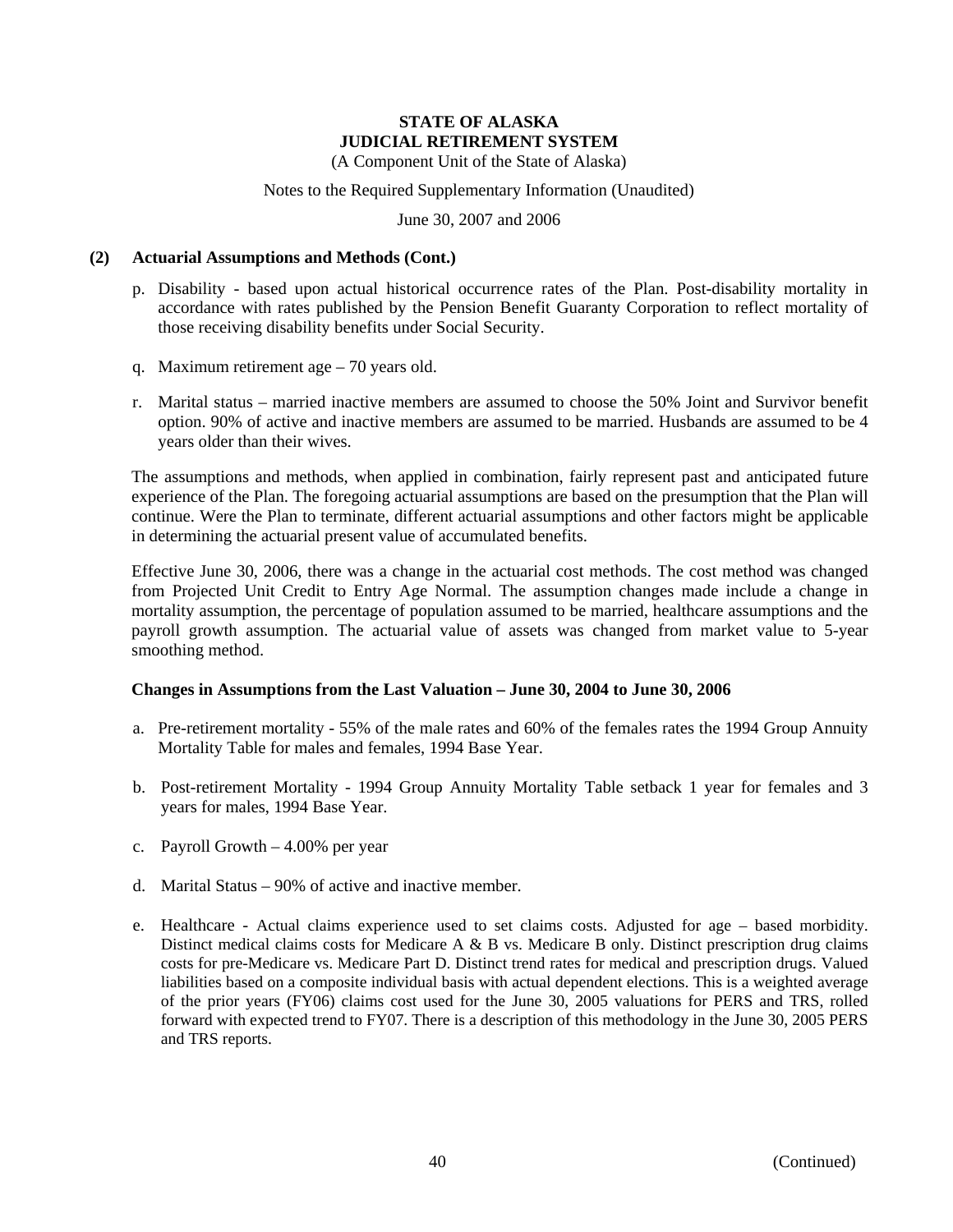**STATE OF ALASKA**
**JUDICIAL RETIREMENT SYSTEM**
(A Component Unit of the State of Alaska)

Notes to the Required Supplementary Information (Unaudited)

June 30, 2007 and 2006

**(2) Actuarial Assumptions and Methods (Cont.)**

p. Disability - based upon actual historical occurrence rates of the Plan. Post-disability mortality in accordance with rates published by the Pension Benefit Guaranty Corporation to reflect mortality of those receiving disability benefits under Social Security.

q. Maximum retirement age – 70 years old.

r. Marital status – married inactive members are assumed to choose the 50% Joint and Survivor benefit option. 90% of active and inactive members are assumed to be married. Husbands are assumed to be 4 years older than their wives.

The assumptions and methods, when applied in combination, fairly represent past and anticipated future experience of the Plan. The foregoing actuarial assumptions are based on the presumption that the Plan will continue. Were the Plan to terminate, different actuarial assumptions and other factors might be applicable in determining the actuarial present value of accumulated benefits.

Effective June 30, 2006, there was a change in the actuarial cost methods. The cost method was changed from Projected Unit Credit to Entry Age Normal. The assumption changes made include a change in mortality assumption, the percentage of population assumed to be married, healthcare assumptions and the payroll growth assumption. The actuarial value of assets was changed from market value to 5-year smoothing method.

**Changes in Assumptions from the Last Valuation – June 30, 2004 to June 30, 2006**

a. Pre-retirement mortality - 55% of the male rates and 60% of the females rates the 1994 Group Annuity Mortality Table for males and females, 1994 Base Year.

b. Post-retirement Mortality - 1994 Group Annuity Mortality Table setback 1 year for females and 3 years for males, 1994 Base Year.

c. Payroll Growth – 4.00% per year

d. Marital Status – 90% of active and inactive member.

e. Healthcare - Actual claims experience used to set claims costs. Adjusted for age – based morbidity. Distinct medical claims costs for Medicare A & B vs. Medicare B only. Distinct prescription drug claims costs for pre-Medicare vs. Medicare Part D. Distinct trend rates for medical and prescription drugs. Valued liabilities based on a composite individual basis with actual dependent elections. This is a weighted average of the prior years (FY06) claims cost used for the June 30, 2005 valuations for PERS and TRS, rolled forward with expected trend to FY07. There is a description of this methodology in the June 30, 2005 PERS and TRS reports.

(Continued)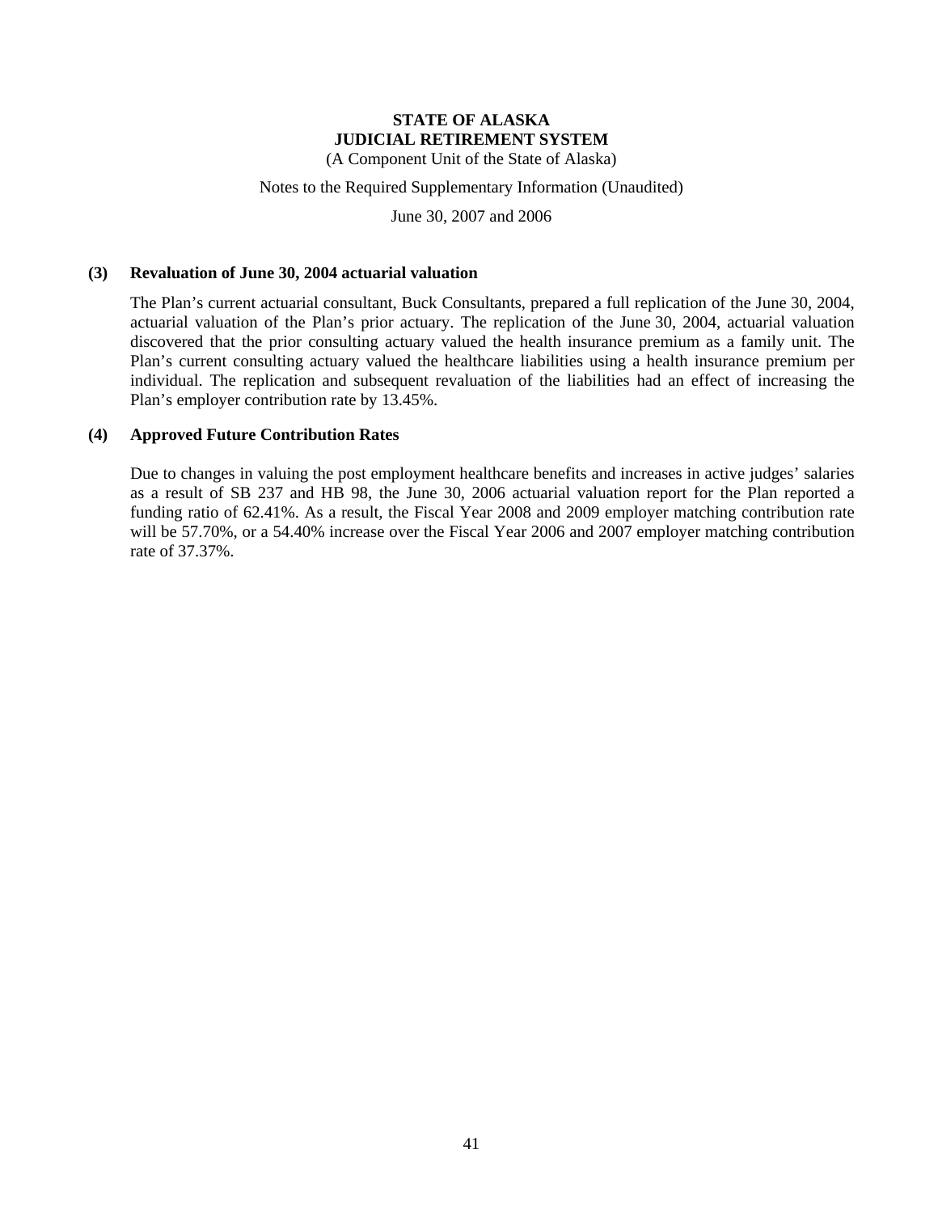# STATE OF ALASKA
# JUDICIAL RETIREMENT SYSTEM

(A Component Unit of the State of Alaska)

Notes to the Required Supplementary Information (Unaudited)

June 30, 2007 and 2006

## (3) Revaluation of June 30, 2004 actuarial valuation

The Plan's current actuarial consultant, Buck Consultants, prepared a full replication of the June 30, 2004, actuarial valuation of the Plan's prior actuary. The replication of the June 30, 2004, actuarial valuation discovered that the prior consulting actuary valued the health insurance premium as a family unit. The Plan's current consulting actuary valued the healthcare liabilities using a health insurance premium per individual. The replication and subsequent revaluation of the liabilities had an effect of increasing the Plan's employer contribution rate by 13.45%.

## (4) Approved Future Contribution Rates

Due to changes in valuing the post employment healthcare benefits and increases in active judges' salaries as a result of SB 237 and HB 98, the June 30, 2006 actuarial valuation report for the Plan reported a funding ratio of 62.41%. As a result, the Fiscal Year 2008 and 2009 employer matching contribution rate will be 57.70%, or a 54.40% increase over the Fiscal Year 2006 and 2007 employer matching contribution rate of 37.37%.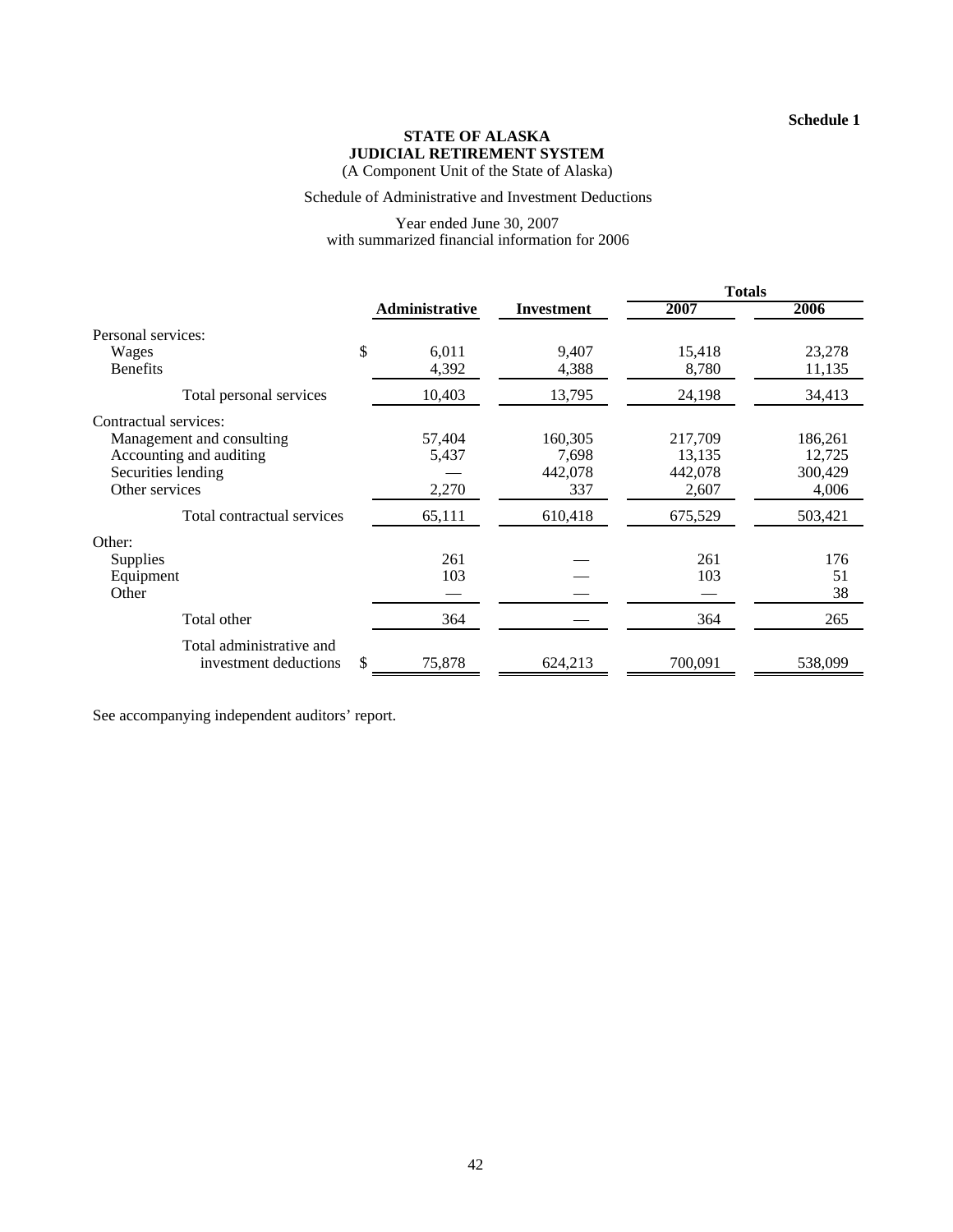Schedule 1

# STATE OF ALASKA
# JUDICIAL RETIREMENT SYSTEM

(A Component Unit of the State of Alaska)

Schedule of Administrative and Investment Deductions

Year ended June 30, 2007
with summarized financial information for 2006

| | Administrative | Investment | Totals 2007 | Totals 2006 |
|---|---|---|---|---|
| Personal services: | | | | |
| Wages | $ 6,011 | 9,407 | 15,418 | 23,278 |
| Benefits | 4,392 | 4,388 | 8,780 | 11,135 |
| Total personal services | 10,403 | 13,795 | 24,198 | 34,413 |
| Contractual services: | | | | |
| Management and consulting | 57,404 | 160,305 | 217,709 | 186,261 |
| Accounting and auditing | 5,437 | 7,698 | 13,135 | 12,725 |
| Securities lending | — | 442,078 | 442,078 | 300,429 |
| Other services | 2,270 | 337 | 2,607 | 4,006 |
| Total contractual services | 65,111 | 610,418 | 675,529 | 503,421 |
| Other: | | | | |
| Supplies | 261 | — | 261 | 176 |
| Equipment | 103 | — | 103 | 51 |
| Other | — | — | — | 38 |
| Total other | 364 | — | 364 | 265 |
| Total administrative and investment deductions | $ 75,878 | 624,213 | 700,091 | 538,099 |

See accompanying independent auditors' report.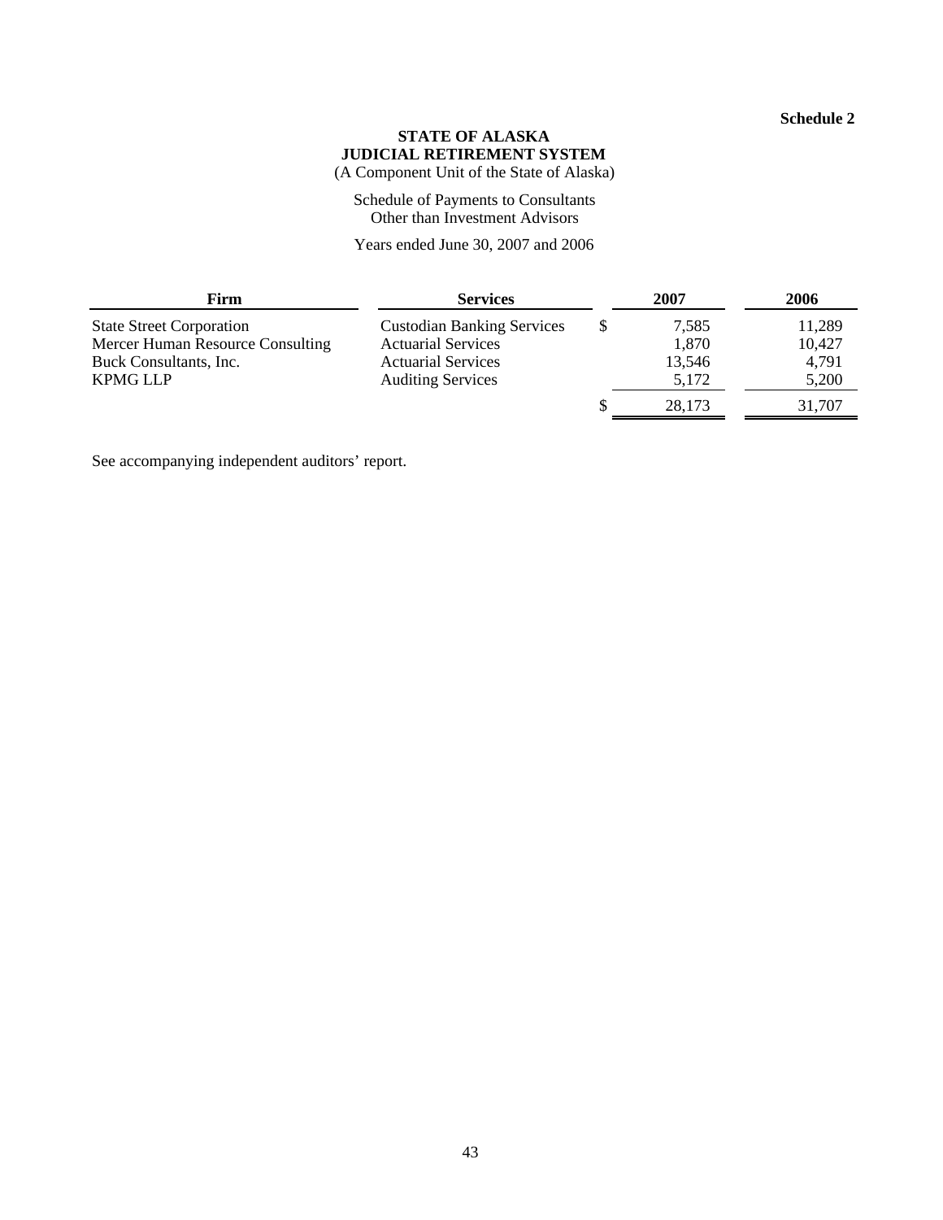**Schedule 2**

**STATE OF ALASKA**
**JUDICIAL RETIREMENT SYSTEM**
(A Component Unit of the State of Alaska)

Schedule of Payments to Consultants
Other than Investment Advisors

Years ended June 30, 2007 and 2006

| Firm | Services | 2007 | 2006 |
|---|---|---|---|
| State Street Corporation | Custodian Banking Services | $ 7,585 | 11,289 |
| Mercer Human Resource Consulting | Actuarial Services | 1,870 | 10,427 |
| Buck Consultants, Inc. | Actuarial Services | 13,546 | 4,791 |
| KPMG LLP | Auditing Services | 5,172 | 5,200 |
| | | $ 28,173 | 31,707 |

See accompanying independent auditors' report.